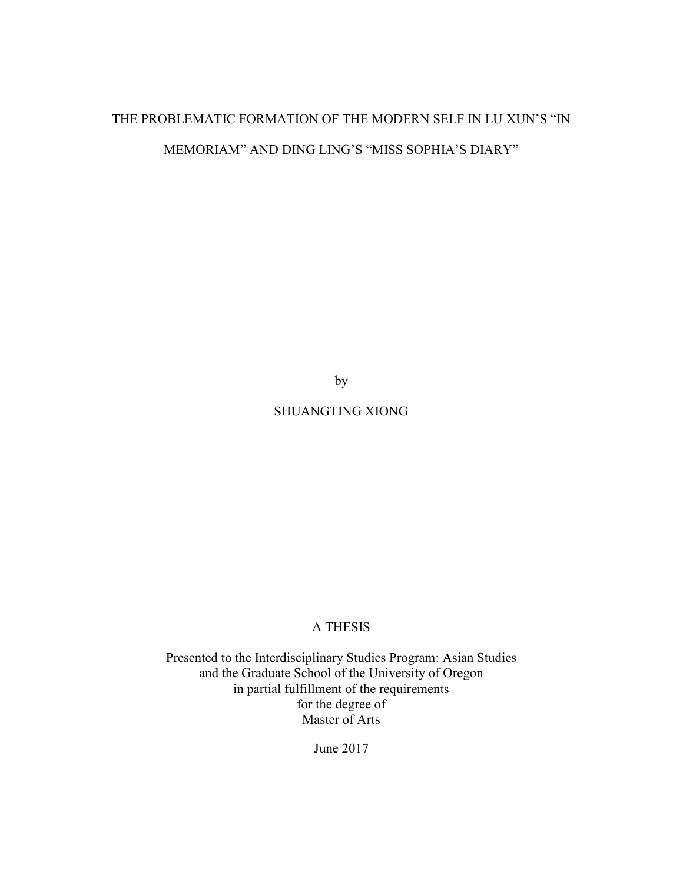# THE PROBLEMATIC FORMATION OF THE MODERN SELF IN LU XUN'S "IN MEMORIAM" AND DING LING'S "MISS SOPHIA'S DIARY"

by

SHUANGTING XIONG

A THESIS

Presented to the Interdisciplinary Studies Program: Asian Studies
and the Graduate School of the University of Oregon
in partial fulfillment of the requirements
for the degree of
Master of Arts

June 2017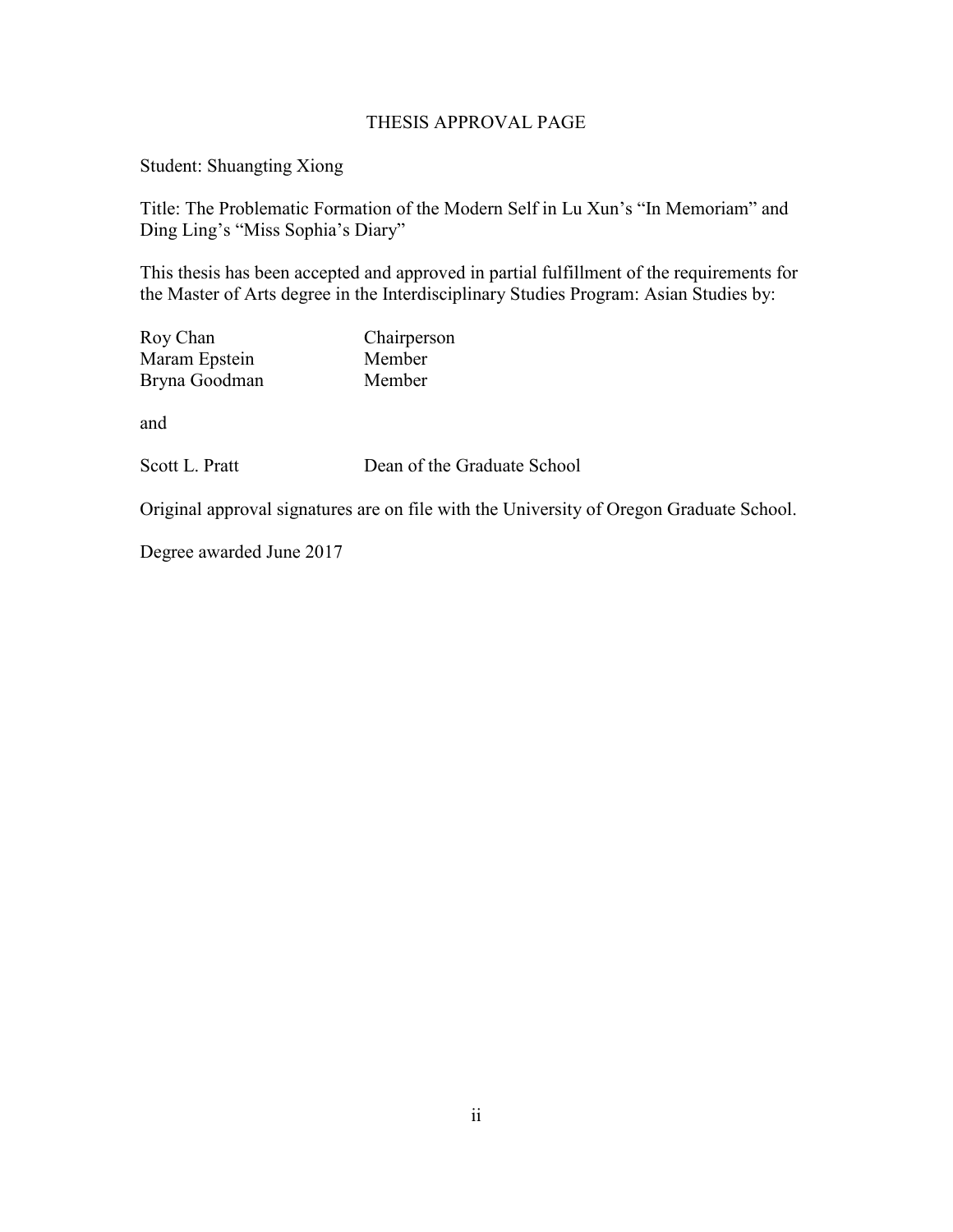# THESIS APPROVAL PAGE

Student: Shuangting Xiong

Title: The Problematic Formation of the Modern Self in Lu Xun's "In Memoriam" and Ding Ling's "Miss Sophia's Diary"

This thesis has been accepted and approved in partial fulfillment of the requirements for the Master of Arts degree in the Interdisciplinary Studies Program: Asian Studies by:

| | |
|---|---|
| Roy Chan | Chairperson |
| Maram Epstein | Member |
| Bryna Goodman | Member |

and

| | |
|---|---|
| Scott L. Pratt | Dean of the Graduate School |

Original approval signatures are on file with the University of Oregon Graduate School.

Degree awarded June 2017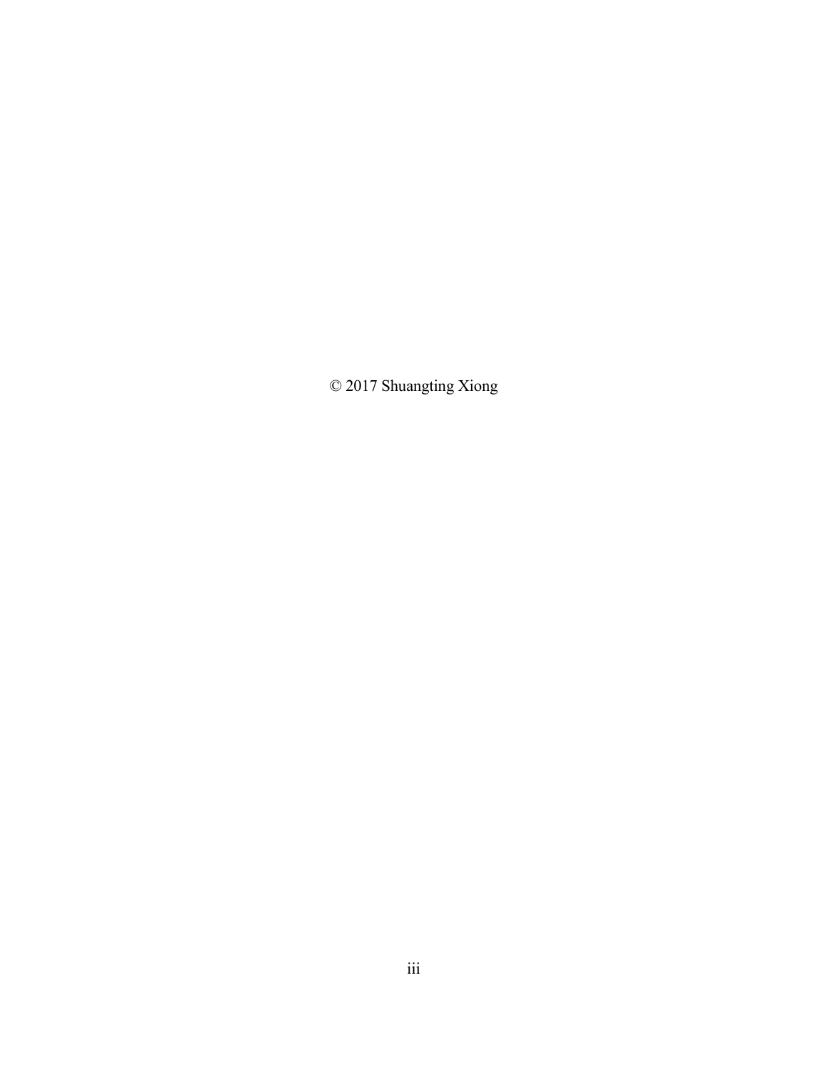© 2017 Shuangting Xiong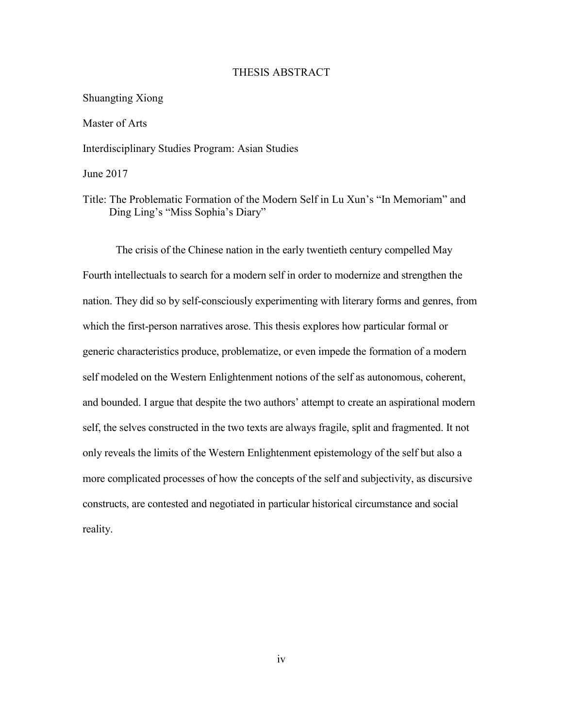# THESIS ABSTRACT

Shuangting Xiong

Master of Arts

Interdisciplinary Studies Program: Asian Studies

June 2017

Title: The Problematic Formation of the Modern Self in Lu Xun's "In Memoriam" and Ding Ling's "Miss Sophia's Diary"

The crisis of the Chinese nation in the early twentieth century compelled May Fourth intellectuals to search for a modern self in order to modernize and strengthen the nation. They did so by self-consciously experimenting with literary forms and genres, from which the first-person narratives arose. This thesis explores how particular formal or generic characteristics produce, problematize, or even impede the formation of a modern self modeled on the Western Enlightenment notions of the self as autonomous, coherent, and bounded. I argue that despite the two authors' attempt to create an aspirational modern self, the selves constructed in the two texts are always fragile, split and fragmented. It not only reveals the limits of the Western Enlightenment epistemology of the self but also a more complicated processes of how the concepts of the self and subjectivity, as discursive constructs, are contested and negotiated in particular historical circumstance and social reality.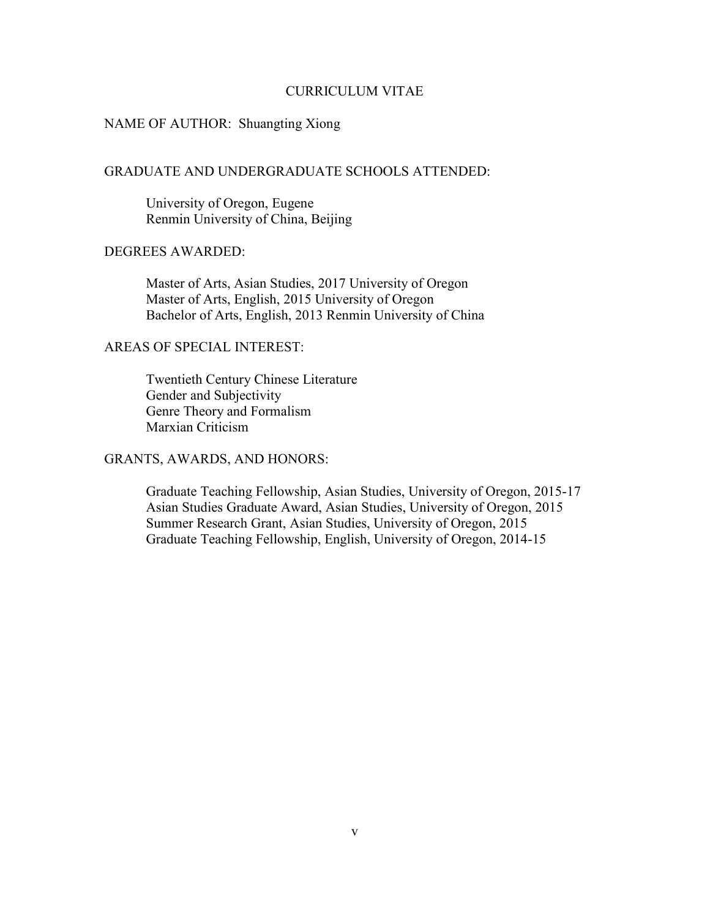# CURRICULUM VITAE

NAME OF AUTHOR: Shuangting Xiong

GRADUATE AND UNDERGRADUATE SCHOOLS ATTENDED:

University of Oregon, Eugene
Renmin University of China, Beijing

DEGREES AWARDED:

Master of Arts, Asian Studies, 2017 University of Oregon
Master of Arts, English, 2015 University of Oregon
Bachelor of Arts, English, 2013 Renmin University of China

AREAS OF SPECIAL INTEREST:

Twentieth Century Chinese Literature
Gender and Subjectivity
Genre Theory and Formalism
Marxian Criticism

GRANTS, AWARDS, AND HONORS:

Graduate Teaching Fellowship, Asian Studies, University of Oregon, 2015-17
Asian Studies Graduate Award, Asian Studies, University of Oregon, 2015
Summer Research Grant, Asian Studies, University of Oregon, 2015
Graduate Teaching Fellowship, English, University of Oregon, 2014-15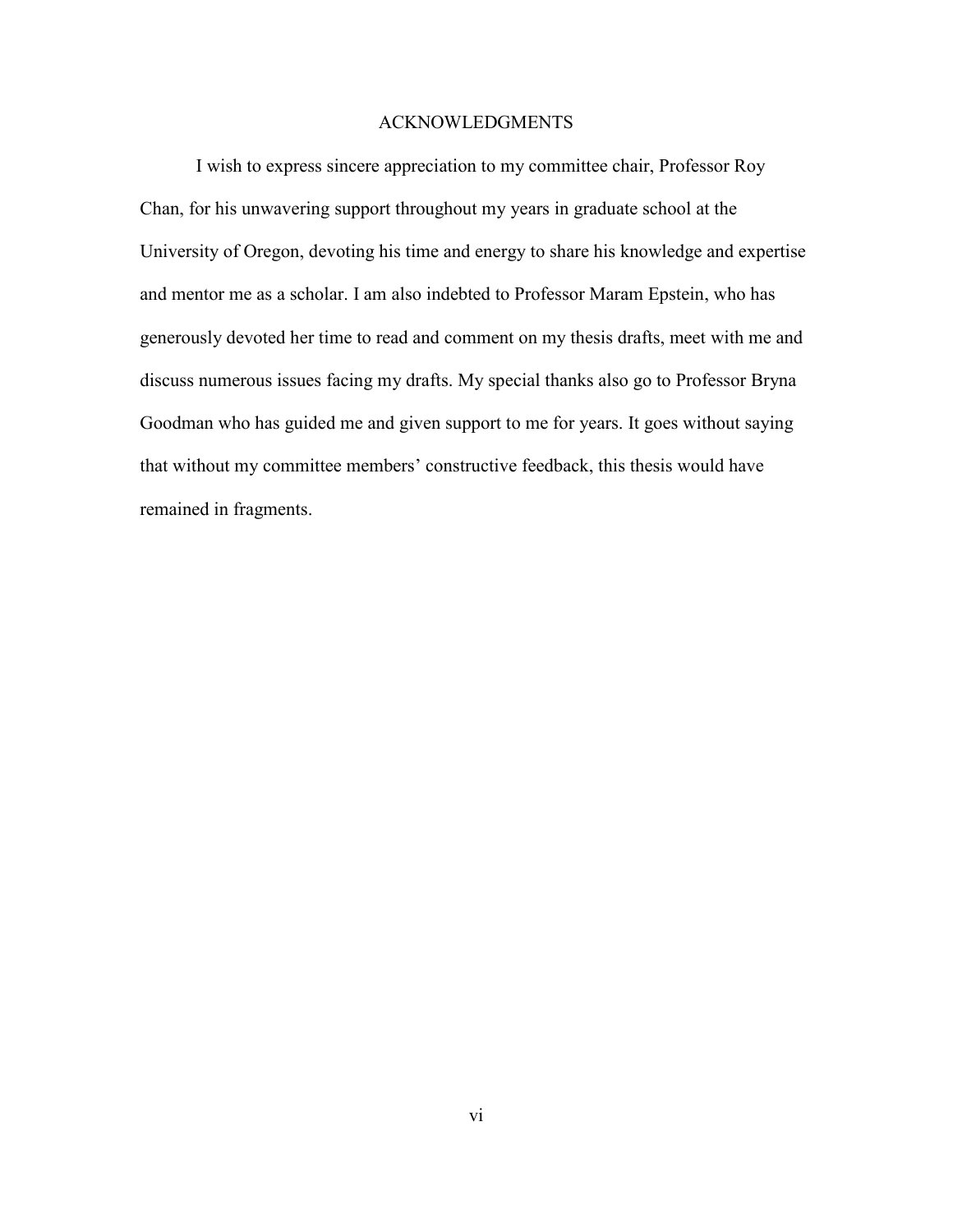# ACKNOWLEDGMENTS

I wish to express sincere appreciation to my committee chair, Professor Roy Chan, for his unwavering support throughout my years in graduate school at the University of Oregon, devoting his time and energy to share his knowledge and expertise and mentor me as a scholar. I am also indebted to Professor Maram Epstein, who has generously devoted her time to read and comment on my thesis drafts, meet with me and discuss numerous issues facing my drafts. My special thanks also go to Professor Bryna Goodman who has guided me and given support to me for years. It goes without saying that without my committee members' constructive feedback, this thesis would have remained in fragments.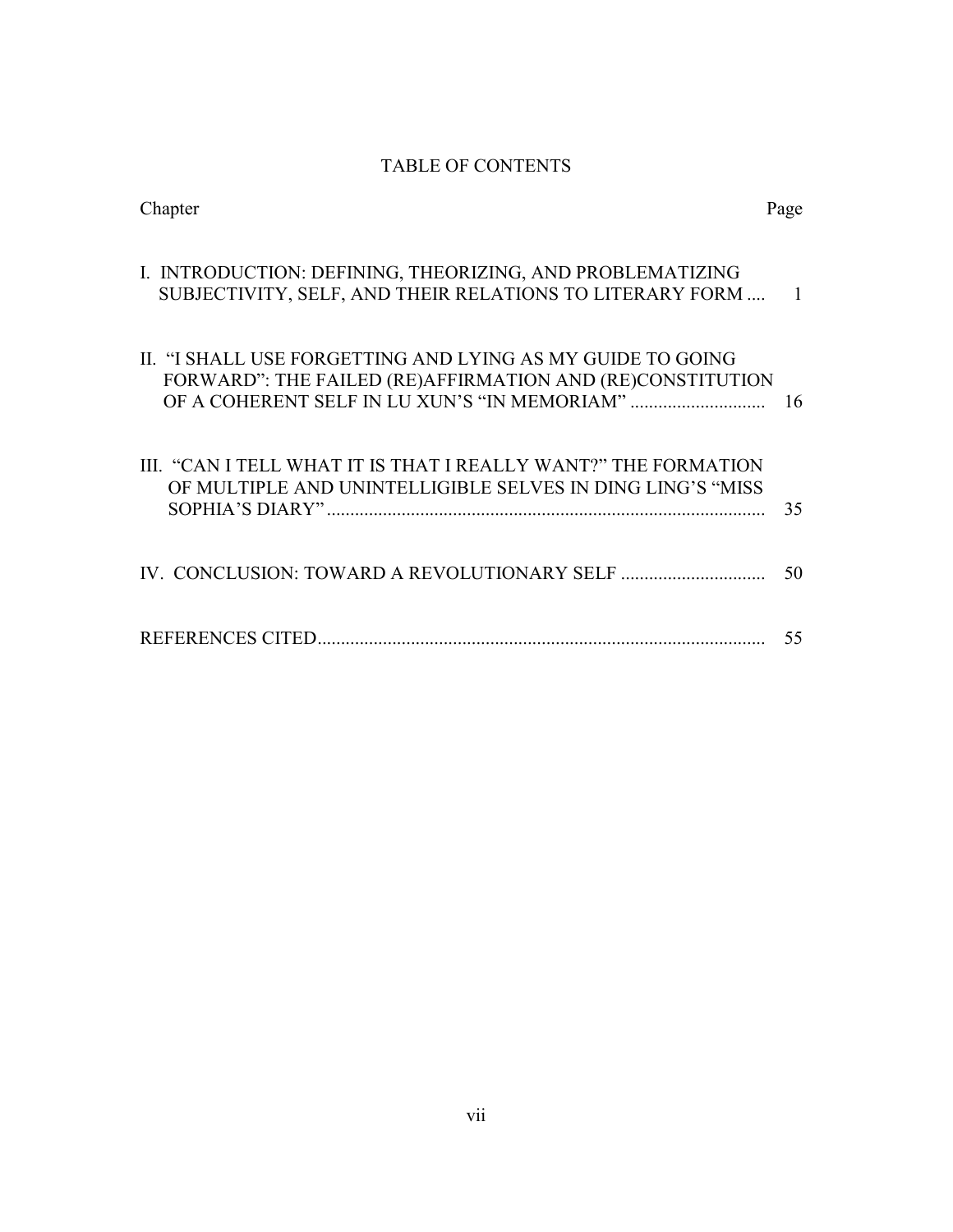# TABLE OF CONTENTS

| Chapter | Page |
|---|---|
| I. INTRODUCTION: DEFINING, THEORIZING, AND PROBLEMATIZING SUBJECTIVITY, SELF, AND THEIR RELATIONS TO LITERARY FORM .... | 1 |
| II. "I SHALL USE FORGETTING AND LYING AS MY GUIDE TO GOING FORWARD": THE FAILED (RE)AFFIRMATION AND (RE)CONSTITUTION OF A COHERENT SELF IN LU XUN'S "IN MEMORIAM" ............................ | 16 |
| III. "CAN I TELL WHAT IT IS THAT I REALLY WANT?" THE FORMATION OF MULTIPLE AND UNINTELLIGIBLE SELVES IN DING LING'S "MISS SOPHIA'S DIARY" ........................................................................................... | 35 |
| IV. CONCLUSION: TOWARD A REVOLUTIONARY SELF .............................. | 50 |
| REFERENCES CITED............................................................................................... | 55 |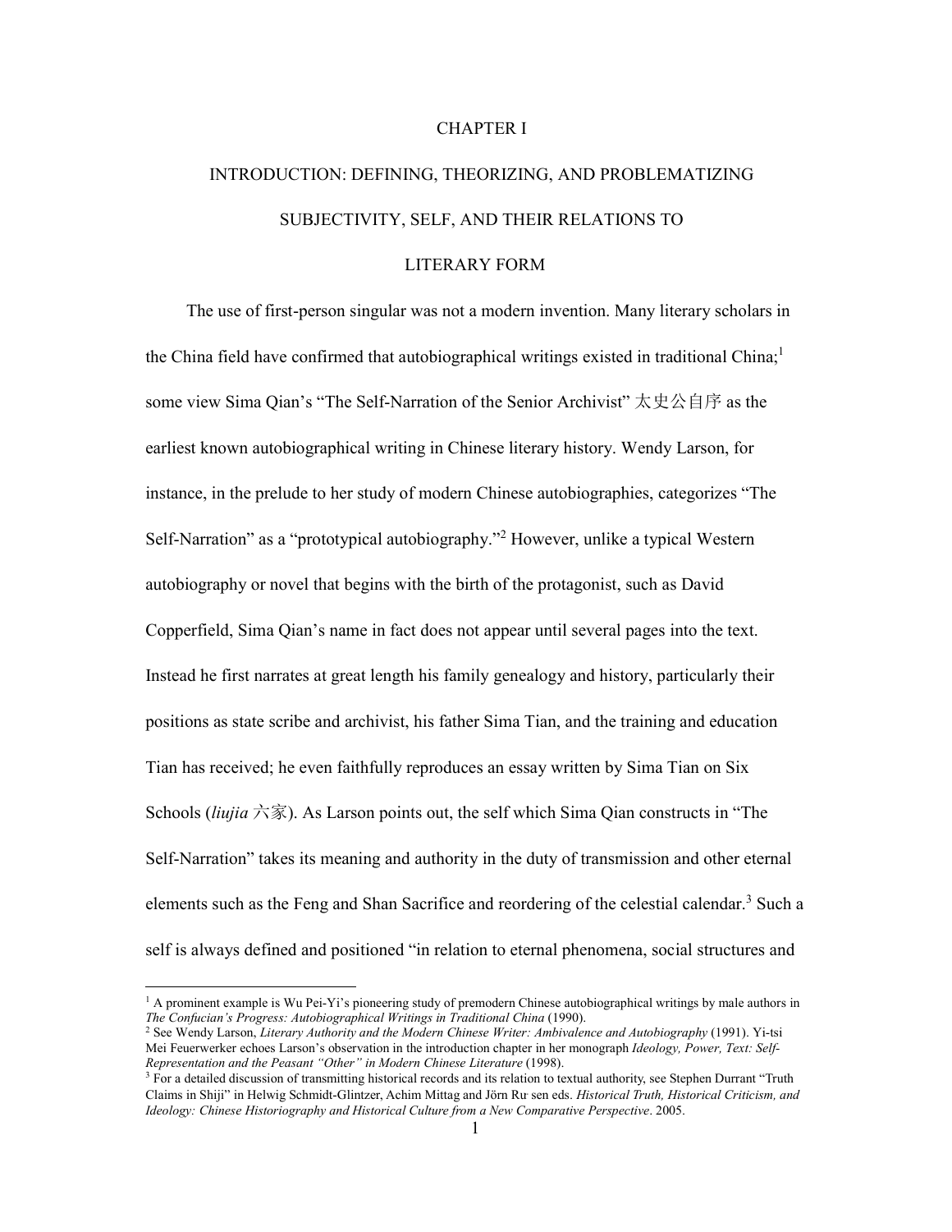# CHAPTER I

# INTRODUCTION: DEFINING, THEORIZING, AND PROBLEMATIZING SUBJECTIVITY, SELF, AND THEIR RELATIONS TO LITERARY FORM

The use of first-person singular was not a modern invention. Many literary scholars in the China field have confirmed that autobiographical writings existed in traditional China;[1] some view Sima Qian's "The Self-Narration of the Senior Archivist" 太史公自序 as the earliest known autobiographical writing in Chinese literary history. Wendy Larson, for instance, in the prelude to her study of modern Chinese autobiographies, categorizes "The Self-Narration" as a "prototypical autobiography."[2] However, unlike a typical Western autobiography or novel that begins with the birth of the protagonist, such as David Copperfield, Sima Qian's name in fact does not appear until several pages into the text. Instead he first narrates at great length his family genealogy and history, particularly their positions as state scribe and archivist, his father Sima Tian, and the training and education Tian has received; he even faithfully reproduces an essay written by Sima Tian on Six Schools (*liujia* 六家). As Larson points out, the self which Sima Qian constructs in "The Self-Narration" takes its meaning and authority in the duty of transmission and other eternal elements such as the Feng and Shan Sacrifice and reordering of the celestial calendar.[3] Such a self is always defined and positioned "in relation to eternal phenomena, social structures and

---

[1] A prominent example is Wu Pei-Yi's pioneering study of premodern Chinese autobiographical writings by male authors in *The Confucian's Progress: Autobiographical Writings in Traditional China* (1990).

[2] See Wendy Larson, *Literary Authority and the Modern Chinese Writer: Ambivalence and Autobiography* (1991). Yi-tsi Mei Feuerwerker echoes Larson's observation in the introduction chapter in her monograph *Ideology, Power, Text: Self-Representation and the Peasant "Other" in Modern Chinese Literature* (1998).

[3] For a detailed discussion of transmitting historical records and its relation to textual authority, see Stephen Durrant "Truth Claims in Shiji" in Helwig Schmidt-Glintzer, Achim Mittag and Jörn Rüsen eds. *Historical Truth, Historical Criticism, and Ideology: Chinese Historiography and Historical Culture from a New Comparative Perspective*. 2005.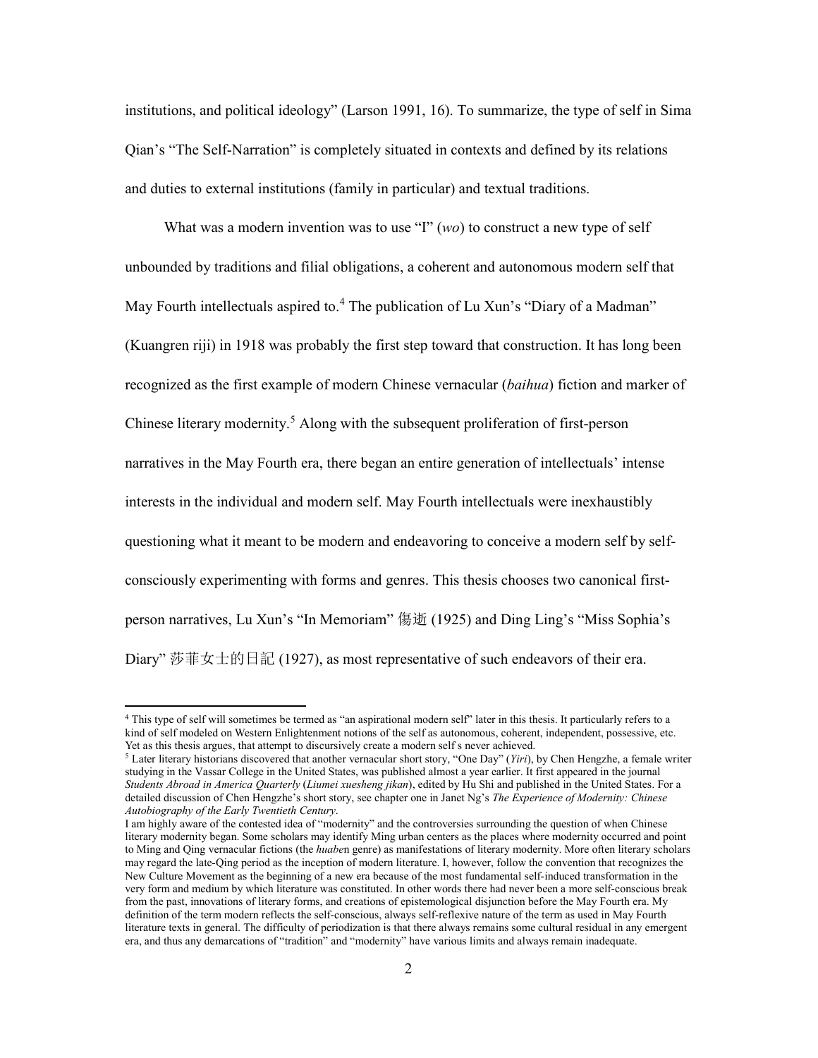institutions, and political ideology" (Larson 1991, 16). To summarize, the type of self in Sima Qian's "The Self-Narration" is completely situated in contexts and defined by its relations and duties to external institutions (family in particular) and textual traditions.

What was a modern invention was to use "I" (*wo*) to construct a new type of self unbounded by traditions and filial obligations, a coherent and autonomous modern self that May Fourth intellectuals aspired to.[4] The publication of Lu Xun's "Diary of a Madman" (Kuangren riji) in 1918 was probably the first step toward that construction. It has long been recognized as the first example of modern Chinese vernacular (*baihua*) fiction and marker of Chinese literary modernity.[5] Along with the subsequent proliferation of first-person narratives in the May Fourth era, there began an entire generation of intellectuals' intense interests in the individual and modern self. May Fourth intellectuals were inexhaustibly questioning what it meant to be modern and endeavoring to conceive a modern self by self-consciously experimenting with forms and genres. This thesis chooses two canonical first-person narratives, Lu Xun's "In Memoriam" 傷逝 (1925) and Ding Ling's "Miss Sophia's Diary" 莎菲女士的日記 (1927), as most representative of such endeavors of their era.

---

[4] This type of self will sometimes be termed as "an aspirational modern self" later in this thesis. It particularly refers to a kind of self modeled on Western Enlightenment notions of the self as autonomous, coherent, independent, possessive, etc. Yet as this thesis argues, that attempt to discursively create a modern self s never achieved.

[5] Later literary historians discovered that another vernacular short story, "One Day" (*Yiri*), by Chen Hengzhe, a female writer studying in the Vassar College in the United States, was published almost a year earlier. It first appeared in the journal *Students Abroad in America Quarterly* (*Liumei xuesheng jikan*), edited by Hu Shi and published in the United States. For a detailed discussion of Chen Hengzhe's short story, see chapter one in Janet Ng's *The Experience of Modernity: Chinese Autobiography of the Early Twentieth Century*.

I am highly aware of the contested idea of "modernity" and the controversies surrounding the question of when Chinese literary modernity began. Some scholars may identify Ming urban centers as the places where modernity occurred and point to Ming and Qing vernacular fictions (the *huabe*n genre) as manifestations of literary modernity. More often literary scholars may regard the late-Qing period as the inception of modern literature. I, however, follow the convention that recognizes the New Culture Movement as the beginning of a new era because of the most fundamental self-induced transformation in the very form and medium by which literature was constituted. In other words there had never been a more self-conscious break from the past, innovations of literary forms, and creations of epistemological disjunction before the May Fourth era. My definition of the term modern reflects the self-conscious, always self-reflexive nature of the term as used in May Fourth literature texts in general. The difficulty of periodization is that there always remains some cultural residual in any emergent era, and thus any demarcations of "tradition" and "modernity" have various limits and always remain inadequate.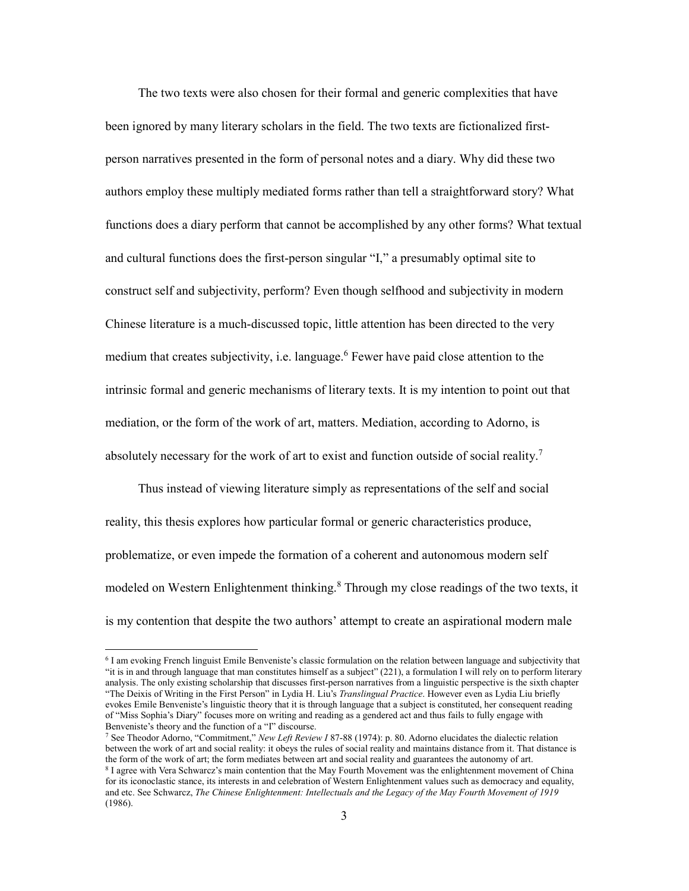The two texts were also chosen for their formal and generic complexities that have been ignored by many literary scholars in the field. The two texts are fictionalized first-person narratives presented in the form of personal notes and a diary. Why did these two authors employ these multiply mediated forms rather than tell a straightforward story? What functions does a diary perform that cannot be accomplished by any other forms? What textual and cultural functions does the first-person singular "I," a presumably optimal site to construct self and subjectivity, perform? Even though selfhood and subjectivity in modern Chinese literature is a much-discussed topic, little attention has been directed to the very medium that creates subjectivity, i.e. language.[6] Fewer have paid close attention to the intrinsic formal and generic mechanisms of literary texts. It is my intention to point out that mediation, or the form of the work of art, matters. Mediation, according to Adorno, is absolutely necessary for the work of art to exist and function outside of social reality.[7]

Thus instead of viewing literature simply as representations of the self and social reality, this thesis explores how particular formal or generic characteristics produce, problematize, or even impede the formation of a coherent and autonomous modern self modeled on Western Enlightenment thinking.[8] Through my close readings of the two texts, it is my contention that despite the two authors' attempt to create an aspirational modern male

---

[6] I am evoking French linguist Emile Benveniste's classic formulation on the relation between language and subjectivity that "it is in and through language that man constitutes himself as a subject" (221), a formulation I will rely on to perform literary analysis. The only existing scholarship that discusses first-person narratives from a linguistic perspective is the sixth chapter "The Deixis of Writing in the First Person" in Lydia H. Liu's *Translingual Practice*. However even as Lydia Liu briefly evokes Emile Benveniste's linguistic theory that it is through language that a subject is constituted, her consequent reading of "Miss Sophia's Diary" focuses more on writing and reading as a gendered act and thus fails to fully engage with Benveniste's theory and the function of a "I" discourse.

[7] See Theodor Adorno, "Commitment," *New Left Review I* 87-88 (1974): p. 80. Adorno elucidates the dialectic relation between the work of art and social reality: it obeys the rules of social reality and maintains distance from it. That distance is the form of the work of art; the form mediates between art and social reality and guarantees the autonomy of art.

[8] I agree with Vera Schwarcz's main contention that the May Fourth Movement was the enlightenment movement of China for its iconoclastic stance, its interests in and celebration of Western Enlightenment values such as democracy and equality, and etc. See Schwarcz, *The Chinese Enlightenment: Intellectuals and the Legacy of the May Fourth Movement of 1919* (1986).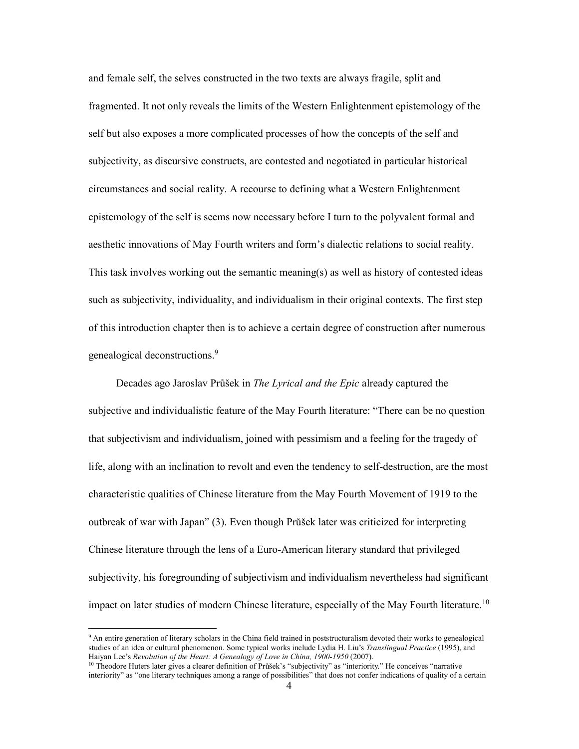and female self, the selves constructed in the two texts are always fragile, split and fragmented. It not only reveals the limits of the Western Enlightenment epistemology of the self but also exposes a more complicated processes of how the concepts of the self and subjectivity, as discursive constructs, are contested and negotiated in particular historical circumstances and social reality. A recourse to defining what a Western Enlightenment epistemology of the self is seems now necessary before I turn to the polyvalent formal and aesthetic innovations of May Fourth writers and form's dialectic relations to social reality. This task involves working out the semantic meaning(s) as well as history of contested ideas such as subjectivity, individuality, and individualism in their original contexts. The first step of this introduction chapter then is to achieve a certain degree of construction after numerous genealogical deconstructions.[9]

Decades ago Jaroslav Průšek in *The Lyrical and the Epic* already captured the subjective and individualistic feature of the May Fourth literature: "There can be no question that subjectivism and individualism, joined with pessimism and a feeling for the tragedy of life, along with an inclination to revolt and even the tendency to self-destruction, are the most characteristic qualities of Chinese literature from the May Fourth Movement of 1919 to the outbreak of war with Japan" (3). Even though Průšek later was criticized for interpreting Chinese literature through the lens of a Euro-American literary standard that privileged subjectivity, his foregrounding of subjectivism and individualism nevertheless had significant impact on later studies of modern Chinese literature, especially of the May Fourth literature.[10]

[9] An entire generation of literary scholars in the China field trained in poststructuralism devoted their works to genealogical studies of an idea or cultural phenomenon. Some typical works include Lydia H. Liu's *Translingual Practice* (1995), and Haiyan Lee's *Revolution of the Heart: A Genealogy of Love in China, 1900-1950* (2007).

[10] Theodore Huters later gives a clearer definition of Průšek's "subjectivity" as "interiority." He conceives "narrative interiority" as "one literary techniques among a range of possibilities" that does not confer indications of quality of a certain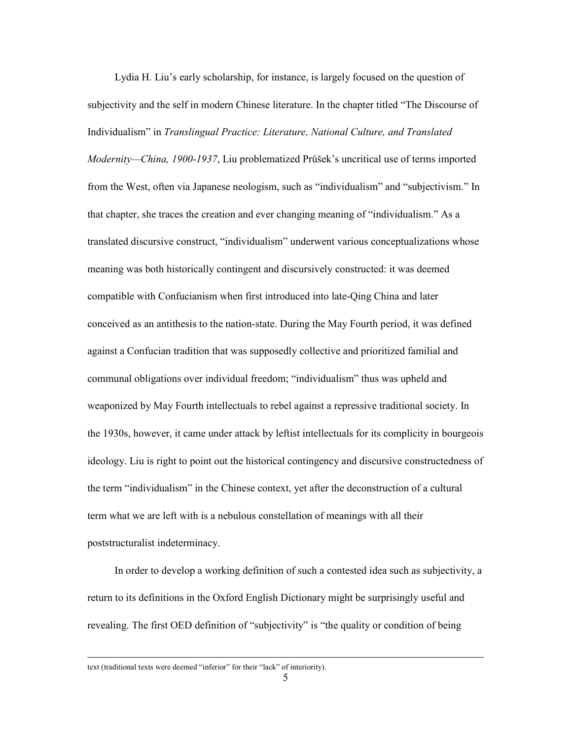Lydia H. Liu's early scholarship, for instance, is largely focused on the question of subjectivity and the self in modern Chinese literature. In the chapter titled "The Discourse of Individualism" in *Translingual Practice: Literature, National Culture, and Translated Modernity—China, 1900-1937*, Liu problematized Průšek's uncritical use of terms imported from the West, often via Japanese neologism, such as "individualism" and "subjectivism." In that chapter, she traces the creation and ever changing meaning of "individualism." As a translated discursive construct, "individualism" underwent various conceptualizations whose meaning was both historically contingent and discursively constructed: it was deemed compatible with Confucianism when first introduced into late-Qing China and later conceived as an antithesis to the nation-state. During the May Fourth period, it was defined against a Confucian tradition that was supposedly collective and prioritized familial and communal obligations over individual freedom; "individualism" thus was upheld and weaponized by May Fourth intellectuals to rebel against a repressive traditional society. In the 1930s, however, it came under attack by leftist intellectuals for its complicity in bourgeois ideology. Liu is right to point out the historical contingency and discursive constructedness of the term "individualism" in the Chinese context, yet after the deconstruction of a cultural term what we are left with is a nebulous constellation of meanings with all their poststructuralist indeterminacy.

In order to develop a working definition of such a contested idea such as subjectivity, a return to its definitions in the Oxford English Dictionary might be surprisingly useful and revealing. The first OED definition of "subjectivity" is "the quality or condition of being

---

text (traditional texts were deemed "inferior" for their "lack" of interiority).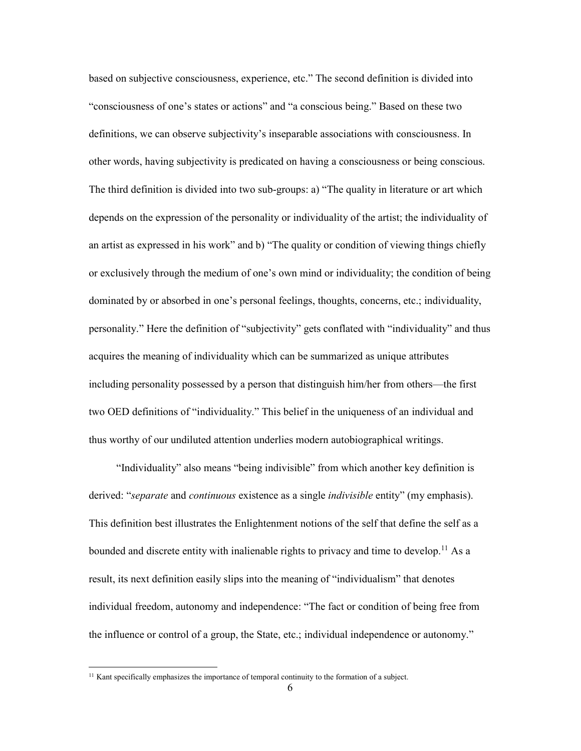based on subjective consciousness, experience, etc." The second definition is divided into "consciousness of one's states or actions" and "a conscious being." Based on these two definitions, we can observe subjectivity's inseparable associations with consciousness. In other words, having subjectivity is predicated on having a consciousness or being conscious. The third definition is divided into two sub-groups: a) "The quality in literature or art which depends on the expression of the personality or individuality of the artist; the individuality of an artist as expressed in his work" and b) "The quality or condition of viewing things chiefly or exclusively through the medium of one's own mind or individuality; the condition of being dominated by or absorbed in one's personal feelings, thoughts, concerns, etc.; individuality, personality." Here the definition of "subjectivity" gets conflated with "individuality" and thus acquires the meaning of individuality which can be summarized as unique attributes including personality possessed by a person that distinguish him/her from others—the first two OED definitions of "individuality." This belief in the uniqueness of an individual and thus worthy of our undiluted attention underlies modern autobiographical writings.

"Individuality" also means "being indivisible" from which another key definition is derived: "*separate* and *continuous* existence as a single *indivisible* entity" (my emphasis). This definition best illustrates the Enlightenment notions of the self that define the self as a bounded and discrete entity with inalienable rights to privacy and time to develop.[11] As a result, its next definition easily slips into the meaning of "individualism" that denotes individual freedom, autonomy and independence: "The fact or condition of being free from the influence or control of a group, the State, etc.; individual independence or autonomy."

[11] Kant specifically emphasizes the importance of temporal continuity to the formation of a subject.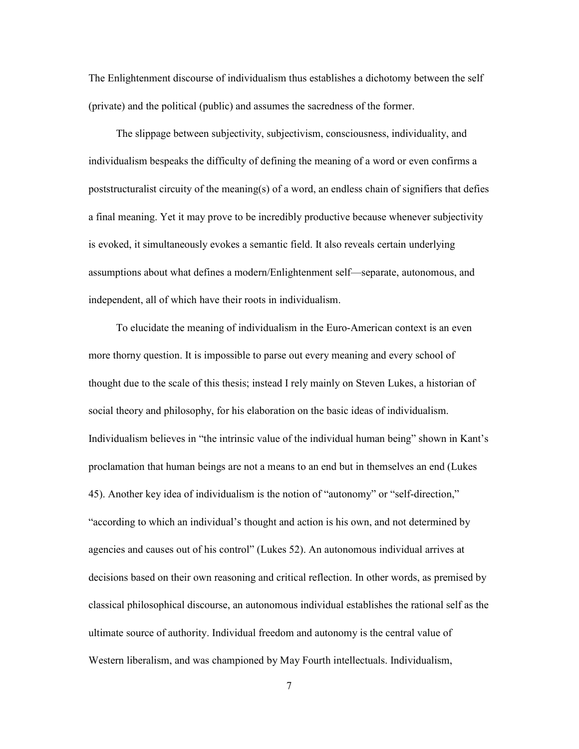The Enlightenment discourse of individualism thus establishes a dichotomy between the self (private) and the political (public) and assumes the sacredness of the former.

The slippage between subjectivity, subjectivism, consciousness, individuality, and individualism bespeaks the difficulty of defining the meaning of a word or even confirms a poststructuralist circuity of the meaning(s) of a word, an endless chain of signifiers that defies a final meaning. Yet it may prove to be incredibly productive because whenever subjectivity is evoked, it simultaneously evokes a semantic field. It also reveals certain underlying assumptions about what defines a modern/Enlightenment self—separate, autonomous, and independent, all of which have their roots in individualism.

To elucidate the meaning of individualism in the Euro-American context is an even more thorny question. It is impossible to parse out every meaning and every school of thought due to the scale of this thesis; instead I rely mainly on Steven Lukes, a historian of social theory and philosophy, for his elaboration on the basic ideas of individualism. Individualism believes in "the intrinsic value of the individual human being" shown in Kant's proclamation that human beings are not a means to an end but in themselves an end (Lukes 45). Another key idea of individualism is the notion of "autonomy" or "self-direction," "according to which an individual's thought and action is his own, and not determined by agencies and causes out of his control" (Lukes 52). An autonomous individual arrives at decisions based on their own reasoning and critical reflection. In other words, as premised by classical philosophical discourse, an autonomous individual establishes the rational self as the ultimate source of authority. Individual freedom and autonomy is the central value of Western liberalism, and was championed by May Fourth intellectuals. Individualism,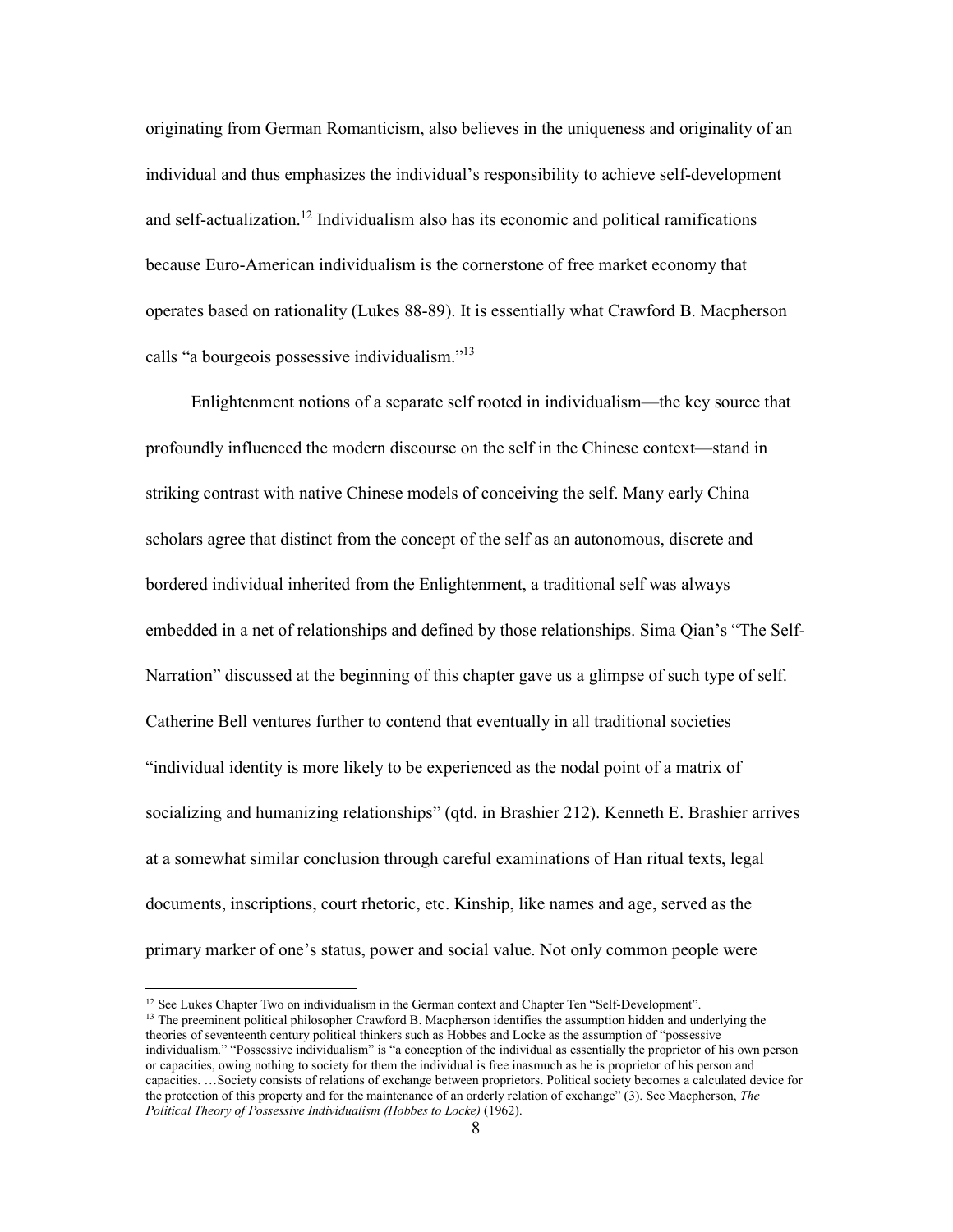originating from German Romanticism, also believes in the uniqueness and originality of an individual and thus emphasizes the individual's responsibility to achieve self-development and self-actualization.[12] Individualism also has its economic and political ramifications because Euro-American individualism is the cornerstone of free market economy that operates based on rationality (Lukes 88-89). It is essentially what Crawford B. Macpherson calls "a bourgeois possessive individualism."[13]

Enlightenment notions of a separate self rooted in individualism—the key source that profoundly influenced the modern discourse on the self in the Chinese context—stand in striking contrast with native Chinese models of conceiving the self. Many early China scholars agree that distinct from the concept of the self as an autonomous, discrete and bordered individual inherited from the Enlightenment, a traditional self was always embedded in a net of relationships and defined by those relationships. Sima Qian's "The Self-Narration" discussed at the beginning of this chapter gave us a glimpse of such type of self. Catherine Bell ventures further to contend that eventually in all traditional societies "individual identity is more likely to be experienced as the nodal point of a matrix of socializing and humanizing relationships" (qtd. in Brashier 212). Kenneth E. Brashier arrives at a somewhat similar conclusion through careful examinations of Han ritual texts, legal documents, inscriptions, court rhetoric, etc. Kinship, like names and age, served as the primary marker of one's status, power and social value. Not only common people were

---

[12] See Lukes Chapter Two on individualism in the German context and Chapter Ten "Self-Development".

[13] The preeminent political philosopher Crawford B. Macpherson identifies the assumption hidden and underlying the theories of seventeenth century political thinkers such as Hobbes and Locke as the assumption of "possessive individualism." "Possessive individualism" is "a conception of the individual as essentially the proprietor of his own person or capacities, owing nothing to society for them the individual is free inasmuch as he is proprietor of his person and capacities. …Society consists of relations of exchange between proprietors. Political society becomes a calculated device for the protection of this property and for the maintenance of an orderly relation of exchange" (3). See Macpherson, *The Political Theory of Possessive Individualism (Hobbes to Locke)* (1962).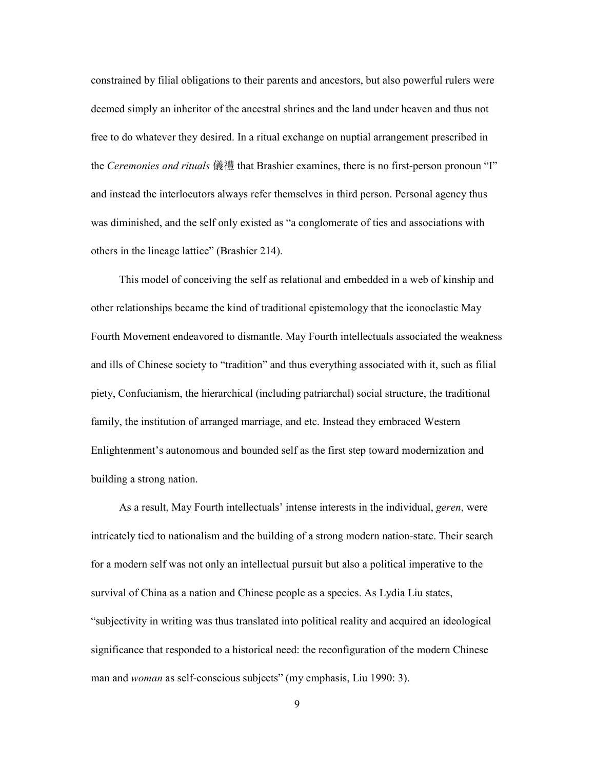constrained by filial obligations to their parents and ancestors, but also powerful rulers were deemed simply an inheritor of the ancestral shrines and the land under heaven and thus not free to do whatever they desired. In a ritual exchange on nuptial arrangement prescribed in the *Ceremonies and rituals* 儀禮 that Brashier examines, there is no first-person pronoun "I" and instead the interlocutors always refer themselves in third person. Personal agency thus was diminished, and the self only existed as "a conglomerate of ties and associations with others in the lineage lattice" (Brashier 214).

This model of conceiving the self as relational and embedded in a web of kinship and other relationships became the kind of traditional epistemology that the iconoclastic May Fourth Movement endeavored to dismantle. May Fourth intellectuals associated the weakness and ills of Chinese society to "tradition" and thus everything associated with it, such as filial piety, Confucianism, the hierarchical (including patriarchal) social structure, the traditional family, the institution of arranged marriage, and etc. Instead they embraced Western Enlightenment's autonomous and bounded self as the first step toward modernization and building a strong nation.

As a result, May Fourth intellectuals' intense interests in the individual, *geren*, were intricately tied to nationalism and the building of a strong modern nation-state. Their search for a modern self was not only an intellectual pursuit but also a political imperative to the survival of China as a nation and Chinese people as a species. As Lydia Liu states, "subjectivity in writing was thus translated into political reality and acquired an ideological significance that responded to a historical need: the reconfiguration of the modern Chinese man and *woman* as self-conscious subjects" (my emphasis, Liu 1990: 3).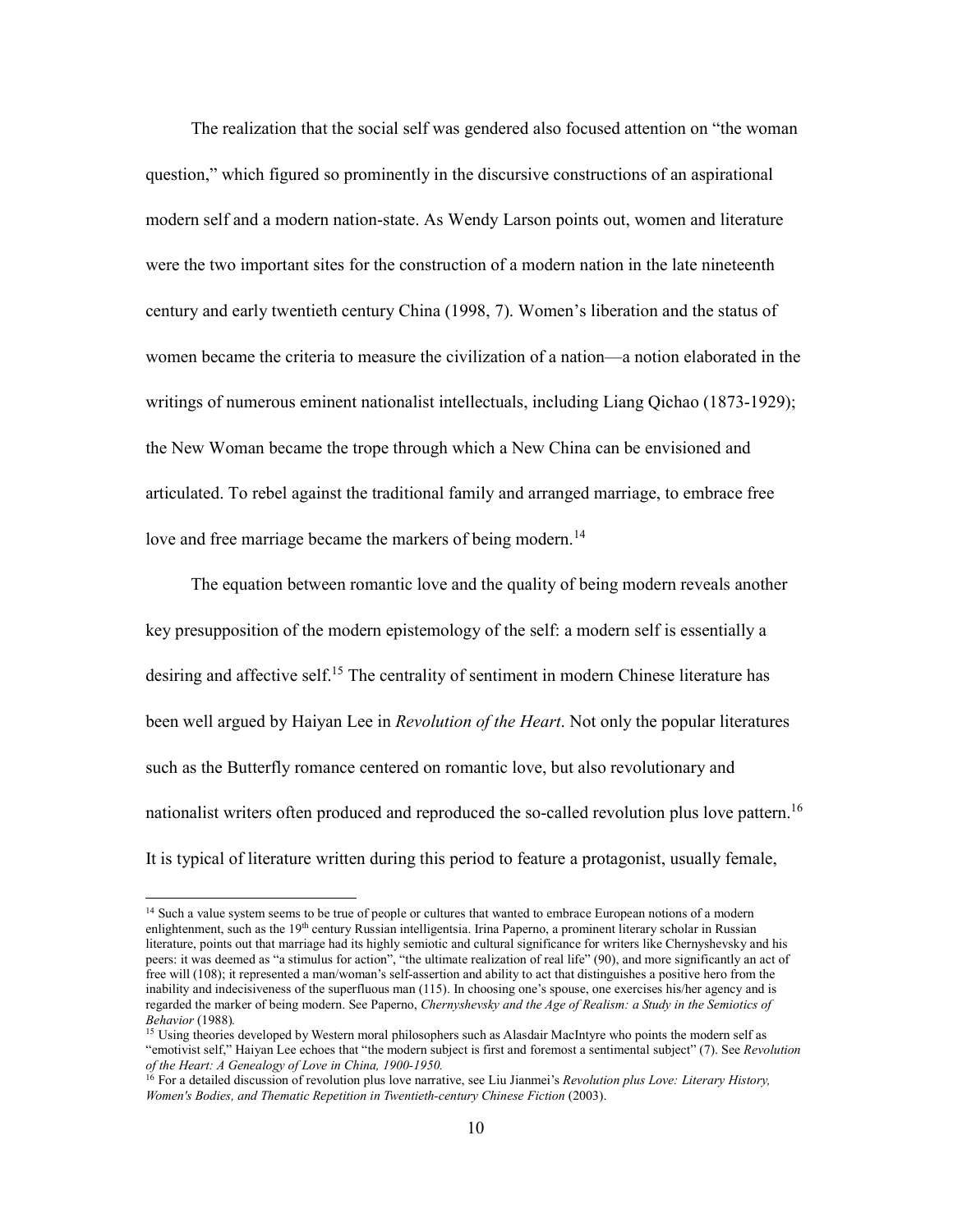The realization that the social self was gendered also focused attention on "the woman question," which figured so prominently in the discursive constructions of an aspirational modern self and a modern nation-state. As Wendy Larson points out, women and literature were the two important sites for the construction of a modern nation in the late nineteenth century and early twentieth century China (1998, 7). Women's liberation and the status of women became the criteria to measure the civilization of a nation—a notion elaborated in the writings of numerous eminent nationalist intellectuals, including Liang Qichao (1873-1929); the New Woman became the trope through which a New China can be envisioned and articulated. To rebel against the traditional family and arranged marriage, to embrace free love and free marriage became the markers of being modern.[14]

The equation between romantic love and the quality of being modern reveals another key presupposition of the modern epistemology of the self: a modern self is essentially a desiring and affective self.[15] The centrality of sentiment in modern Chinese literature has been well argued by Haiyan Lee in *Revolution of the Heart*. Not only the popular literatures such as the Butterfly romance centered on romantic love, but also revolutionary and nationalist writers often produced and reproduced the so-called revolution plus love pattern.[16] It is typical of literature written during this period to feature a protagonist, usually female,

---

[14] Such a value system seems to be true of people or cultures that wanted to embrace European notions of a modern enlightenment, such as the 19th century Russian intelligentsia. Irina Paperno, a prominent literary scholar in Russian literature, points out that marriage had its highly semiotic and cultural significance for writers like Chernyshevsky and his peers: it was deemed as "a stimulus for action", "the ultimate realization of real life" (90), and more significantly an act of free will (108); it represented a man/woman's self-assertion and ability to act that distinguishes a positive hero from the inability and indecisiveness of the superfluous man (115). In choosing one's spouse, one exercises his/her agency and is regarded the marker of being modern. See Paperno, *Chernyshevsky and the Age of Realism: a Study in the Semiotics of Behavior* (1988).

[15] Using theories developed by Western moral philosophers such as Alasdair MacIntyre who points the modern self as "emotivist self," Haiyan Lee echoes that "the modern subject is first and foremost a sentimental subject" (7). See *Revolution of the Heart: A Genealogy of Love in China, 1900-1950.*

[16] For a detailed discussion of revolution plus love narrative, see Liu Jianmei's *Revolution plus Love: Literary History, Women's Bodies, and Thematic Repetition in Twentieth-century Chinese Fiction* (2003).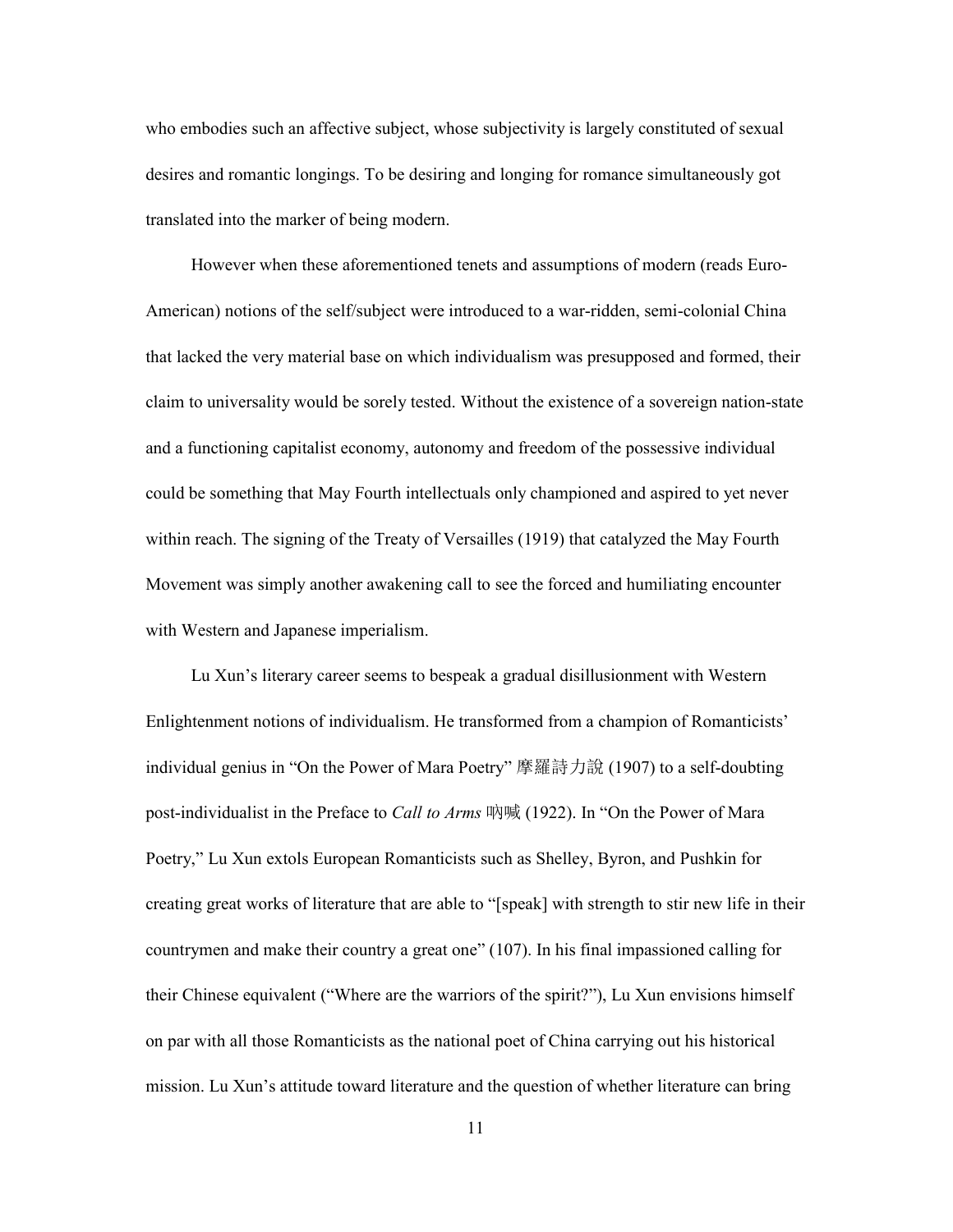who embodies such an affective subject, whose subjectivity is largely constituted of sexual desires and romantic longings. To be desiring and longing for romance simultaneously got translated into the marker of being modern.

However when these aforementioned tenets and assumptions of modern (reads Euro-American) notions of the self/subject were introduced to a war-ridden, semi-colonial China that lacked the very material base on which individualism was presupposed and formed, their claim to universality would be sorely tested. Without the existence of a sovereign nation-state and a functioning capitalist economy, autonomy and freedom of the possessive individual could be something that May Fourth intellectuals only championed and aspired to yet never within reach. The signing of the Treaty of Versailles (1919) that catalyzed the May Fourth Movement was simply another awakening call to see the forced and humiliating encounter with Western and Japanese imperialism.

Lu Xun's literary career seems to bespeak a gradual disillusionment with Western Enlightenment notions of individualism. He transformed from a champion of Romanticists' individual genius in "On the Power of Mara Poetry" 摩羅詩力說 (1907) to a self-doubting post-individualist in the Preface to *Call to Arms* 吶喊 (1922). In "On the Power of Mara Poetry," Lu Xun extols European Romanticists such as Shelley, Byron, and Pushkin for creating great works of literature that are able to "[speak] with strength to stir new life in their countrymen and make their country a great one" (107). In his final impassioned calling for their Chinese equivalent ("Where are the warriors of the spirit?"), Lu Xun envisions himself on par with all those Romanticists as the national poet of China carrying out his historical mission. Lu Xun's attitude toward literature and the question of whether literature can bring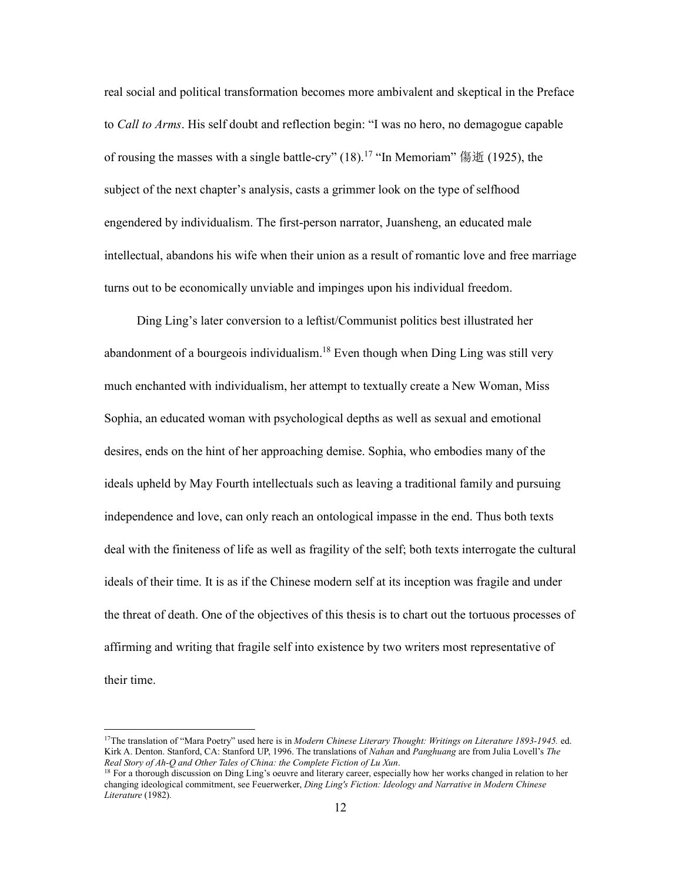real social and political transformation becomes more ambivalent and skeptical in the Preface to *Call to Arms*. His self doubt and reflection begin: "I was no hero, no demagogue capable of rousing the masses with a single battle-cry" (18).[17] "In Memoriam" 傷逝 (1925), the subject of the next chapter's analysis, casts a grimmer look on the type of selfhood engendered by individualism. The first-person narrator, Juansheng, an educated male intellectual, abandons his wife when their union as a result of romantic love and free marriage turns out to be economically unviable and impinges upon his individual freedom.

Ding Ling's later conversion to a leftist/Communist politics best illustrated her abandonment of a bourgeois individualism.[18] Even though when Ding Ling was still very much enchanted with individualism, her attempt to textually create a New Woman, Miss Sophia, an educated woman with psychological depths as well as sexual and emotional desires, ends on the hint of her approaching demise. Sophia, who embodies many of the ideals upheld by May Fourth intellectuals such as leaving a traditional family and pursuing independence and love, can only reach an ontological impasse in the end. Thus both texts deal with the finiteness of life as well as fragility of the self; both texts interrogate the cultural ideals of their time. It is as if the Chinese modern self at its inception was fragile and under the threat of death. One of the objectives of this thesis is to chart out the tortuous processes of affirming and writing that fragile self into existence by two writers most representative of their time.

---

[17] The translation of "Mara Poetry" used here is in *Modern Chinese Literary Thought: Writings on Literature 1893-1945.* ed. Kirk A. Denton. Stanford, CA: Stanford UP, 1996. The translations of *Nahan* and *Panghuang* are from Julia Lovell's *The Real Story of Ah-Q and Other Tales of China: the Complete Fiction of Lu Xun*.

[18] For a thorough discussion on Ding Ling's oeuvre and literary career, especially how her works changed in relation to her changing ideological commitment, see Feuerwerker, *Ding Ling's Fiction: Ideology and Narrative in Modern Chinese Literature* (1982).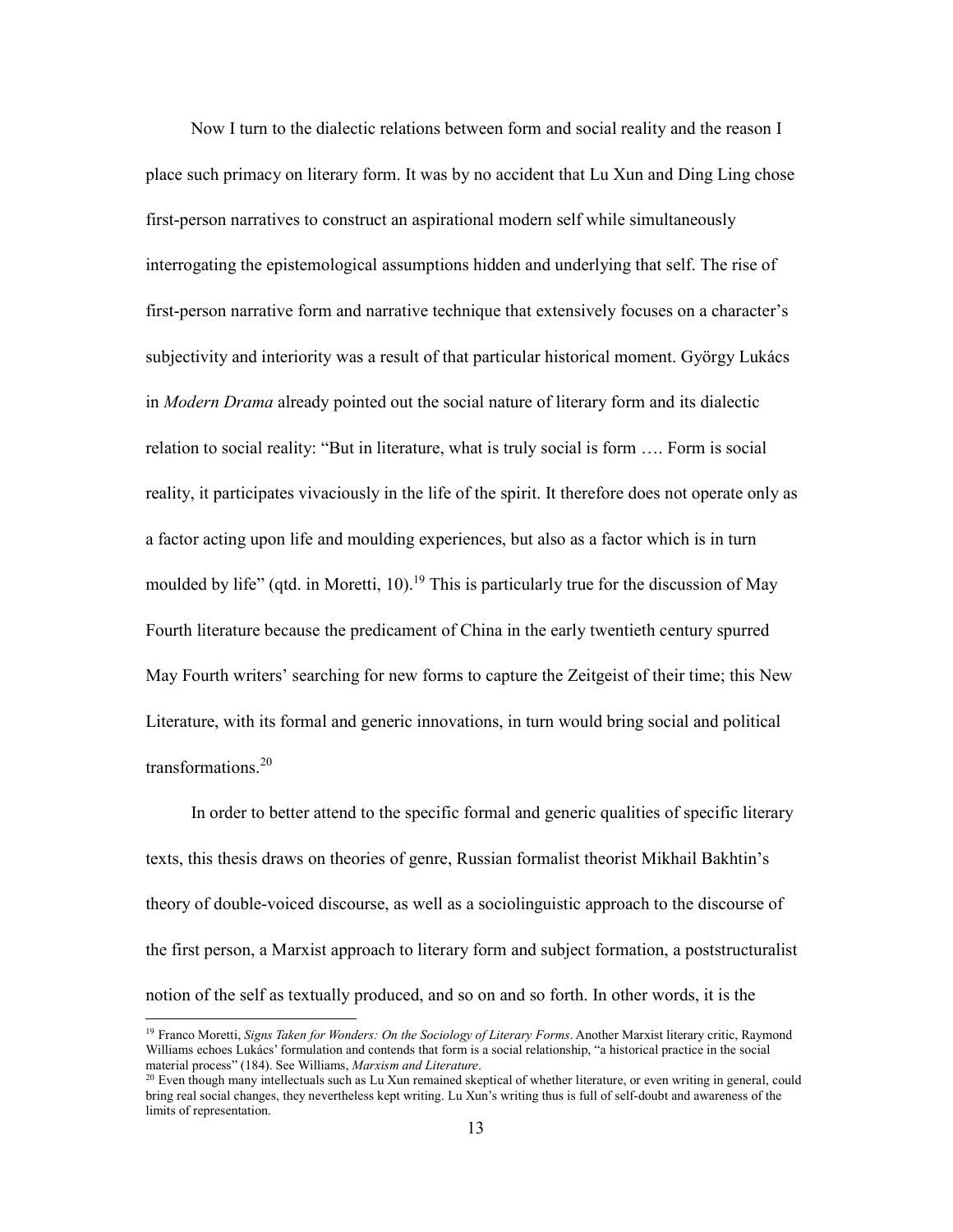Now I turn to the dialectic relations between form and social reality and the reason I place such primacy on literary form. It was by no accident that Lu Xun and Ding Ling chose first-person narratives to construct an aspirational modern self while simultaneously interrogating the epistemological assumptions hidden and underlying that self. The rise of first-person narrative form and narrative technique that extensively focuses on a character's subjectivity and interiority was a result of that particular historical moment. György Lukács in *Modern Drama* already pointed out the social nature of literary form and its dialectic relation to social reality: "But in literature, what is truly social is form …. Form is social reality, it participates vivaciously in the life of the spirit. It therefore does not operate only as a factor acting upon life and moulding experiences, but also as a factor which is in turn moulded by life" (qtd. in Moretti, 10).[19] This is particularly true for the discussion of May Fourth literature because the predicament of China in the early twentieth century spurred May Fourth writers' searching for new forms to capture the Zeitgeist of their time; this New Literature, with its formal and generic innovations, in turn would bring social and political transformations.[20]

In order to better attend to the specific formal and generic qualities of specific literary texts, this thesis draws on theories of genre, Russian formalist theorist Mikhail Bakhtin's theory of double-voiced discourse, as well as a sociolinguistic approach to the discourse of the first person, a Marxist approach to literary form and subject formation, a poststructuralist notion of the self as textually produced, and so on and so forth. In other words, it is the

---

[19] Franco Moretti, *Signs Taken for Wonders: On the Sociology of Literary Forms*. Another Marxist literary critic, Raymond Williams echoes Lukács' formulation and contends that form is a social relationship, "a historical practice in the social material process" (184). See Williams, *Marxism and Literature*.

[20] Even though many intellectuals such as Lu Xun remained skeptical of whether literature, or even writing in general, could bring real social changes, they nevertheless kept writing. Lu Xun's writing thus is full of self-doubt and awareness of the limits of representation.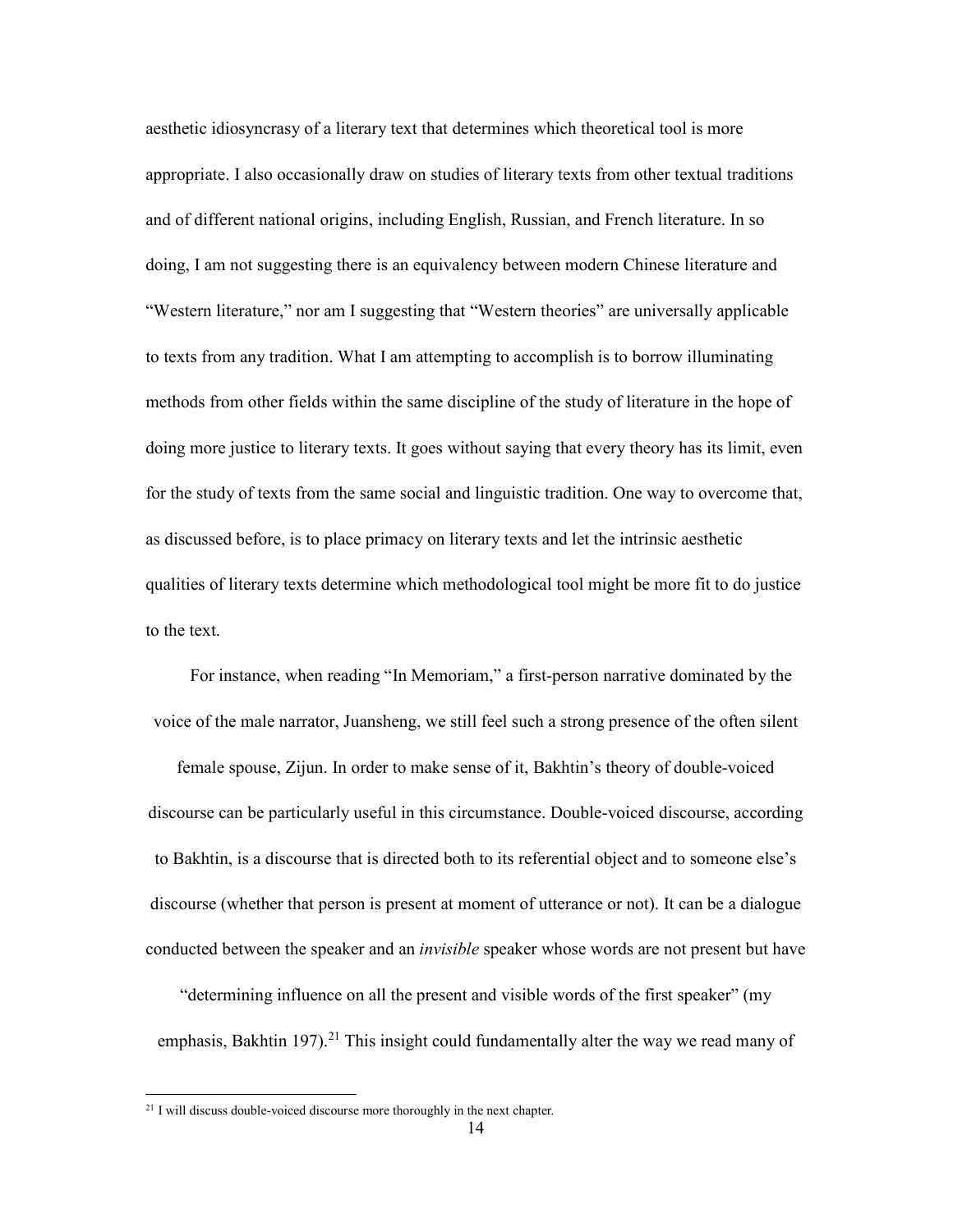aesthetic idiosyncrasy of a literary text that determines which theoretical tool is more appropriate. I also occasionally draw on studies of literary texts from other textual traditions and of different national origins, including English, Russian, and French literature. In so doing, I am not suggesting there is an equivalency between modern Chinese literature and "Western literature," nor am I suggesting that "Western theories" are universally applicable to texts from any tradition. What I am attempting to accomplish is to borrow illuminating methods from other fields within the same discipline of the study of literature in the hope of doing more justice to literary texts. It goes without saying that every theory has its limit, even for the study of texts from the same social and linguistic tradition. One way to overcome that, as discussed before, is to place primacy on literary texts and let the intrinsic aesthetic qualities of literary texts determine which methodological tool might be more fit to do justice to the text.

For instance, when reading "In Memoriam," a first-person narrative dominated by the voice of the male narrator, Juansheng, we still feel such a strong presence of the often silent female spouse, Zijun. In order to make sense of it, Bakhtin's theory of double-voiced discourse can be particularly useful in this circumstance. Double-voiced discourse, according to Bakhtin, is a discourse that is directed both to its referential object and to someone else's discourse (whether that person is present at moment of utterance or not). It can be a dialogue conducted between the speaker and an *invisible* speaker whose words are not present but have "determining influence on all the present and visible words of the first speaker" (my emphasis, Bakhtin 197).[21] This insight could fundamentally alter the way we read many of

[21] I will discuss double-voiced discourse more thoroughly in the next chapter.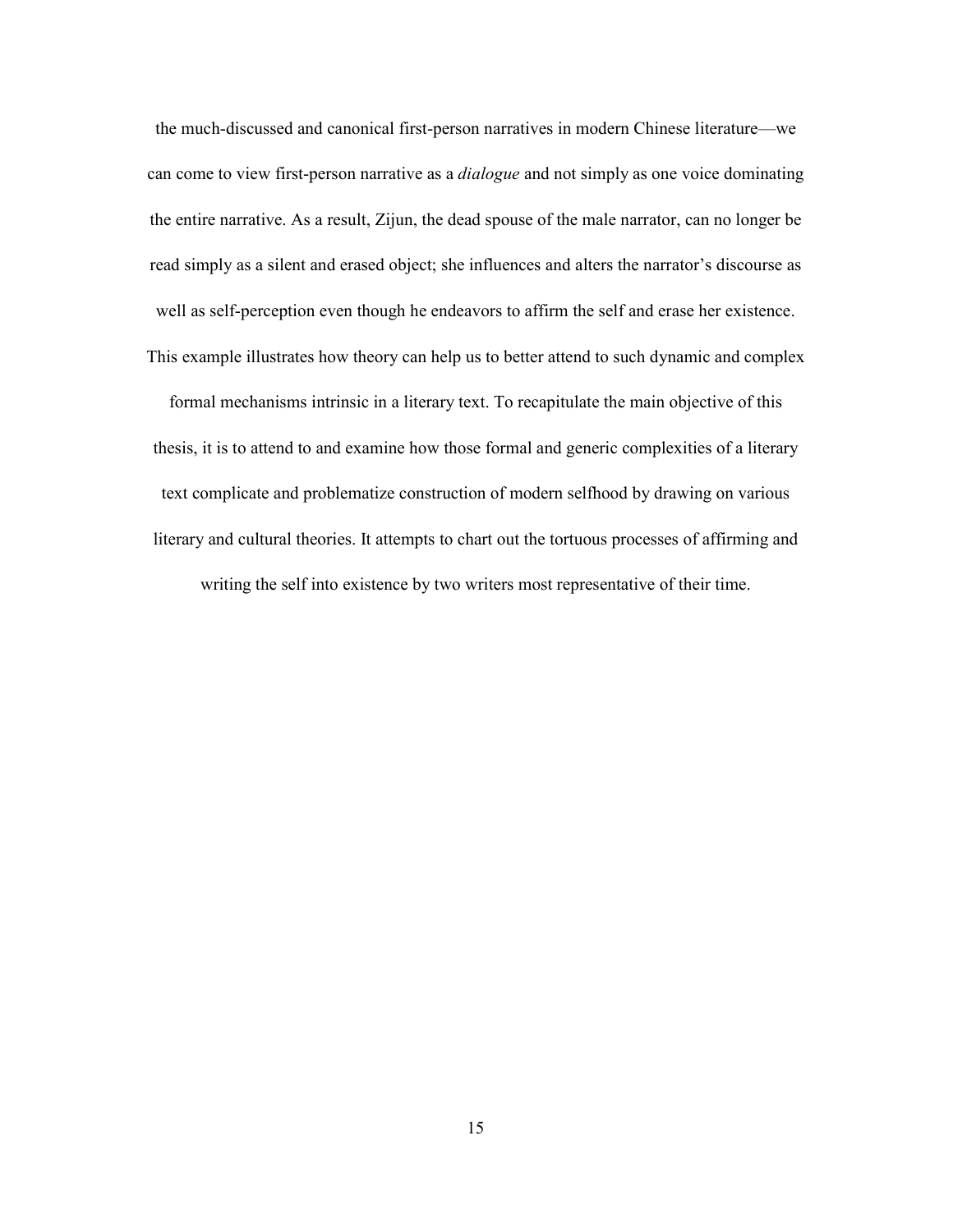the much-discussed and canonical first-person narratives in modern Chinese literature—we can come to view first-person narrative as a *dialogue* and not simply as one voice dominating the entire narrative. As a result, Zijun, the dead spouse of the male narrator, can no longer be read simply as a silent and erased object; she influences and alters the narrator's discourse as well as self-perception even though he endeavors to affirm the self and erase her existence. This example illustrates how theory can help us to better attend to such dynamic and complex formal mechanisms intrinsic in a literary text. To recapitulate the main objective of this thesis, it is to attend to and examine how those formal and generic complexities of a literary text complicate and problematize construction of modern selfhood by drawing on various literary and cultural theories. It attempts to chart out the tortuous processes of affirming and writing the self into existence by two writers most representative of their time.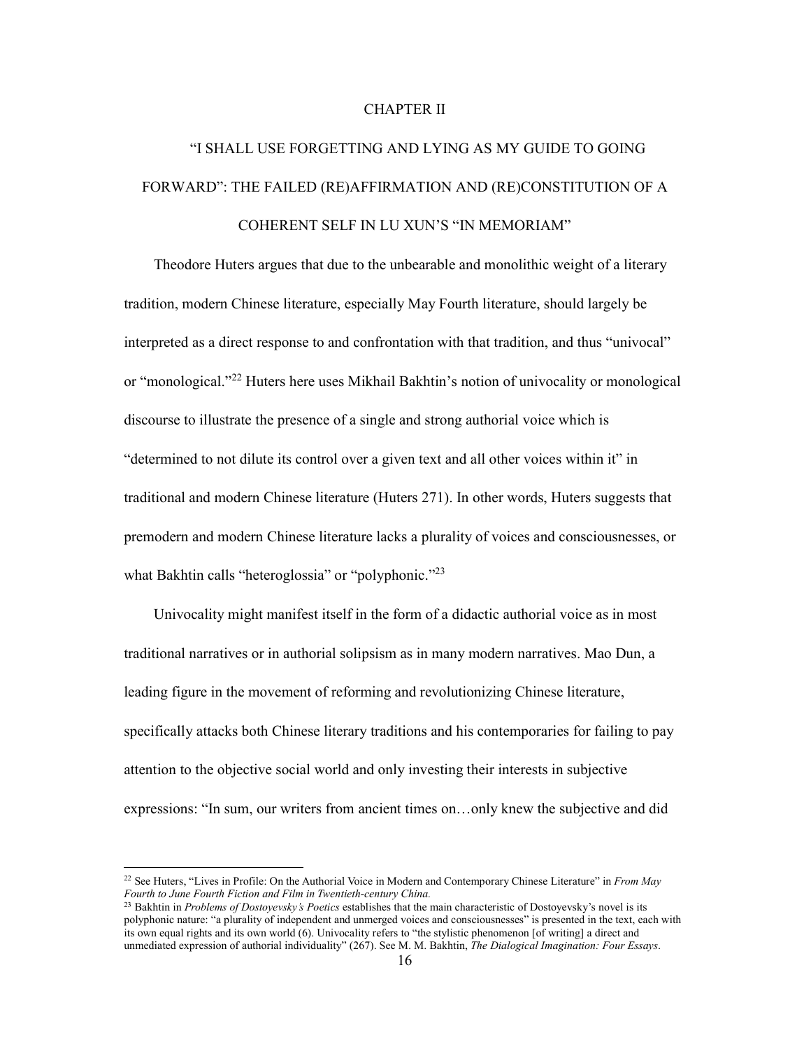# CHAPTER II

## "I SHALL USE FORGETTING AND LYING AS MY GUIDE TO GOING FORWARD": THE FAILED (RE)AFFIRMATION AND (RE)CONSTITUTION OF A COHERENT SELF IN LU XUN'S "IN MEMORIAM"

Theodore Huters argues that due to the unbearable and monolithic weight of a literary tradition, modern Chinese literature, especially May Fourth literature, should largely be interpreted as a direct response to and confrontation with that tradition, and thus "univocal" or "monological."[22] Huters here uses Mikhail Bakhtin's notion of univocality or monological discourse to illustrate the presence of a single and strong authorial voice which is "determined to not dilute its control over a given text and all other voices within it" in traditional and modern Chinese literature (Huters 271). In other words, Huters suggests that premodern and modern Chinese literature lacks a plurality of voices and consciousnesses, or what Bakhtin calls "heteroglossia" or "polyphonic."[23]

Univocality might manifest itself in the form of a didactic authorial voice as in most traditional narratives or in authorial solipsism as in many modern narratives. Mao Dun, a leading figure in the movement of reforming and revolutionizing Chinese literature, specifically attacks both Chinese literary traditions and his contemporaries for failing to pay attention to the objective social world and only investing their interests in subjective expressions: "In sum, our writers from ancient times on…only knew the subjective and did

---

[22] See Huters, "Lives in Profile: On the Authorial Voice in Modern and Contemporary Chinese Literature" in *From May Fourth to June Fourth Fiction and Film in Twentieth-century China.*

[23] Bakhtin in *Problems of Dostoyevsky's Poetics* establishes that the main characteristic of Dostoyevsky's novel is its polyphonic nature: "a plurality of independent and unmerged voices and consciousnesses" is presented in the text, each with its own equal rights and its own world (6). Univocality refers to "the stylistic phenomenon [of writing] a direct and unmediated expression of authorial individuality" (267). See M. M. Bakhtin, *The Dialogical Imagination: Four Essays*.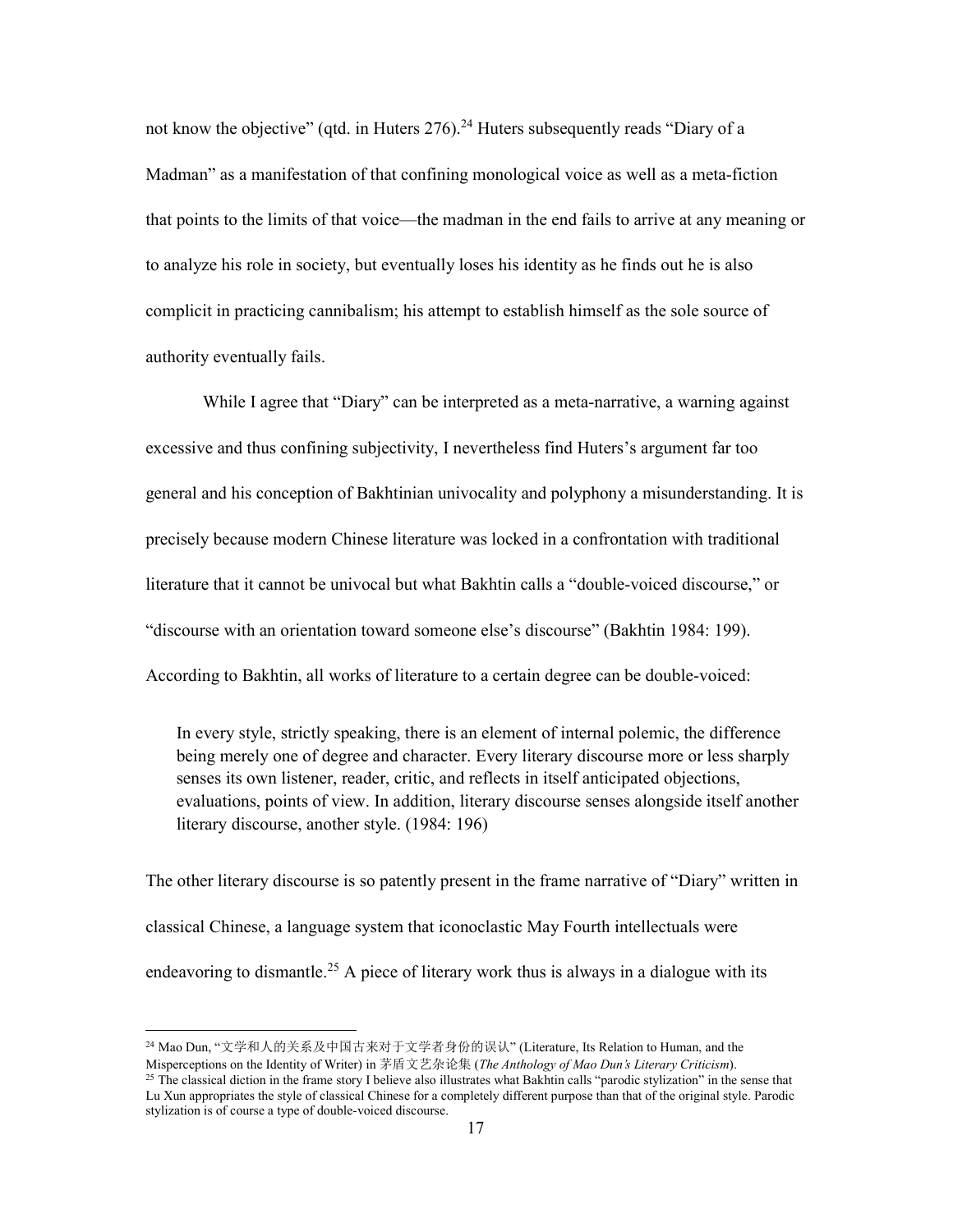not know the objective" (qtd. in Huters 276).[24] Huters subsequently reads "Diary of a Madman" as a manifestation of that confining monological voice as well as a meta-fiction that points to the limits of that voice—the madman in the end fails to arrive at any meaning or to analyze his role in society, but eventually loses his identity as he finds out he is also complicit in practicing cannibalism; his attempt to establish himself as the sole source of authority eventually fails.

While I agree that "Diary" can be interpreted as a meta-narrative, a warning against excessive and thus confining subjectivity, I nevertheless find Huters's argument far too general and his conception of Bakhtinian univocality and polyphony a misunderstanding. It is precisely because modern Chinese literature was locked in a confrontation with traditional literature that it cannot be univocal but what Bakhtin calls a "double-voiced discourse," or "discourse with an orientation toward someone else's discourse" (Bakhtin 1984: 199). According to Bakhtin, all works of literature to a certain degree can be double-voiced:

> In every style, strictly speaking, there is an element of internal polemic, the difference being merely one of degree and character. Every literary discourse more or less sharply senses its own listener, reader, critic, and reflects in itself anticipated objections, evaluations, points of view. In addition, literary discourse senses alongside itself another literary discourse, another style. (1984: 196)

The other literary discourse is so patently present in the frame narrative of "Diary" written in classical Chinese, a language system that iconoclastic May Fourth intellectuals were endeavoring to dismantle.[25] A piece of literary work thus is always in a dialogue with its

---

[24] Mao Dun, "文学和人的关系及中国古来对于文学者身份的误认" (Literature, Its Relation to Human, and the Misperceptions on the Identity of Writer) in 茅盾文艺杂论集 (*The Anthology of Mao Dun's Literary Criticism*).

[25] The classical diction in the frame story I believe also illustrates what Bakhtin calls "parodic stylization" in the sense that Lu Xun appropriates the style of classical Chinese for a completely different purpose than that of the original style. Parodic stylization is of course a type of double-voiced discourse.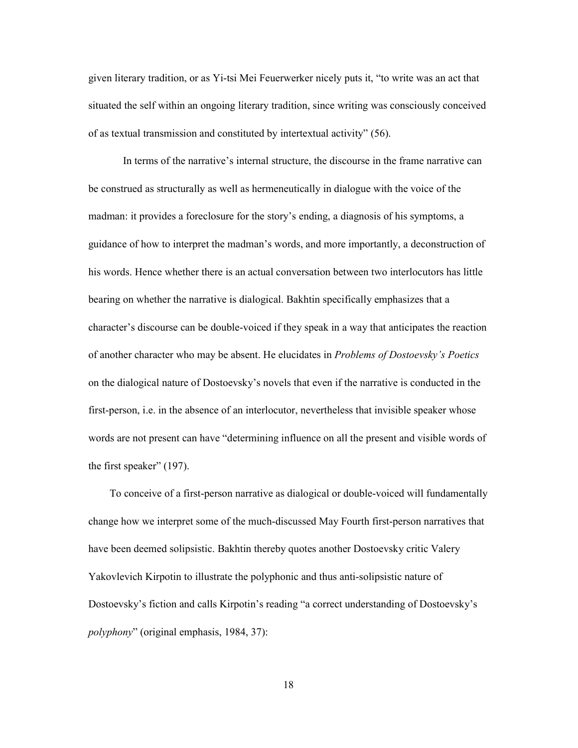given literary tradition, or as Yi-tsi Mei Feuerwerker nicely puts it, "to write was an act that situated the self within an ongoing literary tradition, since writing was consciously conceived of as textual transmission and constituted by intertextual activity" (56).

In terms of the narrative's internal structure, the discourse in the frame narrative can be construed as structurally as well as hermeneutically in dialogue with the voice of the madman: it provides a foreclosure for the story's ending, a diagnosis of his symptoms, a guidance of how to interpret the madman's words, and more importantly, a deconstruction of his words. Hence whether there is an actual conversation between two interlocutors has little bearing on whether the narrative is dialogical. Bakhtin specifically emphasizes that a character's discourse can be double-voiced if they speak in a way that anticipates the reaction of another character who may be absent. He elucidates in *Problems of Dostoevsky's Poetics* on the dialogical nature of Dostoevsky's novels that even if the narrative is conducted in the first-person, i.e. in the absence of an interlocutor, nevertheless that invisible speaker whose words are not present can have "determining influence on all the present and visible words of the first speaker" (197).

To conceive of a first-person narrative as dialogical or double-voiced will fundamentally change how we interpret some of the much-discussed May Fourth first-person narratives that have been deemed solipsistic. Bakhtin thereby quotes another Dostoevsky critic Valery Yakovlevich Kirpotin to illustrate the polyphonic and thus anti-solipsistic nature of Dostoevsky's fiction and calls Kirpotin's reading "a correct understanding of Dostoevsky's *polyphony*" (original emphasis, 1984, 37):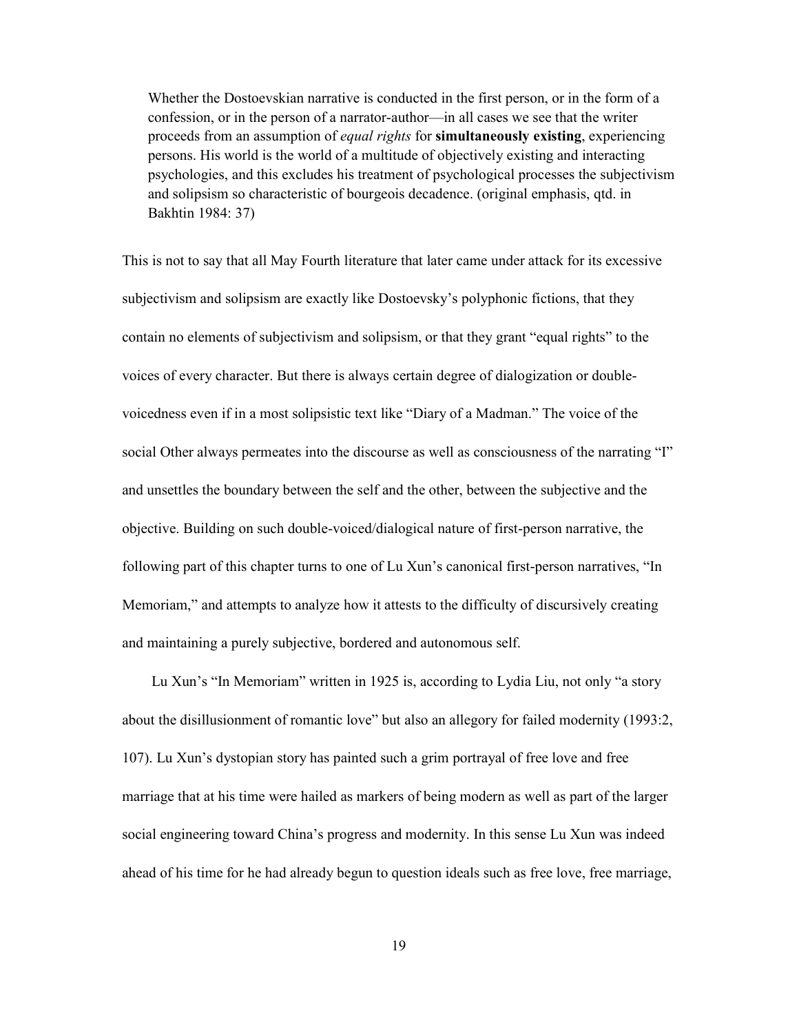> Whether the Dostoevskian narrative is conducted in the first person, or in the form of a confession, or in the person of a narrator-author—in all cases we see that the writer proceeds from an assumption of *equal rights* for **simultaneously existing**, experiencing persons. His world is the world of a multitude of objectively existing and interacting psychologies, and this excludes his treatment of psychological processes the subjectivism and solipsism so characteristic of bourgeois decadence. (original emphasis, qtd. in Bakhtin 1984: 37)

This is not to say that all May Fourth literature that later came under attack for its excessive subjectivism and solipsism are exactly like Dostoevsky's polyphonic fictions, that they contain no elements of subjectivism and solipsism, or that they grant "equal rights" to the voices of every character. But there is always certain degree of dialogization or double-voicedness even if in a most solipsistic text like "Diary of a Madman." The voice of the social Other always permeates into the discourse as well as consciousness of the narrating "I" and unsettles the boundary between the self and the other, between the subjective and the objective. Building on such double-voiced/dialogical nature of first-person narrative, the following part of this chapter turns to one of Lu Xun's canonical first-person narratives, "In Memoriam," and attempts to analyze how it attests to the difficulty of discursively creating and maintaining a purely subjective, bordered and autonomous self.

Lu Xun's "In Memoriam" written in 1925 is, according to Lydia Liu, not only "a story about the disillusionment of romantic love" but also an allegory for failed modernity (1993:2, 107). Lu Xun's dystopian story has painted such a grim portrayal of free love and free marriage that at his time were hailed as markers of being modern as well as part of the larger social engineering toward China's progress and modernity. In this sense Lu Xun was indeed ahead of his time for he had already begun to question ideals such as free love, free marriage,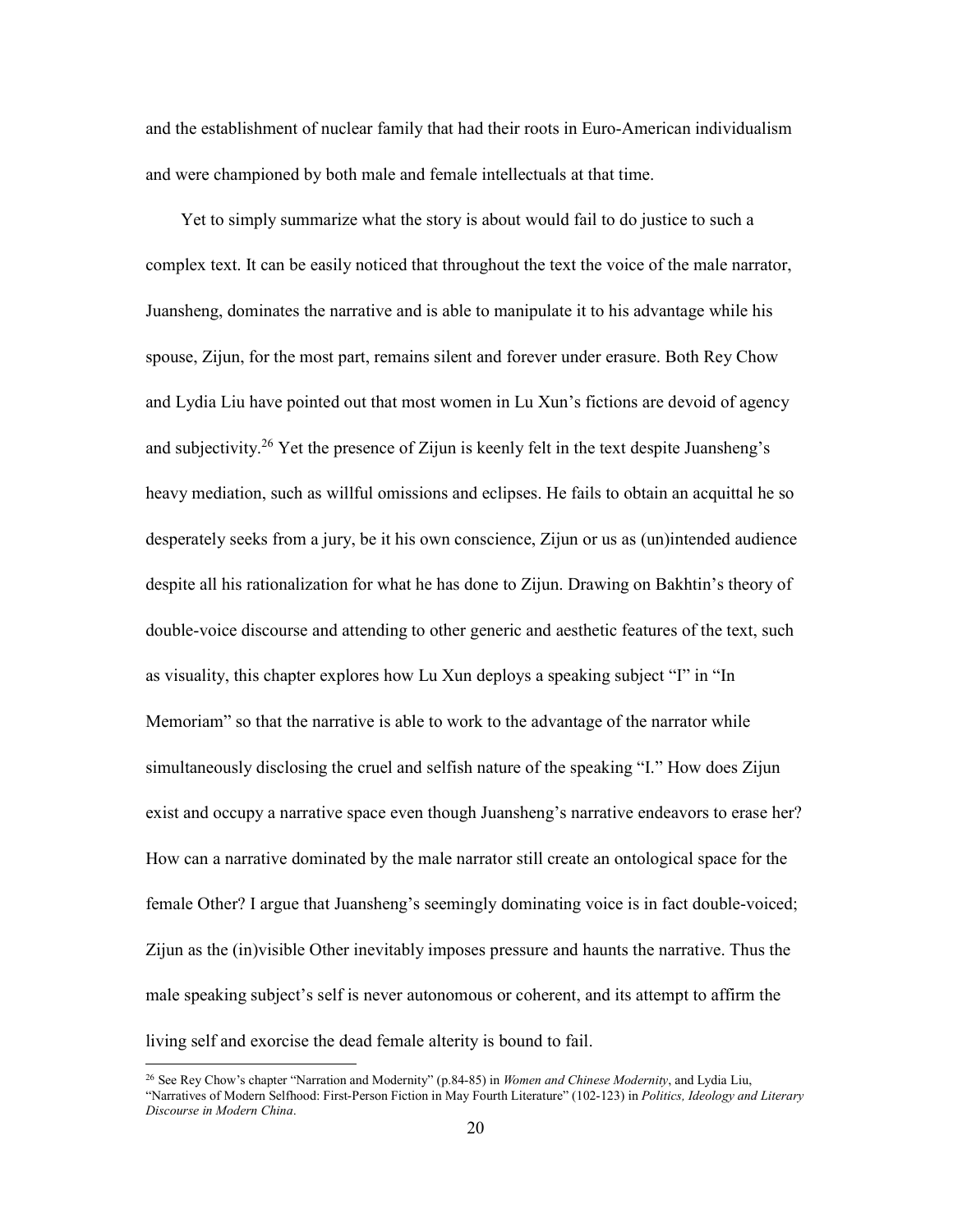and the establishment of nuclear family that had their roots in Euro-American individualism and were championed by both male and female intellectuals at that time.

Yet to simply summarize what the story is about would fail to do justice to such a complex text. It can be easily noticed that throughout the text the voice of the male narrator, Juansheng, dominates the narrative and is able to manipulate it to his advantage while his spouse, Zijun, for the most part, remains silent and forever under erasure. Both Rey Chow and Lydia Liu have pointed out that most women in Lu Xun's fictions are devoid of agency and subjectivity.[26] Yet the presence of Zijun is keenly felt in the text despite Juansheng's heavy mediation, such as willful omissions and eclipses. He fails to obtain an acquittal he so desperately seeks from a jury, be it his own conscience, Zijun or us as (un)intended audience despite all his rationalization for what he has done to Zijun. Drawing on Bakhtin's theory of double-voice discourse and attending to other generic and aesthetic features of the text, such as visuality, this chapter explores how Lu Xun deploys a speaking subject "I" in "In Memoriam" so that the narrative is able to work to the advantage of the narrator while simultaneously disclosing the cruel and selfish nature of the speaking "I." How does Zijun exist and occupy a narrative space even though Juansheng's narrative endeavors to erase her? How can a narrative dominated by the male narrator still create an ontological space for the female Other? I argue that Juansheng's seemingly dominating voice is in fact double-voiced; Zijun as the (in)visible Other inevitably imposes pressure and haunts the narrative. Thus the male speaking subject's self is never autonomous or coherent, and its attempt to affirm the living self and exorcise the dead female alterity is bound to fail.

---

[26] See Rey Chow's chapter "Narration and Modernity" (p.84-85) in *Women and Chinese Modernity*, and Lydia Liu, "Narratives of Modern Selfhood: First-Person Fiction in May Fourth Literature" (102-123) in *Politics, Ideology and Literary Discourse in Modern China*.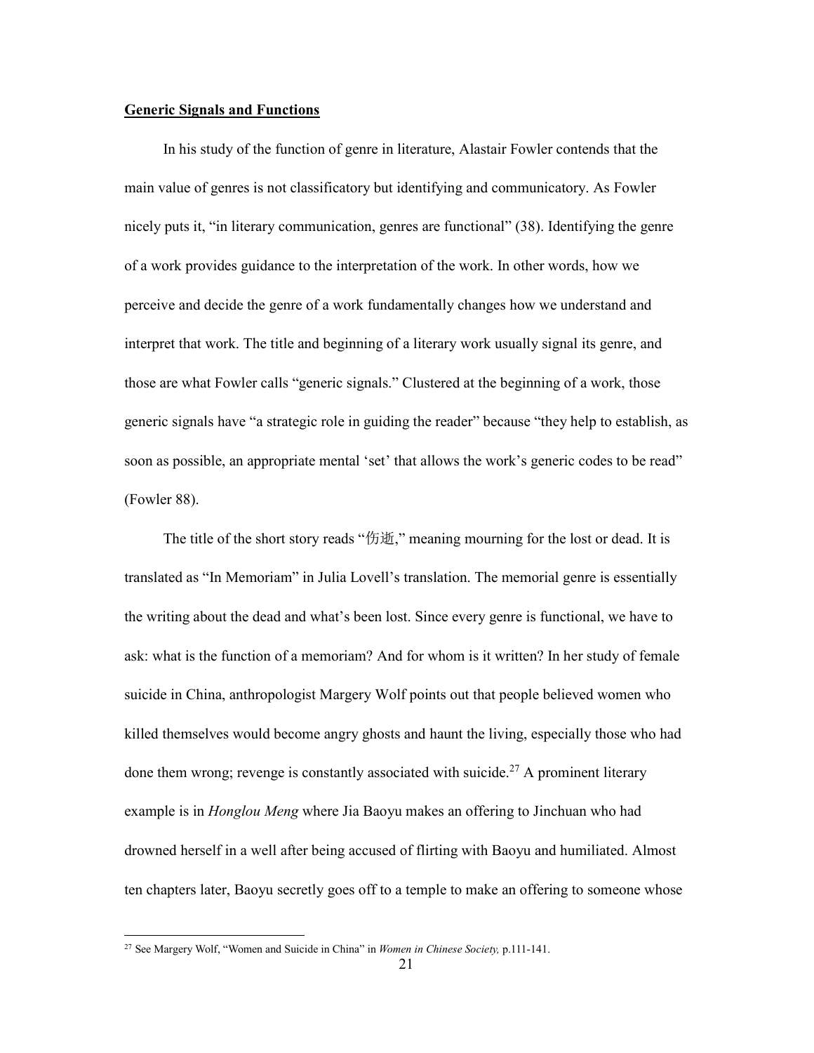**Generic Signals and Functions**

In his study of the function of genre in literature, Alastair Fowler contends that the main value of genres is not classificatory but identifying and communicatory. As Fowler nicely puts it, "in literary communication, genres are functional" (38). Identifying the genre of a work provides guidance to the interpretation of the work. In other words, how we perceive and decide the genre of a work fundamentally changes how we understand and interpret that work. The title and beginning of a literary work usually signal its genre, and those are what Fowler calls "generic signals." Clustered at the beginning of a work, those generic signals have "a strategic role in guiding the reader" because "they help to establish, as soon as possible, an appropriate mental 'set' that allows the work's generic codes to be read" (Fowler 88).

The title of the short story reads "伤逝," meaning mourning for the lost or dead. It is translated as "In Memoriam" in Julia Lovell's translation. The memorial genre is essentially the writing about the dead and what's been lost. Since every genre is functional, we have to ask: what is the function of a memoriam? And for whom is it written? In her study of female suicide in China, anthropologist Margery Wolf points out that people believed women who killed themselves would become angry ghosts and haunt the living, especially those who had done them wrong; revenge is constantly associated with suicide.[27] A prominent literary example is in *Honglou Meng* where Jia Baoyu makes an offering to Jinchuan who had drowned herself in a well after being accused of flirting with Baoyu and humiliated. Almost ten chapters later, Baoyu secretly goes off to a temple to make an offering to someone whose

[27] See Margery Wolf, "Women and Suicide in China" in *Women in Chinese Society,* p.111-141.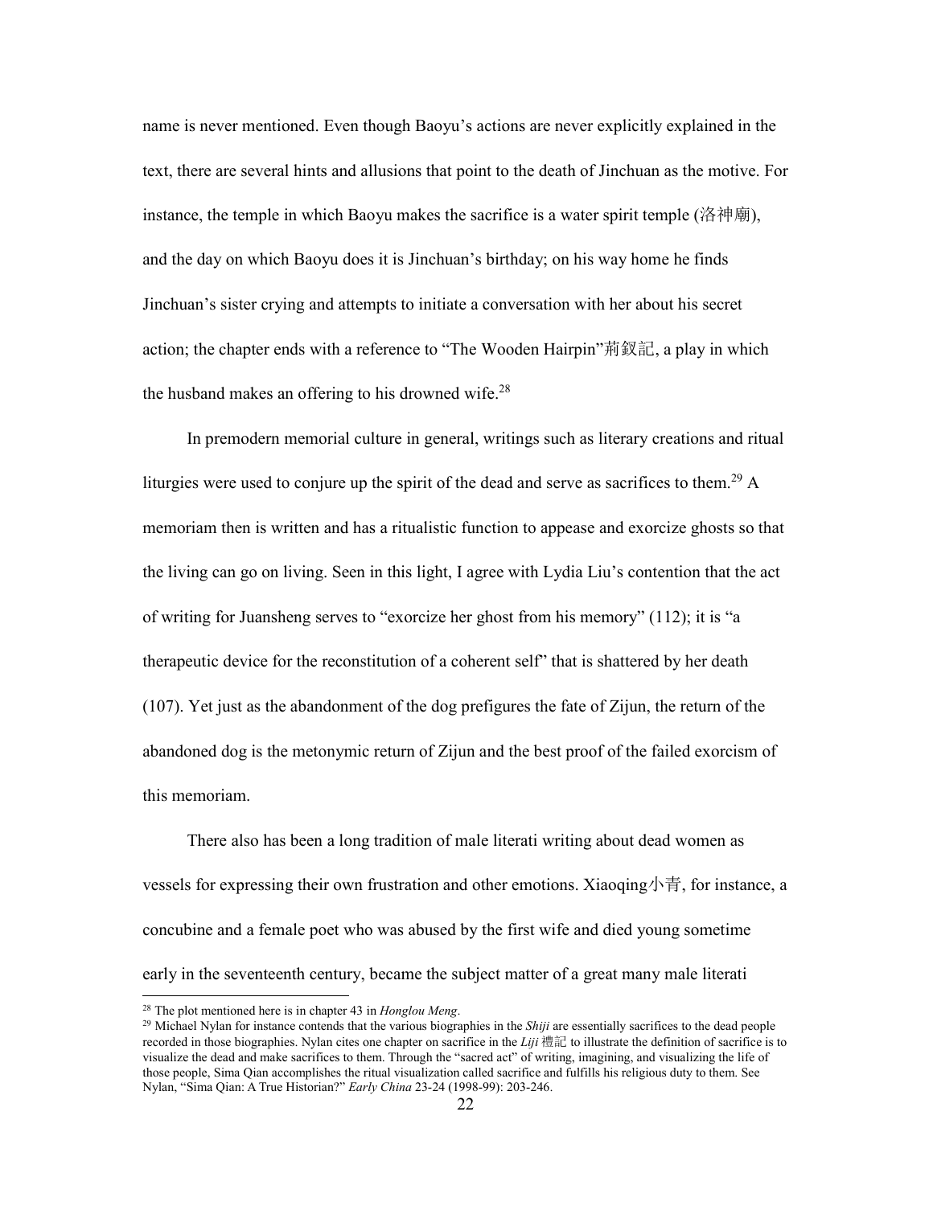name is never mentioned. Even though Baoyu's actions are never explicitly explained in the text, there are several hints and allusions that point to the death of Jinchuan as the motive. For instance, the temple in which Baoyu makes the sacrifice is a water spirit temple (洛神廟), and the day on which Baoyu does it is Jinchuan's birthday; on his way home he finds Jinchuan's sister crying and attempts to initiate a conversation with her about his secret action; the chapter ends with a reference to "The Wooden Hairpin"荊釵記, a play in which the husband makes an offering to his drowned wife.[28]

In premodern memorial culture in general, writings such as literary creations and ritual liturgies were used to conjure up the spirit of the dead and serve as sacrifices to them.[29] A memoriam then is written and has a ritualistic function to appease and exorcize ghosts so that the living can go on living. Seen in this light, I agree with Lydia Liu's contention that the act of writing for Juansheng serves to "exorcize her ghost from his memory" (112); it is "a therapeutic device for the reconstitution of a coherent self" that is shattered by her death (107). Yet just as the abandonment of the dog prefigures the fate of Zijun, the return of the abandoned dog is the metonymic return of Zijun and the best proof of the failed exorcism of this memoriam.

There also has been a long tradition of male literati writing about dead women as vessels for expressing their own frustration and other emotions. Xiaoqing小青, for instance, a concubine and a female poet who was abused by the first wife and died young sometime early in the seventeenth century, became the subject matter of a great many male literati

---

[28] The plot mentioned here is in chapter 43 in *Honglou Meng*.

[29] Michael Nylan for instance contends that the various biographies in the *Shiji* are essentially sacrifices to the dead people recorded in those biographies. Nylan cites one chapter on sacrifice in the *Liji* 禮記 to illustrate the definition of sacrifice is to visualize the dead and make sacrifices to them. Through the "sacred act" of writing, imagining, and visualizing the life of those people, Sima Qian accomplishes the ritual visualization called sacrifice and fulfills his religious duty to them. See Nylan, "Sima Qian: A True Historian?" *Early China* 23-24 (1998-99): 203-246.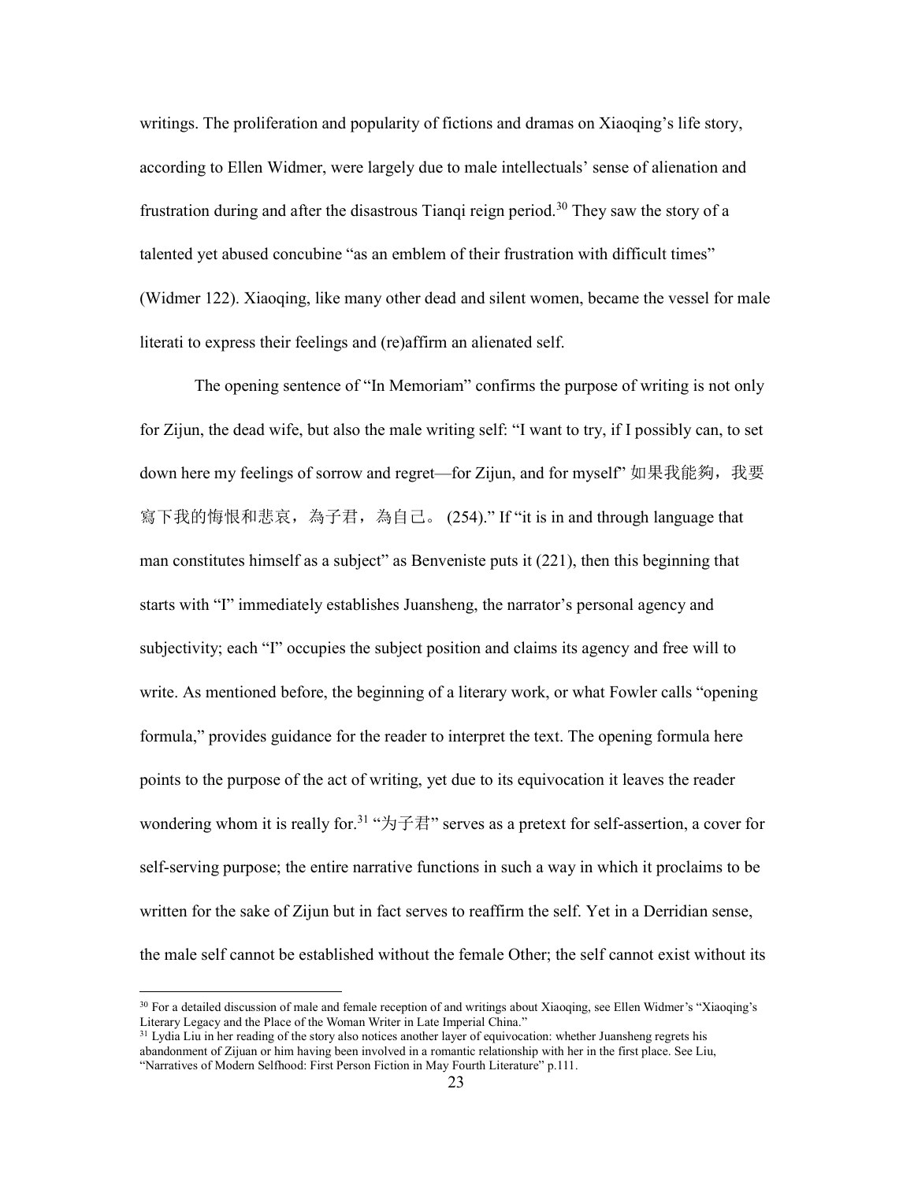writings. The proliferation and popularity of fictions and dramas on Xiaoqing's life story, according to Ellen Widmer, were largely due to male intellectuals' sense of alienation and frustration during and after the disastrous Tianqi reign period.[30] They saw the story of a talented yet abused concubine "as an emblem of their frustration with difficult times" (Widmer 122). Xiaoqing, like many other dead and silent women, became the vessel for male literati to express their feelings and (re)affirm an alienated self.

The opening sentence of "In Memoriam" confirms the purpose of writing is not only for Zijun, the dead wife, but also the male writing self: "I want to try, if I possibly can, to set down here my feelings of sorrow and regret—for Zijun, and for myself" 如果我能夠，我要寫下我的悔恨和悲哀，為子君，為自己。 (254)." If "it is in and through language that man constitutes himself as a subject" as Benveniste puts it (221), then this beginning that starts with "I" immediately establishes Juansheng, the narrator's personal agency and subjectivity; each "I" occupies the subject position and claims its agency and free will to write. As mentioned before, the beginning of a literary work, or what Fowler calls "opening formula," provides guidance for the reader to interpret the text. The opening formula here points to the purpose of the act of writing, yet due to its equivocation it leaves the reader wondering whom it is really for.[31] "为子君" serves as a pretext for self-assertion, a cover for self-serving purpose; the entire narrative functions in such a way in which it proclaims to be written for the sake of Zijun but in fact serves to reaffirm the self. Yet in a Derridian sense, the male self cannot be established without the female Other; the self cannot exist without its

---

[30] For a detailed discussion of male and female reception of and writings about Xiaoqing, see Ellen Widmer's "Xiaoqing's Literary Legacy and the Place of the Woman Writer in Late Imperial China."

[31] Lydia Liu in her reading of the story also notices another layer of equivocation: whether Juansheng regrets his abandonment of Zijuan or him having been involved in a romantic relationship with her in the first place. See Liu, "Narratives of Modern Selfhood: First Person Fiction in May Fourth Literature" p.111.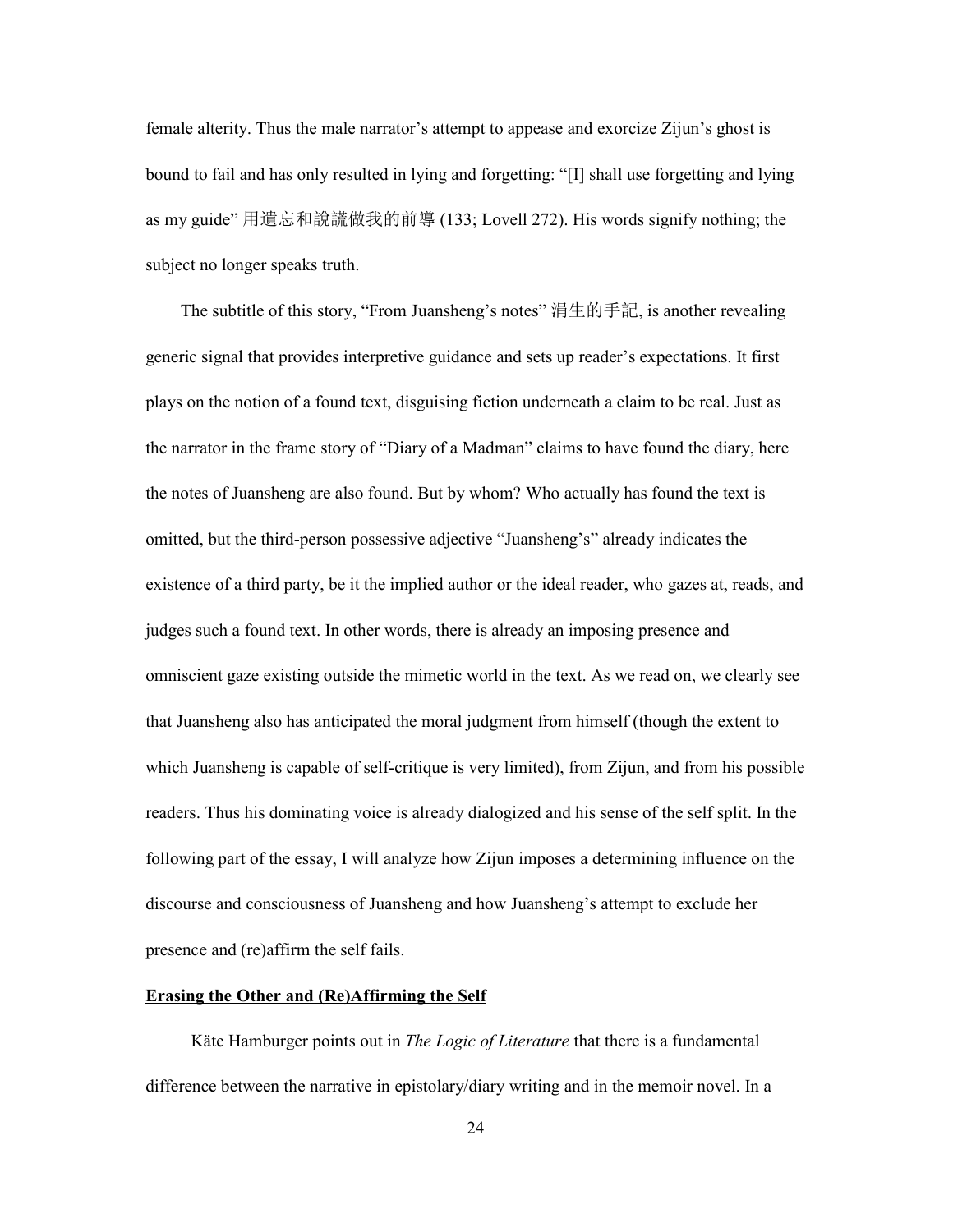female alterity. Thus the male narrator's attempt to appease and exorcize Zijun's ghost is bound to fail and has only resulted in lying and forgetting: "[I] shall use forgetting and lying as my guide" 用遺忘和說謊做我的前導 (133; Lovell 272). His words signify nothing; the subject no longer speaks truth.

The subtitle of this story, "From Juansheng's notes" 涓生的手記, is another revealing generic signal that provides interpretive guidance and sets up reader's expectations. It first plays on the notion of a found text, disguising fiction underneath a claim to be real. Just as the narrator in the frame story of "Diary of a Madman" claims to have found the diary, here the notes of Juansheng are also found. But by whom? Who actually has found the text is omitted, but the third-person possessive adjective "Juansheng's" already indicates the existence of a third party, be it the implied author or the ideal reader, who gazes at, reads, and judges such a found text. In other words, there is already an imposing presence and omniscient gaze existing outside the mimetic world in the text. As we read on, we clearly see that Juansheng also has anticipated the moral judgment from himself (though the extent to which Juansheng is capable of self-critique is very limited), from Zijun, and from his possible readers. Thus his dominating voice is already dialogized and his sense of the self split. In the following part of the essay, I will analyze how Zijun imposes a determining influence on the discourse and consciousness of Juansheng and how Juansheng's attempt to exclude her presence and (re)affirm the self fails.

## Erasing the Other and (Re)Affirming the Self

Käte Hamburger points out in *The Logic of Literature* that there is a fundamental difference between the narrative in epistolary/diary writing and in the memoir novel. In a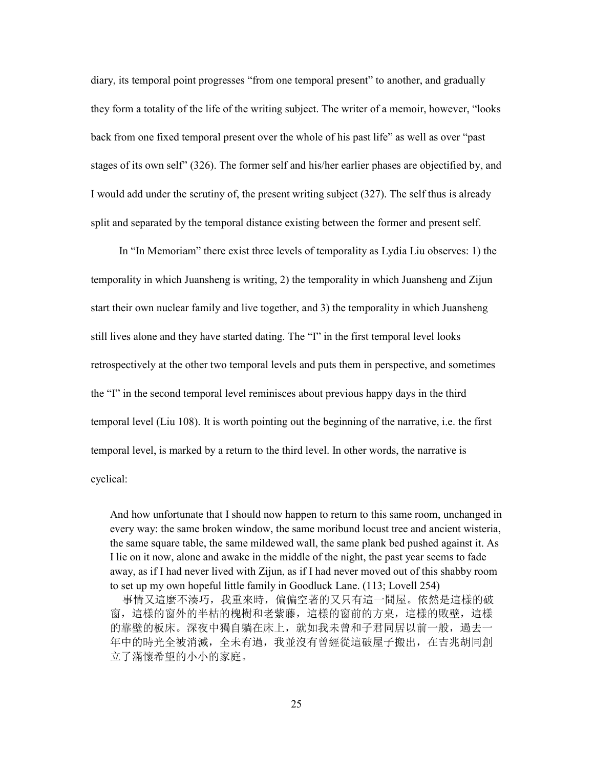diary, its temporal point progresses "from one temporal present" to another, and gradually they form a totality of the life of the writing subject. The writer of a memoir, however, "looks back from one fixed temporal present over the whole of his past life" as well as over "past stages of its own self" (326). The former self and his/her earlier phases are objectified by, and I would add under the scrutiny of, the present writing subject (327). The self thus is already split and separated by the temporal distance existing between the former and present self.

In "In Memoriam" there exist three levels of temporality as Lydia Liu observes: 1) the temporality in which Juansheng is writing, 2) the temporality in which Juansheng and Zijun start their own nuclear family and live together, and 3) the temporality in which Juansheng still lives alone and they have started dating. The "I" in the first temporal level looks retrospectively at the other two temporal levels and puts them in perspective, and sometimes the "I" in the second temporal level reminisces about previous happy days in the third temporal level (Liu 108). It is worth pointing out the beginning of the narrative, i.e. the first temporal level, is marked by a return to the third level. In other words, the narrative is cyclical:

> And how unfortunate that I should now happen to return to this same room, unchanged in every way: the same broken window, the same moribund locust tree and ancient wisteria, the same square table, the same mildewed wall, the same plank bed pushed against it. As I lie on it now, alone and awake in the middle of the night, the past year seems to fade away, as if I had never lived with Zijun, as if I had never moved out of this shabby room to set up my own hopeful little family in Goodluck Lane. (113; Lovell 254)
>
> 事情又這麼不湊巧，我重來時，偏偏空著的又只有這一間屋。依然是這樣的破窗，這樣的窗外的半枯的槐樹和老紫藤，這樣的窗前的方桌，這樣的敗壁，這樣的靠壁的板床。深夜中獨自躺在床上，就如我未曾和子君同居以前一般，過去一年中的時光全被消滅，全未有過，我並沒有曾經從這破屋子搬出，在吉兆胡同創立了滿懷希望的小小的家庭。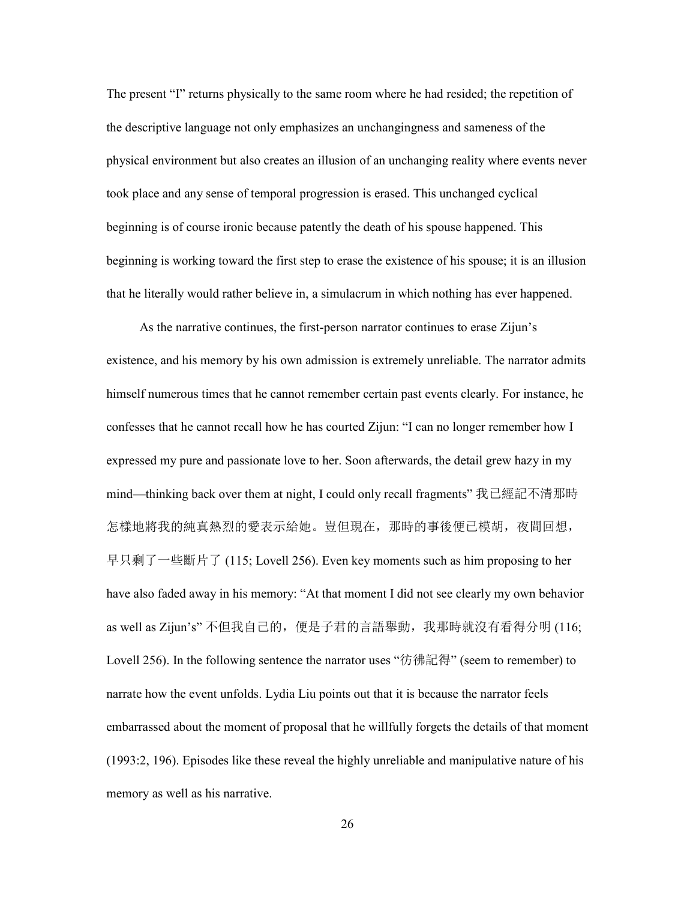The present "I" returns physically to the same room where he had resided; the repetition of the descriptive language not only emphasizes an unchangingness and sameness of the physical environment but also creates an illusion of an unchanging reality where events never took place and any sense of temporal progression is erased. This unchanged cyclical beginning is of course ironic because patently the death of his spouse happened. This beginning is working toward the first step to erase the existence of his spouse; it is an illusion that he literally would rather believe in, a simulacrum in which nothing has ever happened.

As the narrative continues, the first-person narrator continues to erase Zijun's existence, and his memory by his own admission is extremely unreliable. The narrator admits himself numerous times that he cannot remember certain past events clearly. For instance, he confesses that he cannot recall how he has courted Zijun: "I can no longer remember how I expressed my pure and passionate love to her. Soon afterwards, the detail grew hazy in my mind—thinking back over them at night, I could only recall fragments" 我已經記不清那時怎樣地將我的純真熱烈的愛表示給她。豈但現在，那時的事後便已模胡，夜間回想，早只剩了一些斷片了 (115; Lovell 256). Even key moments such as him proposing to her have also faded away in his memory: "At that moment I did not see clearly my own behavior as well as Zijun's" 不但我自己的，便是子君的言語舉動，我那時就沒有看得分明 (116; Lovell 256). In the following sentence the narrator uses "彷彿記得" (seem to remember) to narrate how the event unfolds. Lydia Liu points out that it is because the narrator feels embarrassed about the moment of proposal that he willfully forgets the details of that moment (1993:2, 196). Episodes like these reveal the highly unreliable and manipulative nature of his memory as well as his narrative.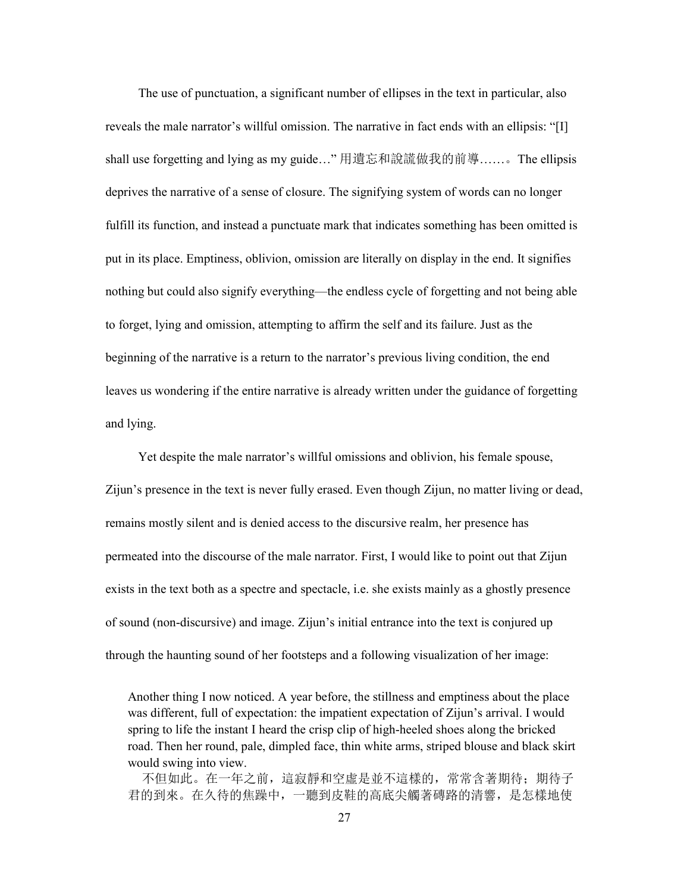The use of punctuation, a significant number of ellipses in the text in particular, also reveals the male narrator's willful omission. The narrative in fact ends with an ellipsis: "[I] shall use forgetting and lying as my guide…" 用遺忘和說謊做我的前導……。The ellipsis deprives the narrative of a sense of closure. The signifying system of words can no longer fulfill its function, and instead a punctuate mark that indicates something has been omitted is put in its place. Emptiness, oblivion, omission are literally on display in the end. It signifies nothing but could also signify everything—the endless cycle of forgetting and not being able to forget, lying and omission, attempting to affirm the self and its failure. Just as the beginning of the narrative is a return to the narrator's previous living condition, the end leaves us wondering if the entire narrative is already written under the guidance of forgetting and lying.

Yet despite the male narrator's willful omissions and oblivion, his female spouse, Zijun's presence in the text is never fully erased. Even though Zijun, no matter living or dead, remains mostly silent and is denied access to the discursive realm, her presence has permeated into the discourse of the male narrator. First, I would like to point out that Zijun exists in the text both as a spectre and spectacle, i.e. she exists mainly as a ghostly presence of sound (non-discursive) and image. Zijun's initial entrance into the text is conjured up through the haunting sound of her footsteps and a following visualization of her image:

> Another thing I now noticed. A year before, the stillness and emptiness about the place was different, full of expectation: the impatient expectation of Zijun's arrival. I would spring to life the instant I heard the crisp clip of high-heeled shoes along the bricked road. Then her round, pale, dimpled face, thin white arms, striped blouse and black skirt would swing into view.
>
> 不但如此。在一年之前，這寂靜和空虛是並不這樣的，常常含著期待；期待子君的到來。在久待的焦躁中，一聽到皮鞋的高底尖觸著磚路的清響，是怎樣地使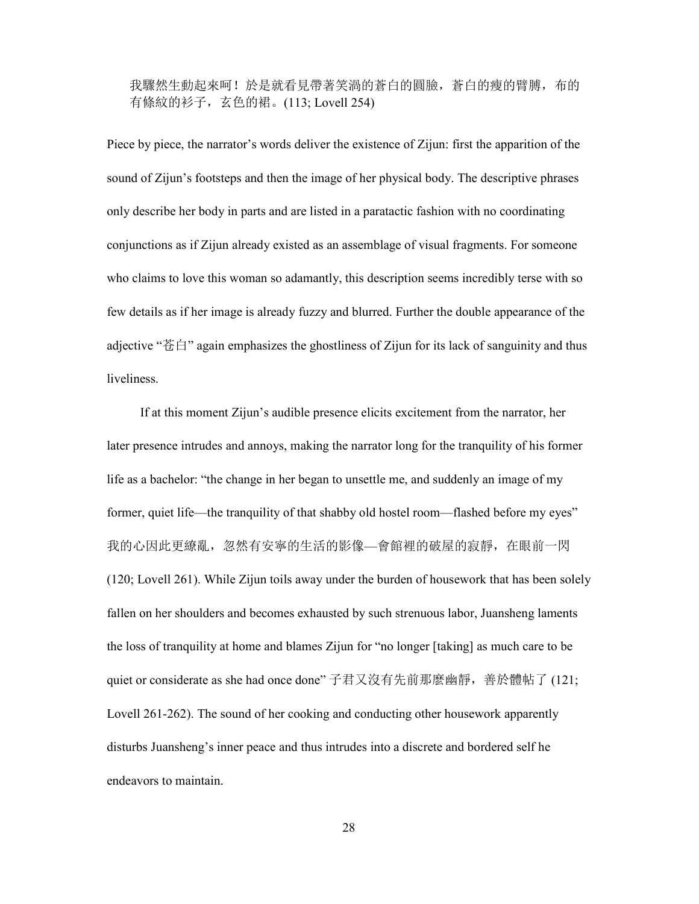> 我驟然生動起來呵！於是就看見帶著笑渦的蒼白的圓臉，蒼白的瘦的臂膊，布的有條紋的衫子，玄色的裙。(113; Lovell 254)

Piece by piece, the narrator's words deliver the existence of Zijun: first the apparition of the sound of Zijun's footsteps and then the image of her physical body. The descriptive phrases only describe her body in parts and are listed in a paratactic fashion with no coordinating conjunctions as if Zijun already existed as an assemblage of visual fragments. For someone who claims to love this woman so adamantly, this description seems incredibly terse with so few details as if her image is already fuzzy and blurred. Further the double appearance of the adjective "苍白" again emphasizes the ghostliness of Zijun for its lack of sanguinity and thus liveliness.

If at this moment Zijun's audible presence elicits excitement from the narrator, her later presence intrudes and annoys, making the narrator long for the tranquility of his former life as a bachelor: "the change in her began to unsettle me, and suddenly an image of my former, quiet life—the tranquility of that shabby old hostel room—flashed before my eyes" 我的心因此更繚亂，忽然有安寧的生活的影像—會館裡的破屋的寂靜，在眼前一閃 (120; Lovell 261). While Zijun toils away under the burden of housework that has been solely fallen on her shoulders and becomes exhausted by such strenuous labor, Juansheng laments the loss of tranquility at home and blames Zijun for "no longer [taking] as much care to be quiet or considerate as she had once done" 子君又沒有先前那麼幽靜，善於體帖了 (121; Lovell 261-262). The sound of her cooking and conducting other housework apparently disturbs Juansheng's inner peace and thus intrudes into a discrete and bordered self he endeavors to maintain.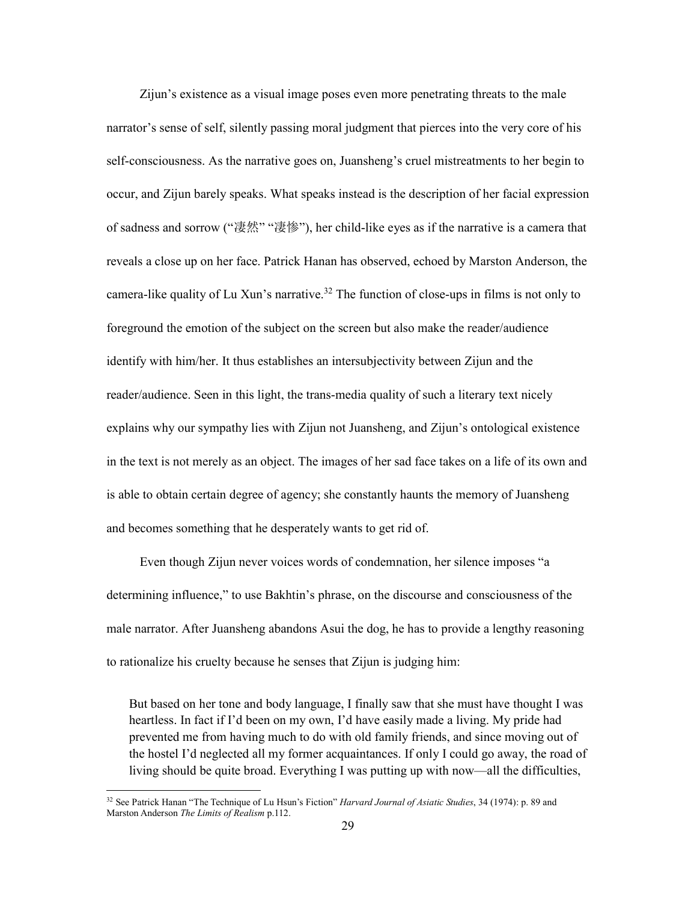Zijun's existence as a visual image poses even more penetrating threats to the male narrator's sense of self, silently passing moral judgment that pierces into the very core of his self-consciousness. As the narrative goes on, Juansheng's cruel mistreatments to her begin to occur, and Zijun barely speaks. What speaks instead is the description of her facial expression of sadness and sorrow ("凄然" "凄惨"), her child-like eyes as if the narrative is a camera that reveals a close up on her face. Patrick Hanan has observed, echoed by Marston Anderson, the camera-like quality of Lu Xun's narrative.[32] The function of close-ups in films is not only to foreground the emotion of the subject on the screen but also make the reader/audience identify with him/her. It thus establishes an intersubjectivity between Zijun and the reader/audience. Seen in this light, the trans-media quality of such a literary text nicely explains why our sympathy lies with Zijun not Juansheng, and Zijun's ontological existence in the text is not merely as an object. The images of her sad face takes on a life of its own and is able to obtain certain degree of agency; she constantly haunts the memory of Juansheng and becomes something that he desperately wants to get rid of.

Even though Zijun never voices words of condemnation, her silence imposes "a determining influence," to use Bakhtin's phrase, on the discourse and consciousness of the male narrator. After Juansheng abandons Asui the dog, he has to provide a lengthy reasoning to rationalize his cruelty because he senses that Zijun is judging him:

> But based on her tone and body language, I finally saw that she must have thought I was heartless. In fact if I'd been on my own, I'd have easily made a living. My pride had prevented me from having much to do with old family friends, and since moving out of the hostel I'd neglected all my former acquaintances. If only I could go away, the road of living should be quite broad. Everything I was putting up with now—all the difficulties,

[32] See Patrick Hanan "The Technique of Lu Hsun's Fiction" *Harvard Journal of Asiatic Studies*, 34 (1974): p. 89 and Marston Anderson *The Limits of Realism* p.112.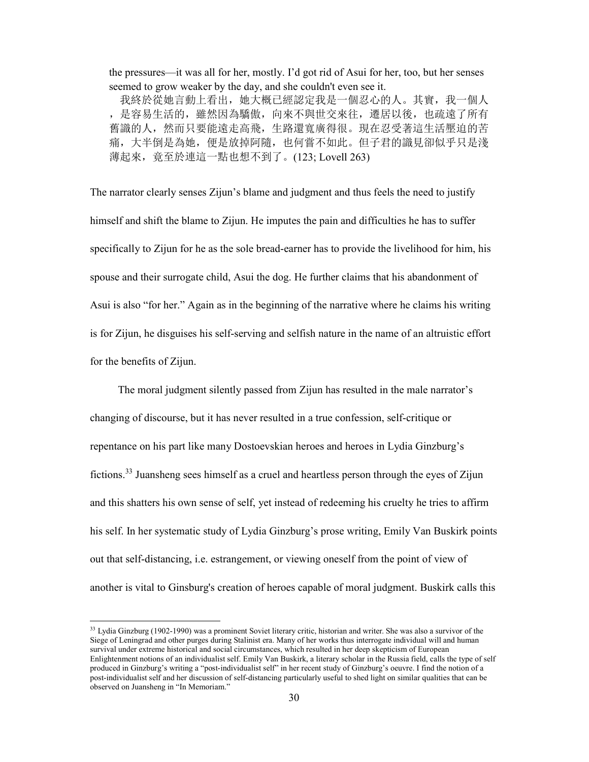the pressures—it was all for her, mostly. I'd got rid of Asui for her, too, but her senses seemed to grow weaker by the day, and she couldn't even see it.

我終於從她言動上看出，她大概已經認定我是一個忍心的人。其實，我一個人，是容易生活的，雖然因為驕傲，向來不與世交來往，遷居以後，也疏遠了所有舊識的人，然而只要能遠走高飛，生路還寬廣得很。現在忍受著這生活壓迫的苦痛，大半倒是為她，便是放掉阿隨，也何嘗不如此。但子君的識見卻似乎只是淺薄起來，竟至於連這一點也想不到了。(123; Lovell 263)

The narrator clearly senses Zijun's blame and judgment and thus feels the need to justify himself and shift the blame to Zijun. He imputes the pain and difficulties he has to suffer specifically to Zijun for he as the sole bread-earner has to provide the livelihood for him, his spouse and their surrogate child, Asui the dog. He further claims that his abandonment of Asui is also "for her." Again as in the beginning of the narrative where he claims his writing is for Zijun, he disguises his self-serving and selfish nature in the name of an altruistic effort for the benefits of Zijun.

The moral judgment silently passed from Zijun has resulted in the male narrator's changing of discourse, but it has never resulted in a true confession, self-critique or repentance on his part like many Dostoevskian heroes and heroes in Lydia Ginzburg's fictions.[33] Juansheng sees himself as a cruel and heartless person through the eyes of Zijun and this shatters his own sense of self, yet instead of redeeming his cruelty he tries to affirm his self. In her systematic study of Lydia Ginzburg's prose writing, Emily Van Buskirk points out that self-distancing, i.e. estrangement, or viewing oneself from the point of view of another is vital to Ginsburg's creation of heroes capable of moral judgment. Buskirk calls this

[33] Lydia Ginzburg (1902-1990) was a prominent Soviet literary critic, historian and writer. She was also a survivor of the Siege of Leningrad and other purges during Stalinist era. Many of her works thus interrogate individual will and human survival under extreme historical and social circumstances, which resulted in her deep skepticism of European Enlightenment notions of an individualist self. Emily Van Buskirk, a literary scholar in the Russia field, calls the type of self produced in Ginzburg's writing a "post-individualist self" in her recent study of Ginzburg's oeuvre. I find the notion of a post-individualist self and her discussion of self-distancing particularly useful to shed light on similar qualities that can be observed on Juansheng in "In Memoriam."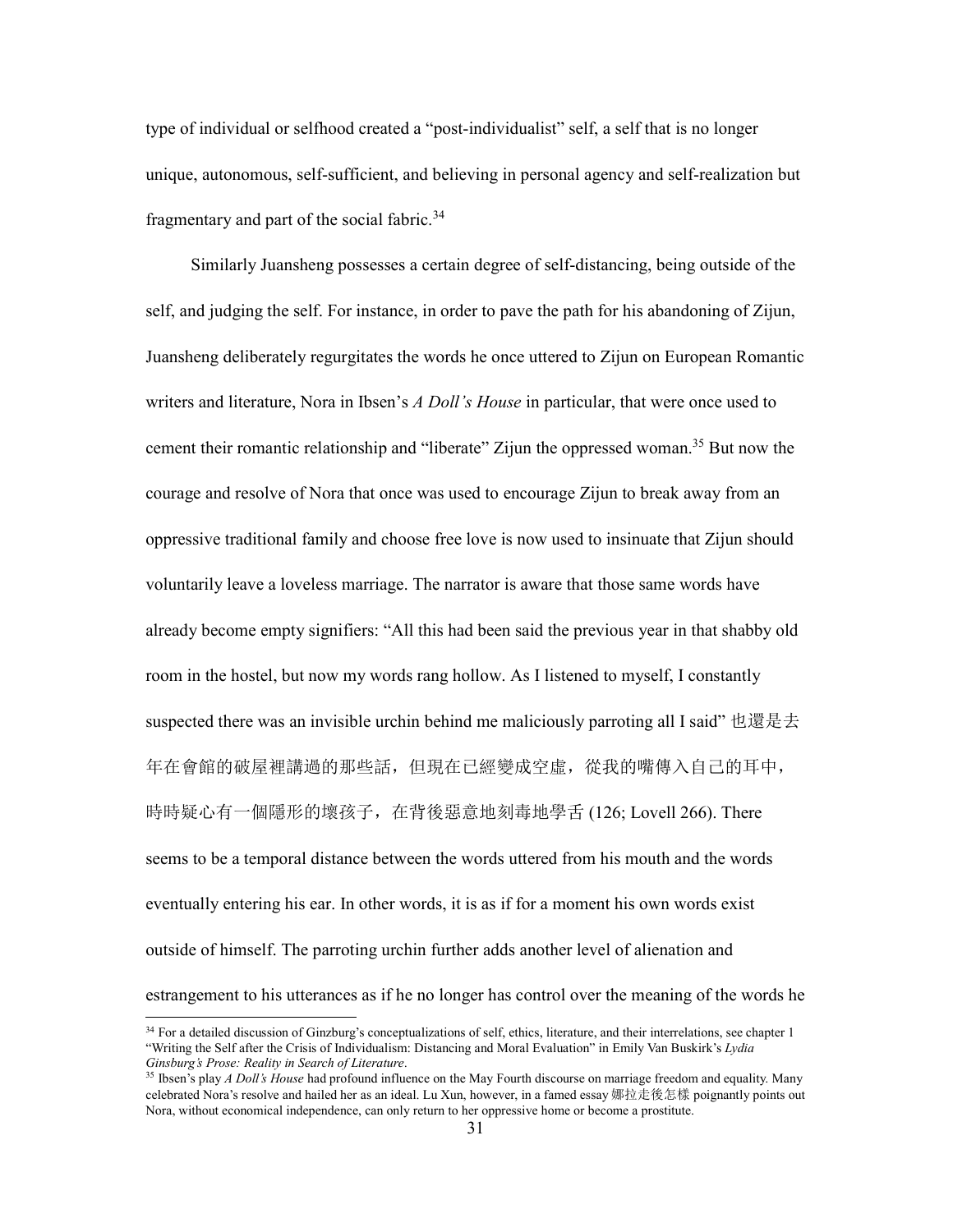type of individual or selfhood created a "post-individualist" self, a self that is no longer unique, autonomous, self-sufficient, and believing in personal agency and self-realization but fragmentary and part of the social fabric.[34]

Similarly Juansheng possesses a certain degree of self-distancing, being outside of the self, and judging the self. For instance, in order to pave the path for his abandoning of Zijun, Juansheng deliberately regurgitates the words he once uttered to Zijun on European Romantic writers and literature, Nora in Ibsen's *A Doll's House* in particular, that were once used to cement their romantic relationship and "liberate" Zijun the oppressed woman.[35] But now the courage and resolve of Nora that once was used to encourage Zijun to break away from an oppressive traditional family and choose free love is now used to insinuate that Zijun should voluntarily leave a loveless marriage. The narrator is aware that those same words have already become empty signifiers: "All this had been said the previous year in that shabby old room in the hostel, but now my words rang hollow. As I listened to myself, I constantly suspected there was an invisible urchin behind me maliciously parroting all I said" 也還是去年在會館的破屋裡講過的那些話，但現在已經變成空虛，從我的嘴傳入自己的耳中，時時疑心有一個隱形的壞孩子，在背後惡意地刻毒地學舌 (126; Lovell 266). There seems to be a temporal distance between the words uttered from his mouth and the words eventually entering his ear. In other words, it is as if for a moment his own words exist outside of himself. The parroting urchin further adds another level of alienation and estrangement to his utterances as if he no longer has control over the meaning of the words he

---

[34] For a detailed discussion of Ginzburg's conceptualizations of self, ethics, literature, and their interrelations, see chapter 1 "Writing the Self after the Crisis of Individualism: Distancing and Moral Evaluation" in Emily Van Buskirk's *Lydia Ginsburg's Prose: Reality in Search of Literature*.

[35] Ibsen's play *A Doll's House* had profound influence on the May Fourth discourse on marriage freedom and equality. Many celebrated Nora's resolve and hailed her as an ideal. Lu Xun, however, in a famed essay 娜拉走後怎樣 poignantly points out Nora, without economical independence, can only return to her oppressive home or become a prostitute.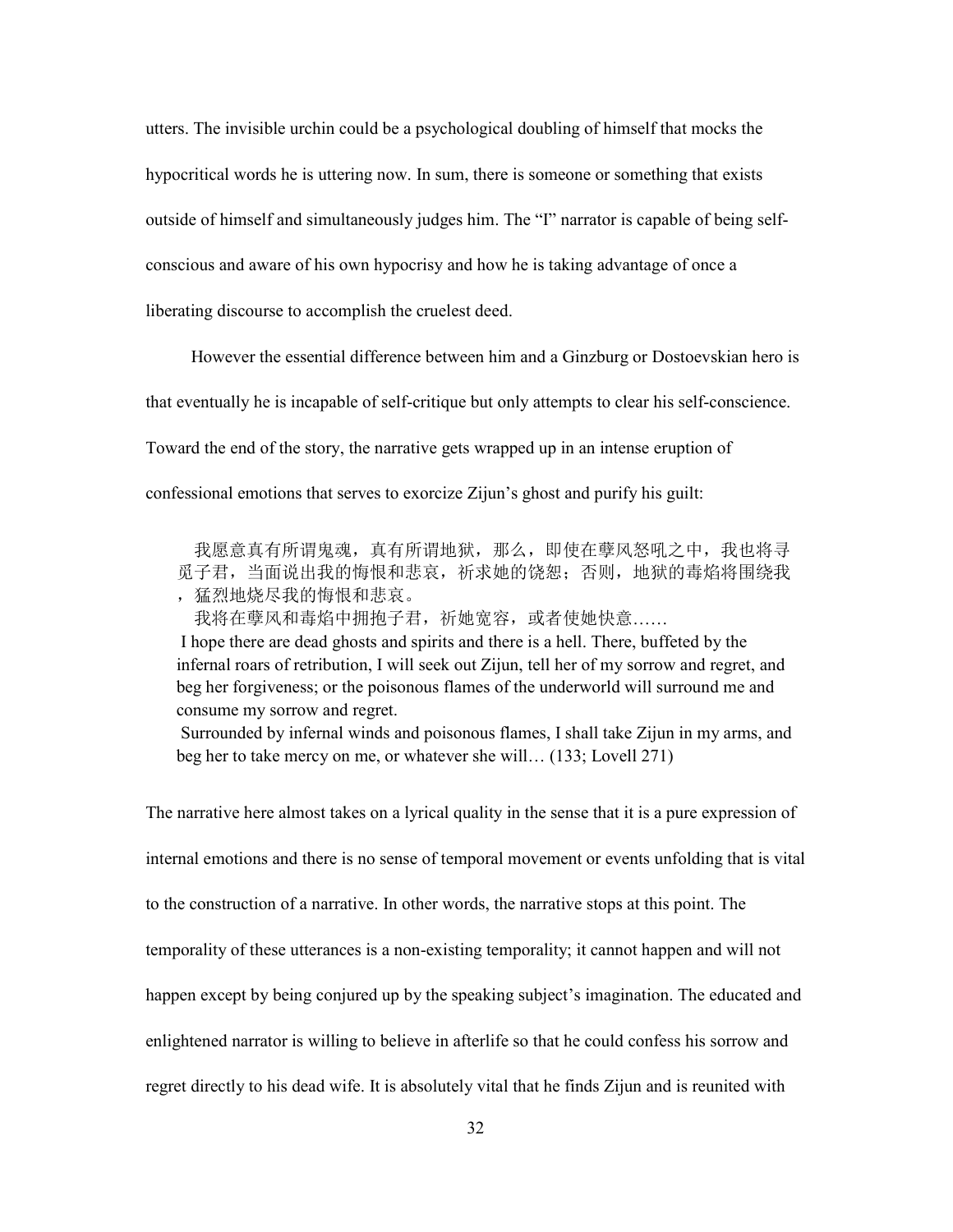utters. The invisible urchin could be a psychological doubling of himself that mocks the hypocritical words he is uttering now. In sum, there is someone or something that exists outside of himself and simultaneously judges him. The "I" narrator is capable of being self-conscious and aware of his own hypocrisy and how he is taking advantage of once a liberating discourse to accomplish the cruelest deed.

However the essential difference between him and a Ginzburg or Dostoevskian hero is that eventually he is incapable of self-critique but only attempts to clear his self-conscience. Toward the end of the story, the narrative gets wrapped up in an intense eruption of confessional emotions that serves to exorcize Zijun's ghost and purify his guilt:

> 我愿意真有所谓鬼魂，真有所谓地狱，那么，即使在孽风怒吼之中，我也将寻觅子君，当面说出我的悔恨和悲哀，祈求她的饶恕；否则，地狱的毒焰将围绕我，猛烈地烧尽我的悔恨和悲哀。
>
> 我将在孽风和毒焰中拥抱子君，祈她宽容，或者使她快意……
>
> I hope there are dead ghosts and spirits and there is a hell. There, buffeted by the infernal roars of retribution, I will seek out Zijun, tell her of my sorrow and regret, and beg her forgiveness; or the poisonous flames of the underworld will surround me and consume my sorrow and regret.
>
> Surrounded by infernal winds and poisonous flames, I shall take Zijun in my arms, and beg her to take mercy on me, or whatever she will… (133; Lovell 271)

The narrative here almost takes on a lyrical quality in the sense that it is a pure expression of internal emotions and there is no sense of temporal movement or events unfolding that is vital to the construction of a narrative. In other words, the narrative stops at this point. The temporality of these utterances is a non-existing temporality; it cannot happen and will not happen except by being conjured up by the speaking subject's imagination. The educated and enlightened narrator is willing to believe in afterlife so that he could confess his sorrow and regret directly to his dead wife. It is absolutely vital that he finds Zijun and is reunited with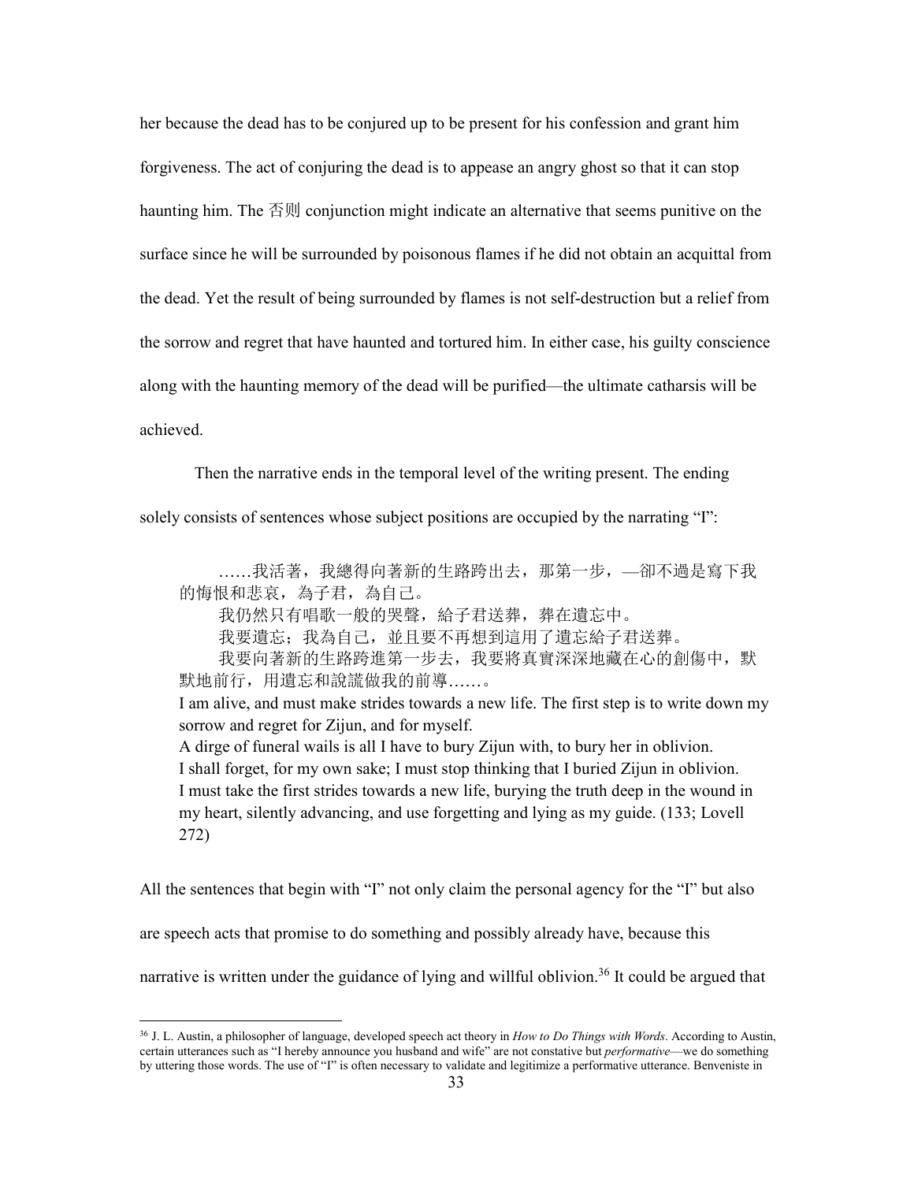her because the dead has to be conjured up to be present for his confession and grant him forgiveness. The act of conjuring the dead is to appease an angry ghost so that it can stop haunting him. The 否则 conjunction might indicate an alternative that seems punitive on the surface since he will be surrounded by poisonous flames if he did not obtain an acquittal from the dead. Yet the result of being surrounded by flames is not self-destruction but a relief from the sorrow and regret that have haunted and tortured him. In either case, his guilty conscience along with the haunting memory of the dead will be purified—the ultimate catharsis will be achieved.

Then the narrative ends in the temporal level of the writing present. The ending solely consists of sentences whose subject positions are occupied by the narrating "I":

> ……我活著，我總得向著新的生路跨出去，那第一步，—卻不過是寫下我的悔恨和悲哀，為子君，為自己。
>
> 我仍然只有唱歌一般的哭聲，給子君送葬，葬在遺忘中。
>
> 我要遺忘；我為自己，並且要不再想到這用了遺忘給子君送葬。
>
> 我要向著新的生路跨進第一步去，我要將真實深深地藏在心的創傷中，默默地前行，用遺忘和說謊做我的前導……。
>
> I am alive, and must make strides towards a new life. The first step is to write down my sorrow and regret for Zijun, and for myself.
>
> A dirge of funeral wails is all I have to bury Zijun with, to bury her in oblivion.
>
> I shall forget, for my own sake; I must stop thinking that I buried Zijun in oblivion.
>
> I must take the first strides towards a new life, burying the truth deep in the wound in my heart, silently advancing, and use forgetting and lying as my guide. (133; Lovell 272)

All the sentences that begin with "I" not only claim the personal agency for the "I" but also are speech acts that promise to do something and possibly already have, because this narrative is written under the guidance of lying and willful oblivion.[36] It could be argued that

---

[36] J. L. Austin, a philosopher of language, developed speech act theory in *How to Do Things with Words*. According to Austin, certain utterances such as "I hereby announce you husband and wife" are not constative but *performative*—we do something by uttering those words. The use of "I" is often necessary to validate and legitimize a performative utterance. Benveniste in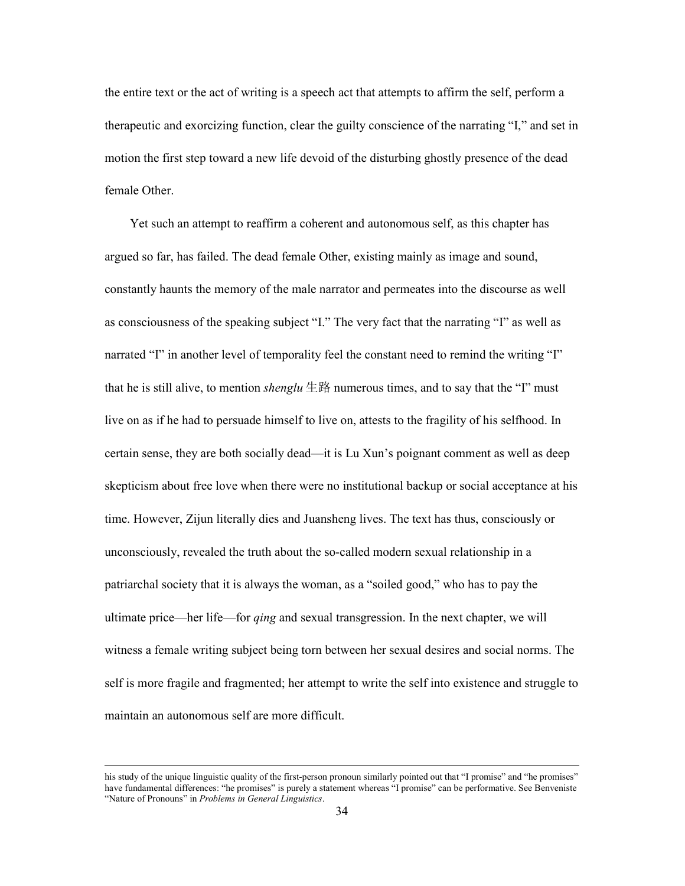the entire text or the act of writing is a speech act that attempts to affirm the self, perform a therapeutic and exorcizing function, clear the guilty conscience of the narrating "I," and set in motion the first step toward a new life devoid of the disturbing ghostly presence of the dead female Other.

Yet such an attempt to reaffirm a coherent and autonomous self, as this chapter has argued so far, has failed. The dead female Other, existing mainly as image and sound, constantly haunts the memory of the male narrator and permeates into the discourse as well as consciousness of the speaking subject "I." The very fact that the narrating "I" as well as narrated "I" in another level of temporality feel the constant need to remind the writing "I" that he is still alive, to mention *shenglu* 生路 numerous times, and to say that the "I" must live on as if he had to persuade himself to live on, attests to the fragility of his selfhood. In certain sense, they are both socially dead—it is Lu Xun's poignant comment as well as deep skepticism about free love when there were no institutional backup or social acceptance at his time. However, Zijun literally dies and Juansheng lives. The text has thus, consciously or unconsciously, revealed the truth about the so-called modern sexual relationship in a patriarchal society that it is always the woman, as a "soiled good," who has to pay the ultimate price—her life—for *qing* and sexual transgression. In the next chapter, we will witness a female writing subject being torn between her sexual desires and social norms. The self is more fragile and fragmented; her attempt to write the self into existence and struggle to maintain an autonomous self are more difficult.

---

his study of the unique linguistic quality of the first-person pronoun similarly pointed out that "I promise" and "he promises" have fundamental differences: "he promises" is purely a statement whereas "I promise" can be performative. See Benveniste "Nature of Pronouns" in *Problems in General Linguistics*.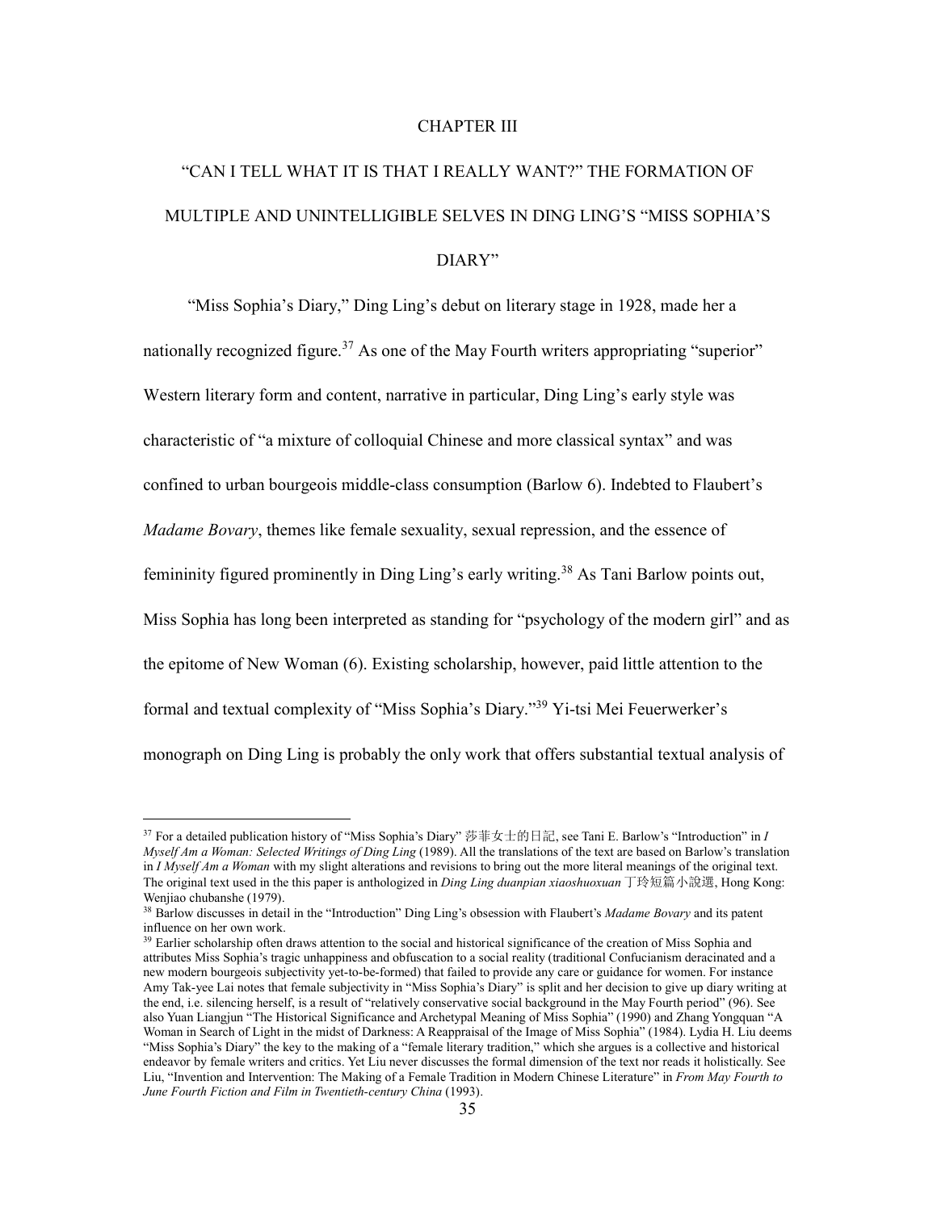# CHAPTER III

## "CAN I TELL WHAT IT IS THAT I REALLY WANT?" THE FORMATION OF MULTIPLE AND UNINTELLIGIBLE SELVES IN DING LING'S "MISS SOPHIA'S DIARY"

"Miss Sophia's Diary," Ding Ling's debut on literary stage in 1928, made her a nationally recognized figure.[37] As one of the May Fourth writers appropriating "superior" Western literary form and content, narrative in particular, Ding Ling's early style was characteristic of "a mixture of colloquial Chinese and more classical syntax" and was confined to urban bourgeois middle-class consumption (Barlow 6). Indebted to Flaubert's *Madame Bovary*, themes like female sexuality, sexual repression, and the essence of femininity figured prominently in Ding Ling's early writing.[38] As Tani Barlow points out, Miss Sophia has long been interpreted as standing for "psychology of the modern girl" and as the epitome of New Woman (6). Existing scholarship, however, paid little attention to the formal and textual complexity of "Miss Sophia's Diary."[39] Yi-tsi Mei Feuerwerker's monograph on Ding Ling is probably the only work that offers substantial textual analysis of

---

[37] For a detailed publication history of "Miss Sophia's Diary" 莎菲女士的日記, see Tani E. Barlow's "Introduction" in *I Myself Am a Woman: Selected Writings of Ding Ling* (1989). All the translations of the text are based on Barlow's translation in *I Myself Am a Woman* with my slight alterations and revisions to bring out the more literal meanings of the original text. The original text used in the this paper is anthologized in *Ding Ling duanpian xiaoshuoxuan* 丁玲短篇小說選, Hong Kong: Wenjiao chubanshe (1979).

[38] Barlow discusses in detail in the "Introduction" Ding Ling's obsession with Flaubert's *Madame Bovary* and its patent influence on her own work.

[39] Earlier scholarship often draws attention to the social and historical significance of the creation of Miss Sophia and attributes Miss Sophia's tragic unhappiness and obfuscation to a social reality (traditional Confucianism deracinated and a new modern bourgeois subjectivity yet-to-be-formed) that failed to provide any care or guidance for women. For instance Amy Tak-yee Lai notes that female subjectivity in "Miss Sophia's Diary" is split and her decision to give up diary writing at the end, i.e. silencing herself, is a result of "relatively conservative social background in the May Fourth period" (96). See also Yuan Liangjun "The Historical Significance and Archetypal Meaning of Miss Sophia" (1990) and Zhang Yongquan "A Woman in Search of Light in the midst of Darkness: A Reappraisal of the Image of Miss Sophia" (1984). Lydia H. Liu deems "Miss Sophia's Diary" the key to the making of a "female literary tradition," which she argues is a collective and historical endeavor by female writers and critics. Yet Liu never discusses the formal dimension of the text nor reads it holistically. See Liu, "Invention and Intervention: The Making of a Female Tradition in Modern Chinese Literature" in *From May Fourth to June Fourth Fiction and Film in Twentieth-century China* (1993).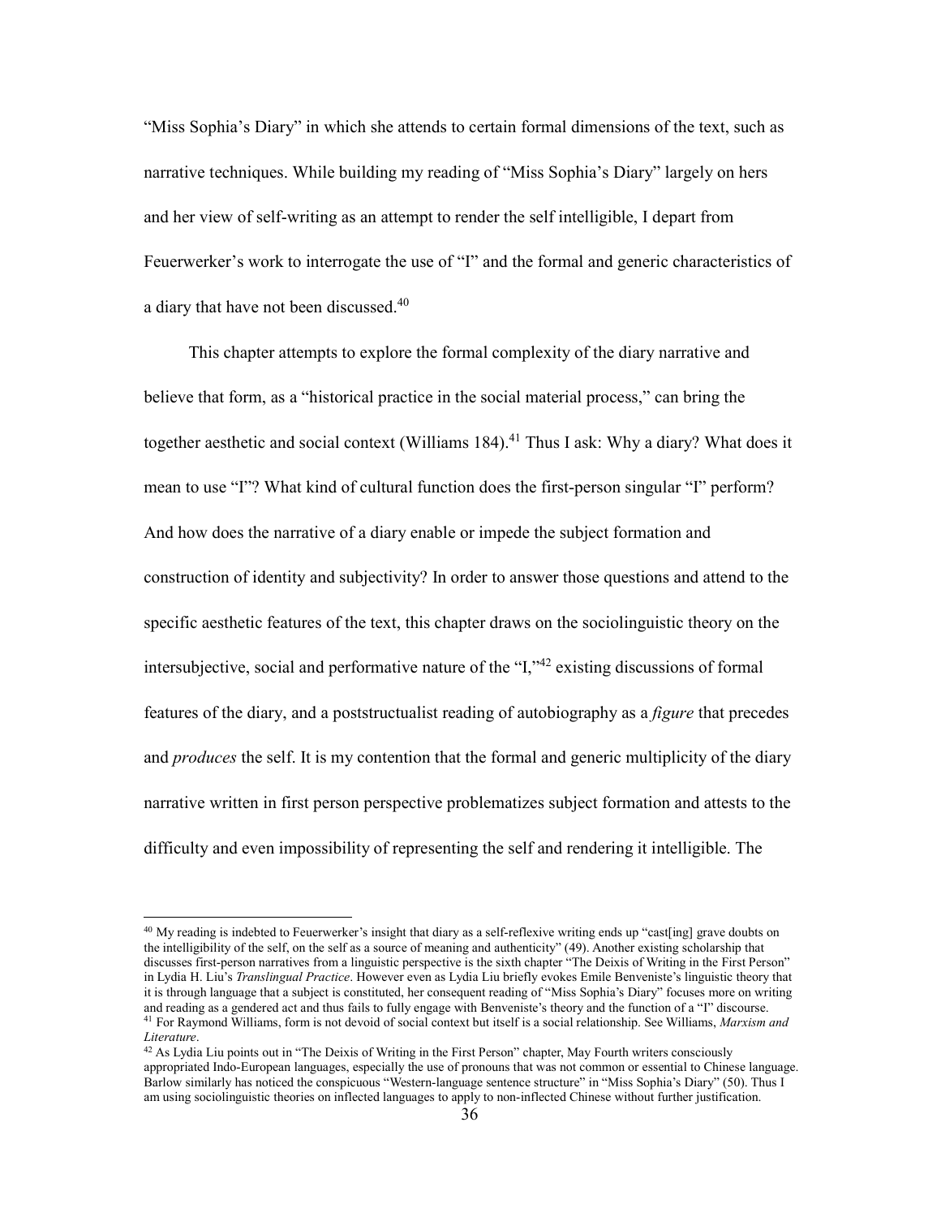"Miss Sophia's Diary" in which she attends to certain formal dimensions of the text, such as narrative techniques. While building my reading of "Miss Sophia's Diary" largely on hers and her view of self-writing as an attempt to render the self intelligible, I depart from Feuerwerker's work to interrogate the use of "I" and the formal and generic characteristics of a diary that have not been discussed.[40]

This chapter attempts to explore the formal complexity of the diary narrative and believe that form, as a "historical practice in the social material process," can bring the together aesthetic and social context (Williams 184).[41] Thus I ask: Why a diary? What does it mean to use "I"? What kind of cultural function does the first-person singular "I" perform? And how does the narrative of a diary enable or impede the subject formation and construction of identity and subjectivity? In order to answer those questions and attend to the specific aesthetic features of the text, this chapter draws on the sociolinguistic theory on the intersubjective, social and performative nature of the "I,"[42] existing discussions of formal features of the diary, and a poststructualist reading of autobiography as a *figure* that precedes and *produces* the self. It is my contention that the formal and generic multiplicity of the diary narrative written in first person perspective problematizes subject formation and attests to the difficulty and even impossibility of representing the self and rendering it intelligible. The

---

[40] My reading is indebted to Feuerwerker's insight that diary as a self-reflexive writing ends up "cast[ing] grave doubts on the intelligibility of the self, on the self as a source of meaning and authenticity" (49). Another existing scholarship that discusses first-person narratives from a linguistic perspective is the sixth chapter "The Deixis of Writing in the First Person" in Lydia H. Liu's *Translingual Practice*. However even as Lydia Liu briefly evokes Emile Benveniste's linguistic theory that it is through language that a subject is constituted, her consequent reading of "Miss Sophia's Diary" focuses more on writing and reading as a gendered act and thus fails to fully engage with Benveniste's theory and the function of a "I" discourse.

[41] For Raymond Williams, form is not devoid of social context but itself is a social relationship. See Williams, *Marxism and Literature*.

[42] As Lydia Liu points out in "The Deixis of Writing in the First Person" chapter, May Fourth writers consciously appropriated Indo-European languages, especially the use of pronouns that was not common or essential to Chinese language. Barlow similarly has noticed the conspicuous "Western-language sentence structure" in "Miss Sophia's Diary" (50). Thus I am using sociolinguistic theories on inflected languages to apply to non-inflected Chinese without further justification.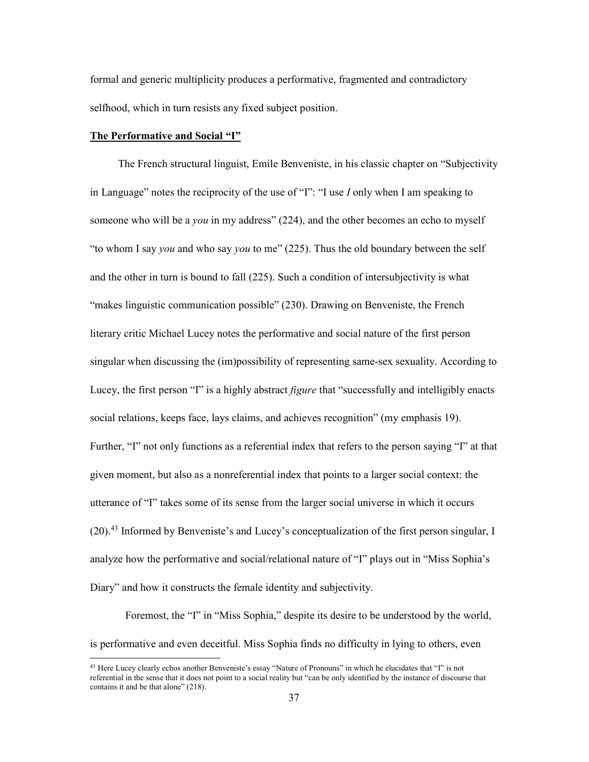formal and generic multiplicity produces a performative, fragmented and contradictory selfhood, which in turn resists any fixed subject position.

**The Performative and Social "I"**

The French structural linguist, Emile Benveniste, in his classic chapter on "Subjectivity in Language" notes the reciprocity of the use of "I": "I use *I* only when I am speaking to someone who will be a *you* in my address" (224), and the other becomes an echo to myself "to whom I say *you* and who say *you* to me" (225). Thus the old boundary between the self and the other in turn is bound to fall (225). Such a condition of intersubjectivity is what "makes linguistic communication possible" (230). Drawing on Benveniste, the French literary critic Michael Lucey notes the performative and social nature of the first person singular when discussing the (im)possibility of representing same-sex sexuality. According to Lucey, the first person "I" is a highly abstract *figure* that "successfully and intelligibly enacts social relations, keeps face, lays claims, and achieves recognition" (my emphasis 19). Further, "I" not only functions as a referential index that refers to the person saying "I" at that given moment, but also as a nonreferential index that points to a larger social context: the utterance of "I" takes some of its sense from the larger social universe in which it occurs (20).[43] Informed by Benveniste's and Lucey's conceptualization of the first person singular, I analyze how the performative and social/relational nature of "I" plays out in "Miss Sophia's Diary" and how it constructs the female identity and subjectivity.

Foremost, the "I" in "Miss Sophia," despite its desire to be understood by the world, is performative and even deceitful. Miss Sophia finds no difficulty in lying to others, even

[43] Here Lucey clearly echos another Benveniste's essay "Nature of Pronouns" in which he elucidates that "I" is not referential in the sense that it does not point to a social reality but "can be only identified by the instance of discourse that contains it and be that alone" (218).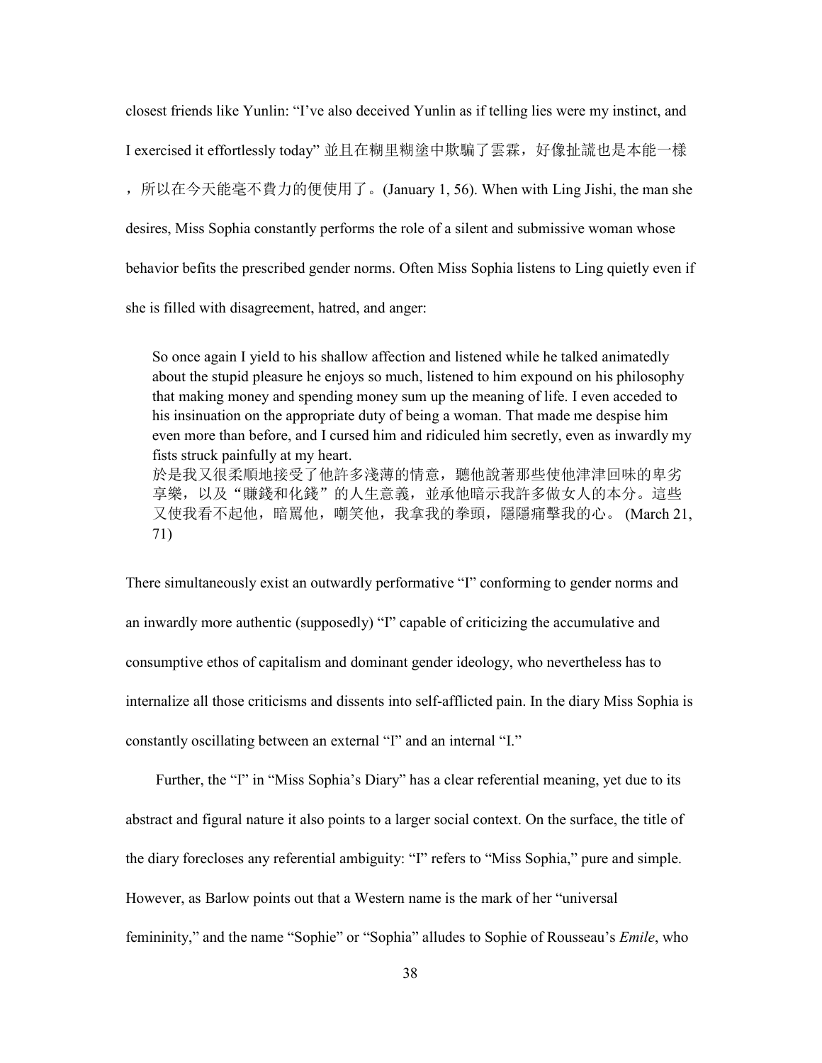closest friends like Yunlin: "I've also deceived Yunlin as if telling lies were my instinct, and I exercised it effortlessly today" 並且在糊里糊塗中欺騙了雲霖，好像扯謊也是本能一樣，所以在今天能毫不費力的便使用了。(January 1, 56). When with Ling Jishi, the man she desires, Miss Sophia constantly performs the role of a silent and submissive woman whose behavior befits the prescribed gender norms. Often Miss Sophia listens to Ling quietly even if she is filled with disagreement, hatred, and anger:

> So once again I yield to his shallow affection and listened while he talked animatedly about the stupid pleasure he enjoys so much, listened to him expound on his philosophy that making money and spending money sum up the meaning of life. I even acceded to his insinuation on the appropriate duty of being a woman. That made me despise him even more than before, and I cursed him and ridiculed him secretly, even as inwardly my fists struck painfully at my heart.
> 於是我又很柔順地接受了他許多淺薄的情意，聽他說著那些使他津津回味的卑劣享樂，以及"賺錢和化錢"的人生意義，並承他暗示我許多做女人的本分。這些又使我看不起他，暗罵他，嘲笑他，我拿我的拳頭，隱隱痛擊我的心。(March 21, 71)

There simultaneously exist an outwardly performative "I" conforming to gender norms and an inwardly more authentic (supposedly) "I" capable of criticizing the accumulative and consumptive ethos of capitalism and dominant gender ideology, who nevertheless has to internalize all those criticisms and dissents into self-afflicted pain. In the diary Miss Sophia is constantly oscillating between an external "I" and an internal "I."

Further, the "I" in "Miss Sophia's Diary" has a clear referential meaning, yet due to its abstract and figural nature it also points to a larger social context. On the surface, the title of the diary forecloses any referential ambiguity: "I" refers to "Miss Sophia," pure and simple. However, as Barlow points out that a Western name is the mark of her "universal femininity," and the name "Sophie" or "Sophia" alludes to Sophie of Rousseau's *Emile*, who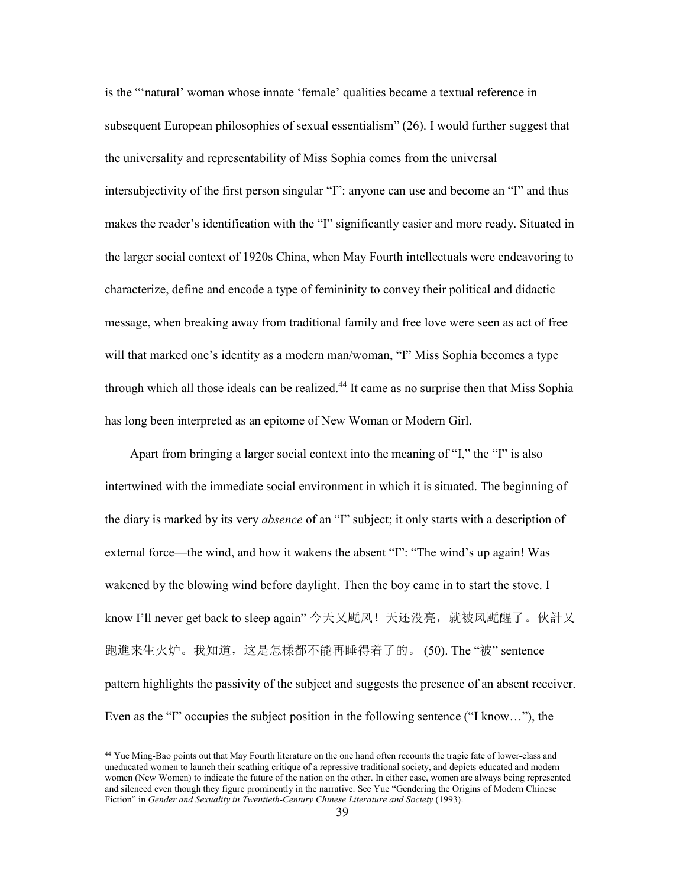is the "'natural' woman whose innate 'female' qualities became a textual reference in subsequent European philosophies of sexual essentialism" (26). I would further suggest that the universality and representability of Miss Sophia comes from the universal intersubjectivity of the first person singular "I": anyone can use and become an "I" and thus makes the reader's identification with the "I" significantly easier and more ready. Situated in the larger social context of 1920s China, when May Fourth intellectuals were endeavoring to characterize, define and encode a type of femininity to convey their political and didactic message, when breaking away from traditional family and free love were seen as act of free will that marked one's identity as a modern man/woman, "I" Miss Sophia becomes a type through which all those ideals can be realized.[44] It came as no surprise then that Miss Sophia has long been interpreted as an epitome of New Woman or Modern Girl.

Apart from bringing a larger social context into the meaning of "I," the "I" is also intertwined with the immediate social environment in which it is situated. The beginning of the diary is marked by its very *absence* of an "I" subject; it only starts with a description of external force—the wind, and how it wakens the absent "I": "The wind's up again! Was wakened by the blowing wind before daylight. Then the boy came in to start the stove. I know I'll never get back to sleep again" 今天又颳风！天还没亮，就被风颳醒了。伙計又跑進来生火炉。我知道，这是怎樣都不能再睡得着了的。 (50). The "被" sentence pattern highlights the passivity of the subject and suggests the presence of an absent receiver. Even as the "I" occupies the subject position in the following sentence ("I know…"), the

---

[44] Yue Ming-Bao points out that May Fourth literature on the one hand often recounts the tragic fate of lower-class and uneducated women to launch their scathing critique of a repressive traditional society, and depicts educated and modern women (New Women) to indicate the future of the nation on the other. In either case, women are always being represented and silenced even though they figure prominently in the narrative. See Yue "Gendering the Origins of Modern Chinese Fiction" in *Gender and Sexuality in Twentieth-Century Chinese Literature and Society* (1993).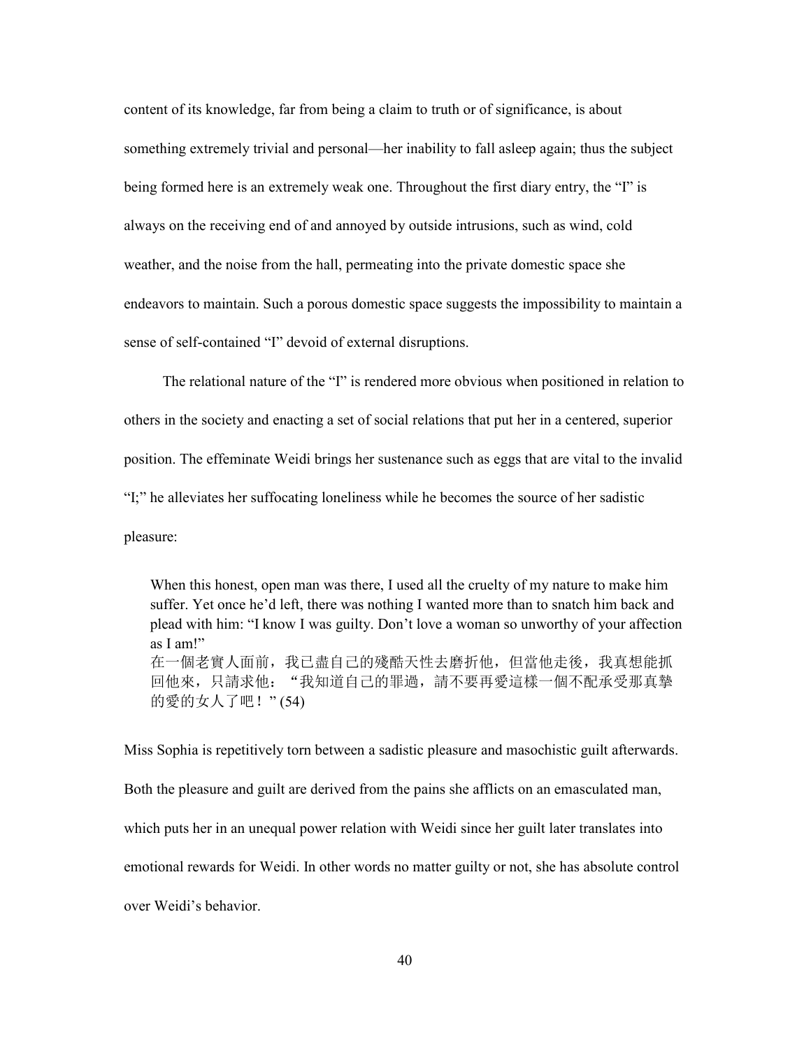content of its knowledge, far from being a claim to truth or of significance, is about something extremely trivial and personal—her inability to fall asleep again; thus the subject being formed here is an extremely weak one. Throughout the first diary entry, the "I" is always on the receiving end of and annoyed by outside intrusions, such as wind, cold weather, and the noise from the hall, permeating into the private domestic space she endeavors to maintain. Such a porous domestic space suggests the impossibility to maintain a sense of self-contained "I" devoid of external disruptions.

The relational nature of the "I" is rendered more obvious when positioned in relation to others in the society and enacting a set of social relations that put her in a centered, superior position. The effeminate Weidi brings her sustenance such as eggs that are vital to the invalid "I;" he alleviates her suffocating loneliness while he becomes the source of her sadistic pleasure:

> When this honest, open man was there, I used all the cruelty of my nature to make him suffer. Yet once he'd left, there was nothing I wanted more than to snatch him back and plead with him: "I know I was guilty. Don't love a woman so unworthy of your affection as I am!"
> 在一個老實人面前，我已盡自己的殘酷天性去磨折他，但當他走後，我真想能抓回他來，只請求他："我知道自己的罪過，請不要再愛這樣一個不配承受那真摯的愛的女人了吧！" (54)

Miss Sophia is repetitively torn between a sadistic pleasure and masochistic guilt afterwards. Both the pleasure and guilt are derived from the pains she afflicts on an emasculated man, which puts her in an unequal power relation with Weidi since her guilt later translates into emotional rewards for Weidi. In other words no matter guilty or not, she has absolute control over Weidi's behavior.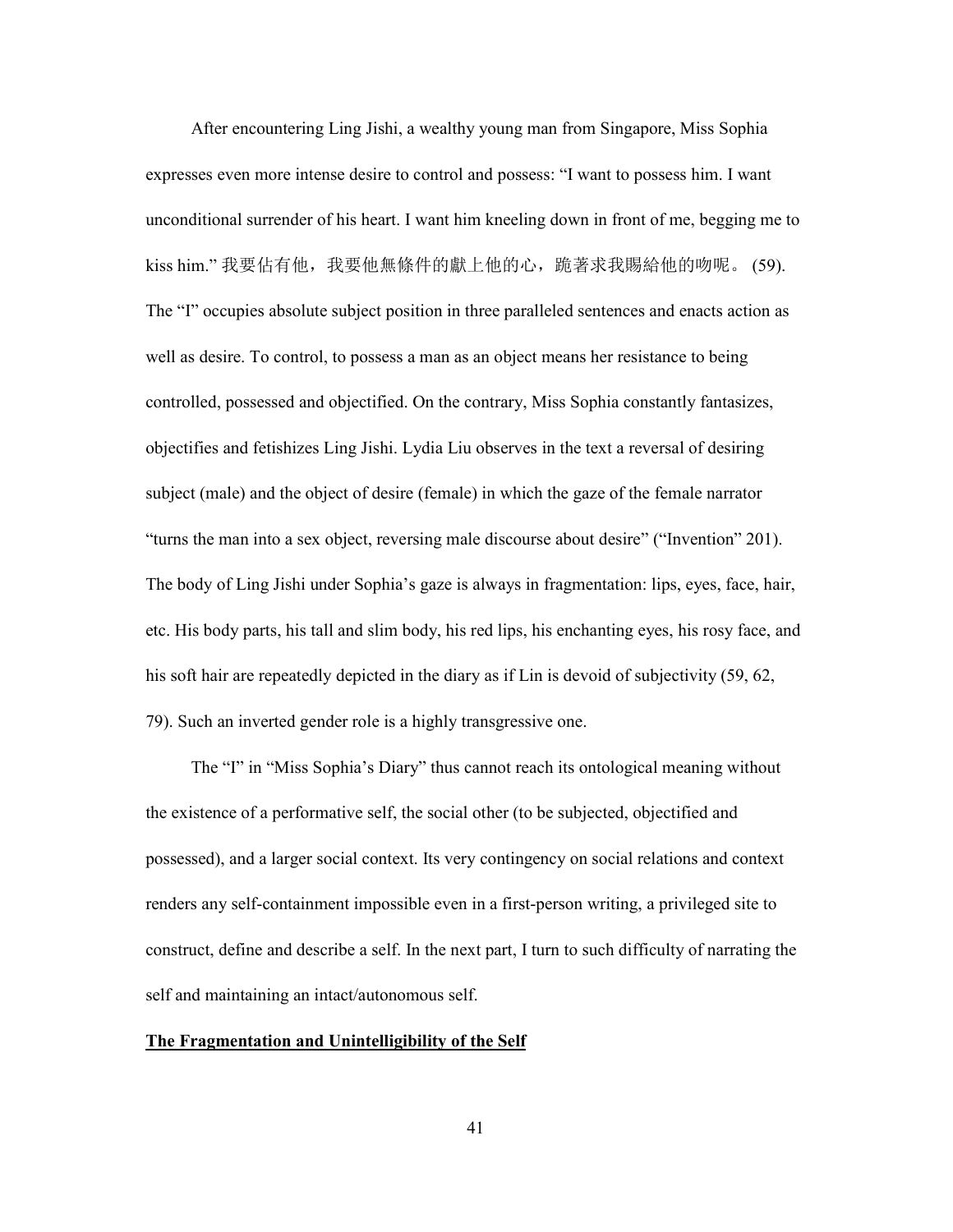After encountering Ling Jishi, a wealthy young man from Singapore, Miss Sophia expresses even more intense desire to control and possess: "I want to possess him. I want unconditional surrender of his heart. I want him kneeling down in front of me, begging me to kiss him." 我要佔有他，我要他無條件的獻上他的心，跪著求我賜給他的吻呢。 (59). The "I" occupies absolute subject position in three paralleled sentences and enacts action as well as desire. To control, to possess a man as an object means her resistance to being controlled, possessed and objectified. On the contrary, Miss Sophia constantly fantasizes, objectifies and fetishizes Ling Jishi. Lydia Liu observes in the text a reversal of desiring subject (male) and the object of desire (female) in which the gaze of the female narrator "turns the man into a sex object, reversing male discourse about desire" ("Invention" 201). The body of Ling Jishi under Sophia's gaze is always in fragmentation: lips, eyes, face, hair, etc. His body parts, his tall and slim body, his red lips, his enchanting eyes, his rosy face, and his soft hair are repeatedly depicted in the diary as if Lin is devoid of subjectivity (59, 62, 79). Such an inverted gender role is a highly transgressive one.

The "I" in "Miss Sophia's Diary" thus cannot reach its ontological meaning without the existence of a performative self, the social other (to be subjected, objectified and possessed), and a larger social context. Its very contingency on social relations and context renders any self-containment impossible even in a first-person writing, a privileged site to construct, define and describe a self. In the next part, I turn to such difficulty of narrating the self and maintaining an intact/autonomous self.

## The Fragmentation and Unintelligibility of the Self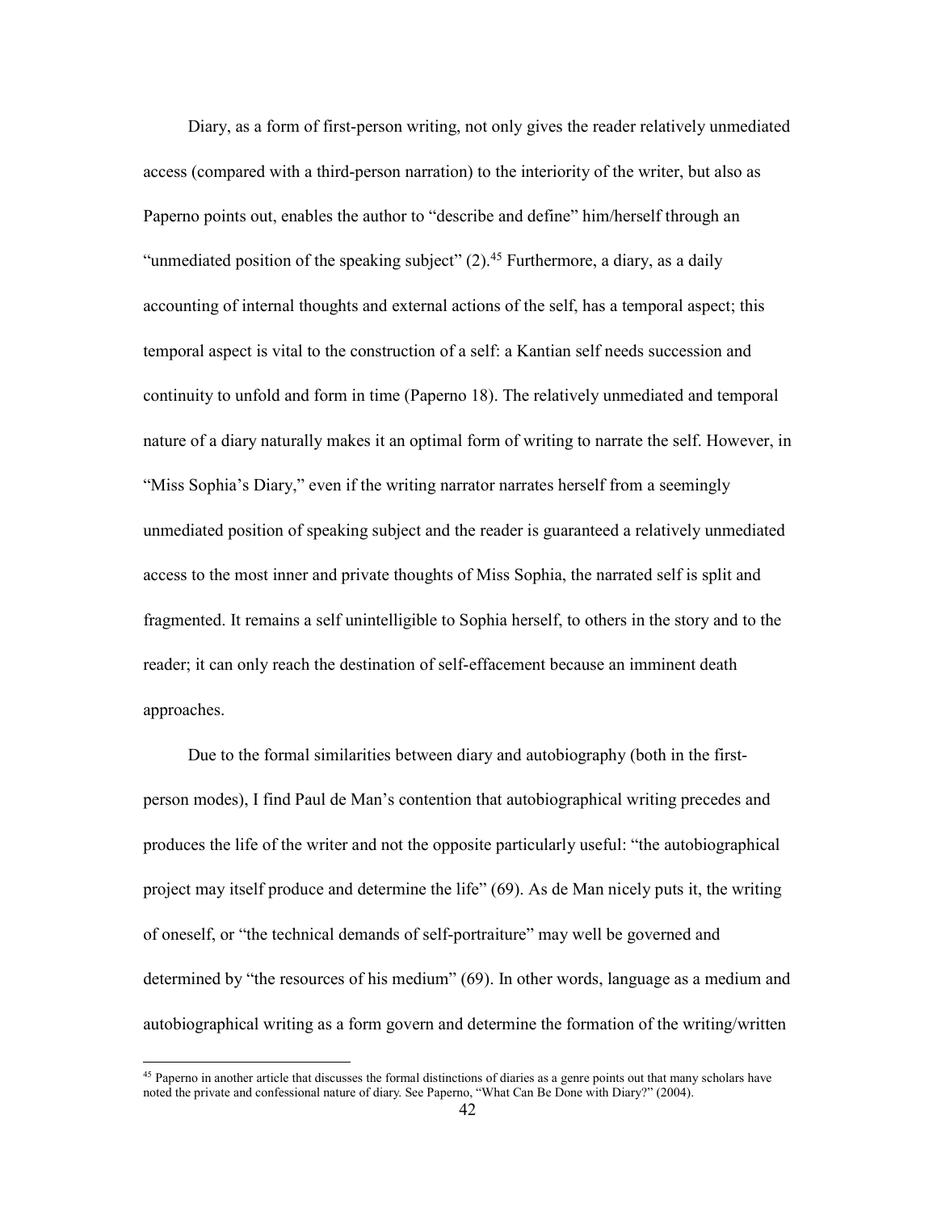Diary, as a form of first-person writing, not only gives the reader relatively unmediated access (compared with a third-person narration) to the interiority of the writer, but also as Paperno points out, enables the author to "describe and define" him/herself through an "unmediated position of the speaking subject" (2).[45] Furthermore, a diary, as a daily accounting of internal thoughts and external actions of the self, has a temporal aspect; this temporal aspect is vital to the construction of a self: a Kantian self needs succession and continuity to unfold and form in time (Paperno 18). The relatively unmediated and temporal nature of a diary naturally makes it an optimal form of writing to narrate the self. However, in "Miss Sophia's Diary," even if the writing narrator narrates herself from a seemingly unmediated position of speaking subject and the reader is guaranteed a relatively unmediated access to the most inner and private thoughts of Miss Sophia, the narrated self is split and fragmented. It remains a self unintelligible to Sophia herself, to others in the story and to the reader; it can only reach the destination of self-effacement because an imminent death approaches.

Due to the formal similarities between diary and autobiography (both in the first-person modes), I find Paul de Man's contention that autobiographical writing precedes and produces the life of the writer and not the opposite particularly useful: "the autobiographical project may itself produce and determine the life" (69). As de Man nicely puts it, the writing of oneself, or "the technical demands of self-portraiture" may well be governed and determined by "the resources of his medium" (69). In other words, language as a medium and autobiographical writing as a form govern and determine the formation of the writing/written

[45] Paperno in another article that discusses the formal distinctions of diaries as a genre points out that many scholars have noted the private and confessional nature of diary. See Paperno, "What Can Be Done with Diary?" (2004).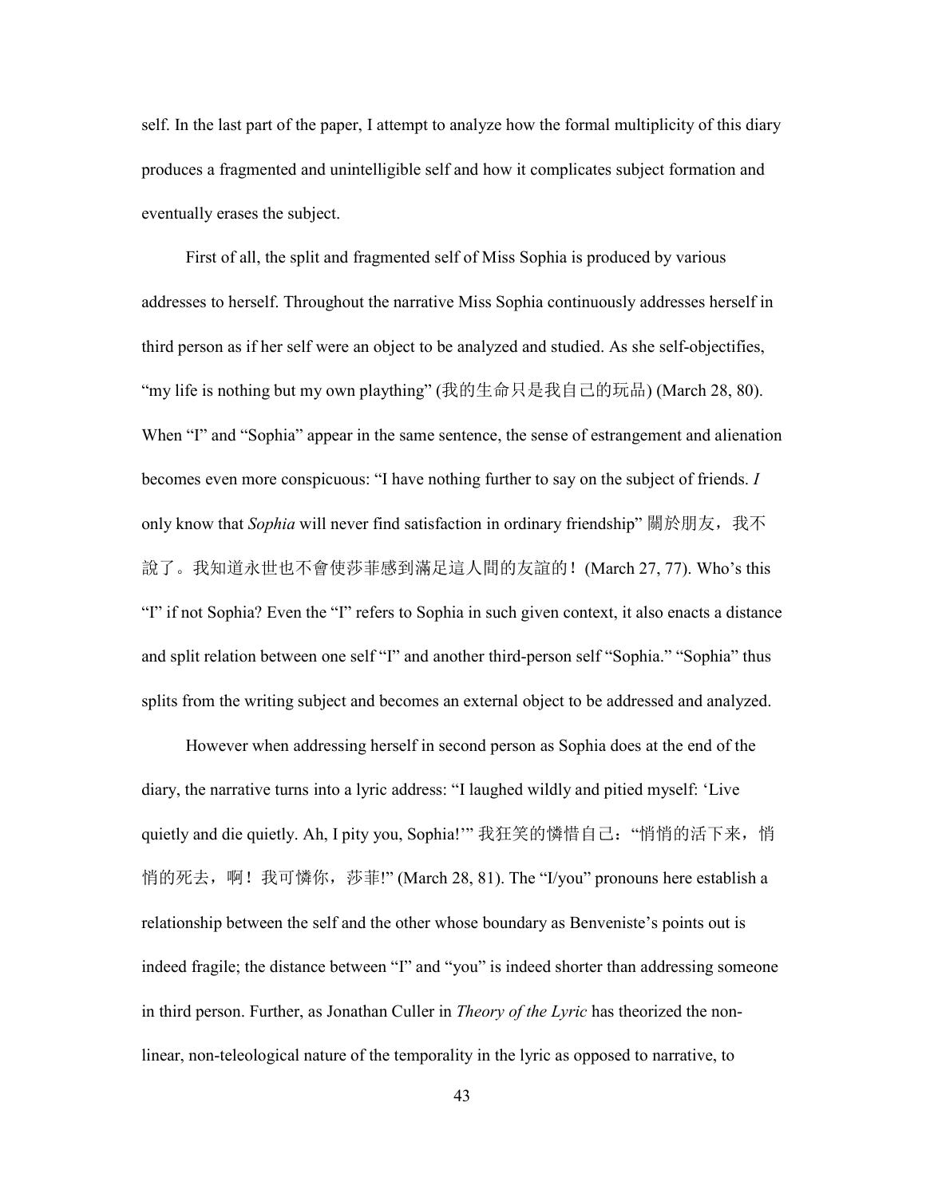self. In the last part of the paper, I attempt to analyze how the formal multiplicity of this diary produces a fragmented and unintelligible self and how it complicates subject formation and eventually erases the subject.

First of all, the split and fragmented self of Miss Sophia is produced by various addresses to herself. Throughout the narrative Miss Sophia continuously addresses herself in third person as if her self were an object to be analyzed and studied. As she self-objectifies, "my life is nothing but my own plaything" (我的生命只是我自己的玩品) (March 28, 80). When "I" and "Sophia" appear in the same sentence, the sense of estrangement and alienation becomes even more conspicuous: "I have nothing further to say on the subject of friends. *I* only know that *Sophia* will never find satisfaction in ordinary friendship" 關於朋友，我不說了。我知道永世也不會使莎菲感到滿足這人間的友誼的！(March 27, 77). Who's this "I" if not Sophia? Even the "I" refers to Sophia in such given context, it also enacts a distance and split relation between one self "I" and another third-person self "Sophia." "Sophia" thus splits from the writing subject and becomes an external object to be addressed and analyzed.

However when addressing herself in second person as Sophia does at the end of the diary, the narrative turns into a lyric address: "I laughed wildly and pitied myself: 'Live quietly and die quietly. Ah, I pity you, Sophia!'" 我狂笑的憐惜自己："悄悄的活下来，悄悄的死去，啊！我可憐你，莎菲!" (March 28, 81). The "I/you" pronouns here establish a relationship between the self and the other whose boundary as Benveniste's points out is indeed fragile; the distance between "I" and "you" is indeed shorter than addressing someone in third person. Further, as Jonathan Culler in *Theory of the Lyric* has theorized the non-linear, non-teleological nature of the temporality in the lyric as opposed to narrative, to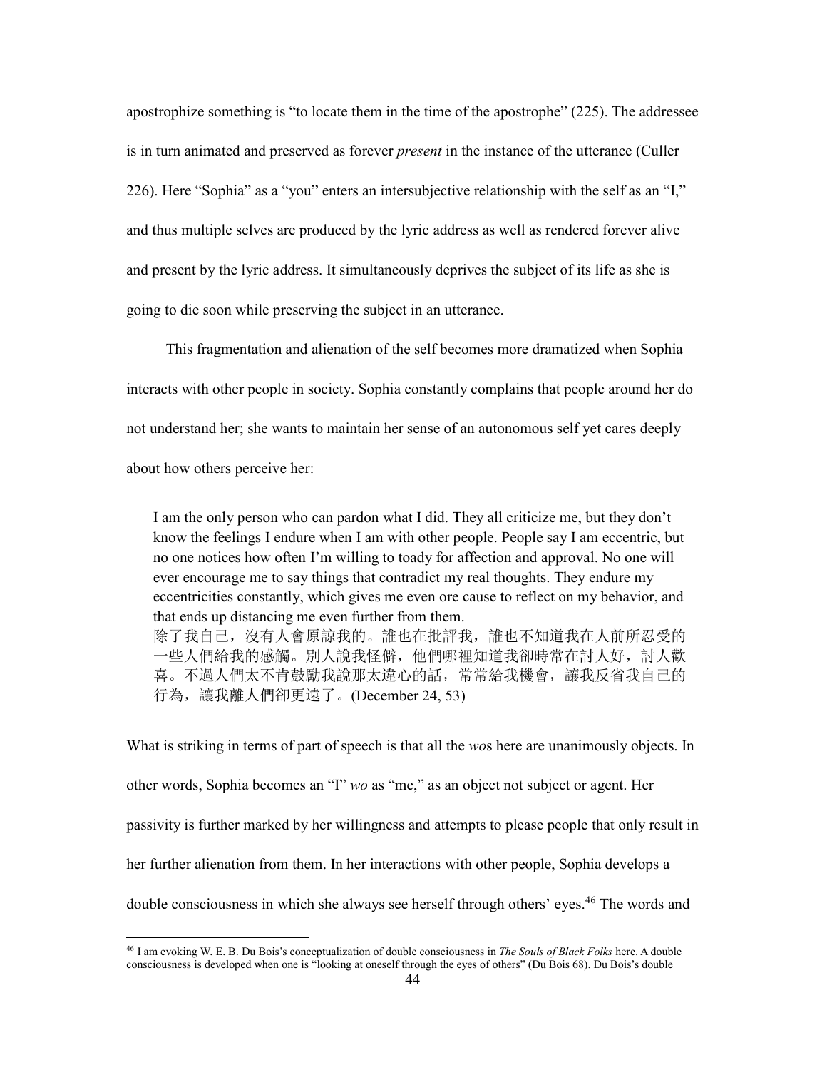apostrophize something is "to locate them in the time of the apostrophe" (225). The addressee is in turn animated and preserved as forever *present* in the instance of the utterance (Culler 226). Here "Sophia" as a "you" enters an intersubjective relationship with the self as an "I," and thus multiple selves are produced by the lyric address as well as rendered forever alive and present by the lyric address. It simultaneously deprives the subject of its life as she is going to die soon while preserving the subject in an utterance.

This fragmentation and alienation of the self becomes more dramatized when Sophia interacts with other people in society. Sophia constantly complains that people around her do not understand her; she wants to maintain her sense of an autonomous self yet cares deeply about how others perceive her:

> I am the only person who can pardon what I did. They all criticize me, but they don't know the feelings I endure when I am with other people. People say I am eccentric, but no one notices how often I'm willing to toady for affection and approval. No one will ever encourage me to say things that contradict my real thoughts. They endure my eccentricities constantly, which gives me even ore cause to reflect on my behavior, and that ends up distancing me even further from them.
> 除了我自己，沒有人會原諒我的。誰也在批評我，誰也不知道我在人前所忍受的一些人們給我的感觸。別人說我怪僻，他們哪裡知道我卻時常在討人好，討人歡喜。不過人們太不肯鼓勵我說那太違心的話，常常給我機會，讓我反省我自己的行為，讓我離人們卻更遠了。(December 24, 53)

What is striking in terms of part of speech is that all the *wo*s here are unanimously objects. In other words, Sophia becomes an "I" *wo* as "me," as an object not subject or agent. Her passivity is further marked by her willingness and attempts to please people that only result in her further alienation from them. In her interactions with other people, Sophia develops a double consciousness in which she always see herself through others' eyes.[46] The words and

[46] I am evoking W. E. B. Du Bois's conceptualization of double consciousness in *The Souls of Black Folks* here. A double consciousness is developed when one is "looking at oneself through the eyes of others" (Du Bois 68). Du Bois's double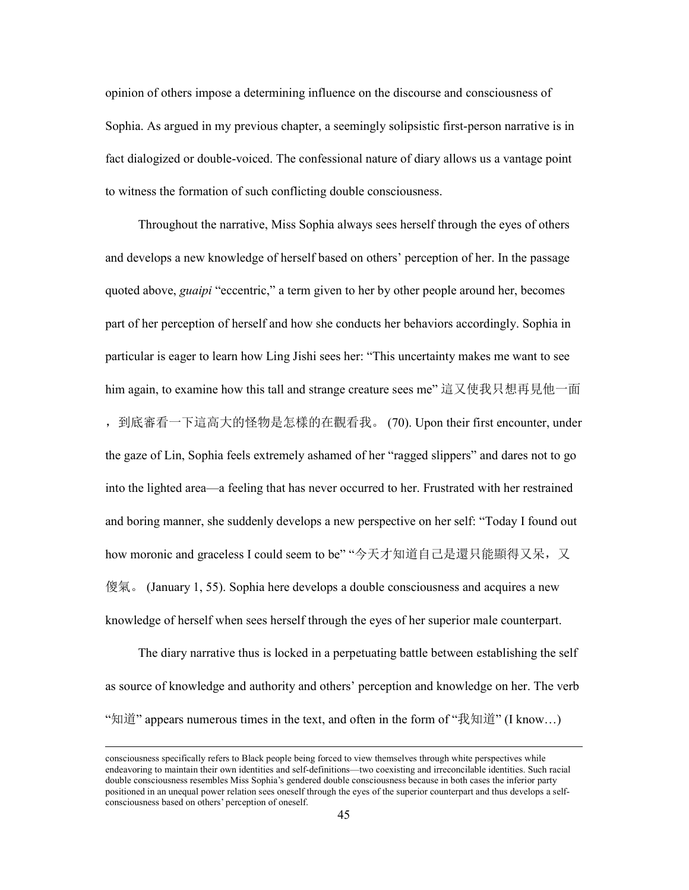opinion of others impose a determining influence on the discourse and consciousness of Sophia. As argued in my previous chapter, a seemingly solipsistic first-person narrative is in fact dialogized or double-voiced. The confessional nature of diary allows us a vantage point to witness the formation of such conflicting double consciousness.

Throughout the narrative, Miss Sophia always sees herself through the eyes of others and develops a new knowledge of herself based on others' perception of her. In the passage quoted above, *guaipi* "eccentric," a term given to her by other people around her, becomes part of her perception of herself and how she conducts her behaviors accordingly. Sophia in particular is eager to learn how Ling Jishi sees her: "This uncertainty makes me want to see him again, to examine how this tall and strange creature sees me" 這又使我只想再見他一面，到底審看一下這高大的怪物是怎樣的在觀看我。 (70). Upon their first encounter, under the gaze of Lin, Sophia feels extremely ashamed of her "ragged slippers" and dares not to go into the lighted area—a feeling that has never occurred to her. Frustrated with her restrained and boring manner, she suddenly develops a new perspective on her self: "Today I found out how moronic and graceless I could seem to be" "今天才知道自己是還只能顯得又呆，又傻氣。 (January 1, 55). Sophia here develops a double consciousness and acquires a new knowledge of herself when sees herself through the eyes of her superior male counterpart.

The diary narrative thus is locked in a perpetuating battle between establishing the self as source of knowledge and authority and others' perception and knowledge on her. The verb "知道" appears numerous times in the text, and often in the form of "我知道" (I know…)

---

consciousness specifically refers to Black people being forced to view themselves through white perspectives while endeavoring to maintain their own identities and self-definitions—two coexisting and irreconcilable identities. Such racial double consciousness resembles Miss Sophia's gendered double consciousness because in both cases the inferior party positioned in an unequal power relation sees oneself through the eyes of the superior counterpart and thus develops a self-consciousness based on others' perception of oneself.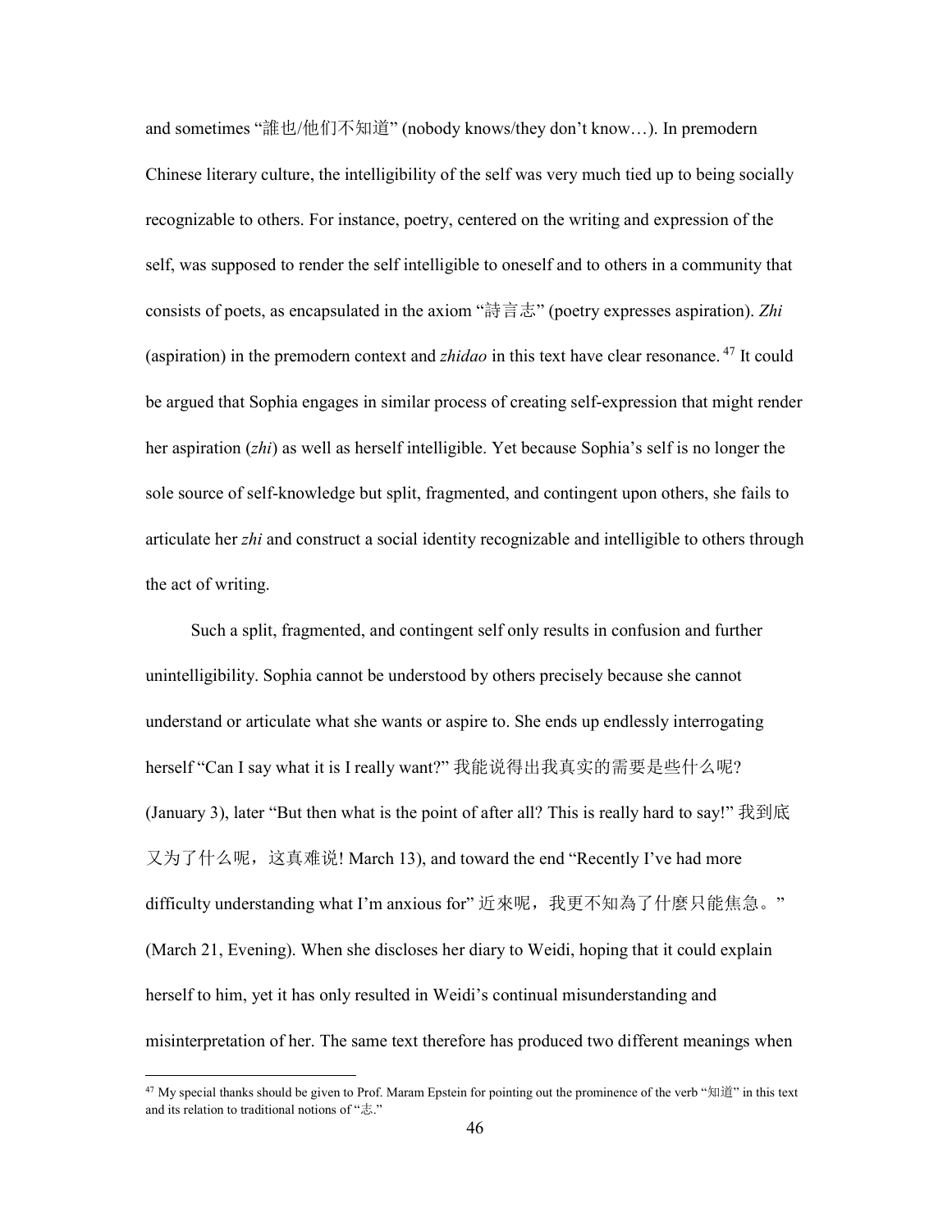and sometimes "誰也/他们不知道" (nobody knows/they don't know…). In premodern Chinese literary culture, the intelligibility of the self was very much tied up to being socially recognizable to others. For instance, poetry, centered on the writing and expression of the self, was supposed to render the self intelligible to oneself and to others in a community that consists of poets, as encapsulated in the axiom "詩言志" (poetry expresses aspiration). *Zhi* (aspiration) in the premodern context and *zhidao* in this text have clear resonance.[47] It could be argued that Sophia engages in similar process of creating self-expression that might render her aspiration (*zhi*) as well as herself intelligible. Yet because Sophia's self is no longer the sole source of self-knowledge but split, fragmented, and contingent upon others, she fails to articulate her *zhi* and construct a social identity recognizable and intelligible to others through the act of writing.

Such a split, fragmented, and contingent self only results in confusion and further unintelligibility. Sophia cannot be understood by others precisely because she cannot understand or articulate what she wants or aspire to. She ends up endlessly interrogating herself "Can I say what it is I really want?" 我能说得出我真实的需要是些什么呢? (January 3), later "But then what is the point of after all? This is really hard to say!" 我到底又为了什么呢，这真难说! March 13), and toward the end "Recently I've had more difficulty understanding what I'm anxious for" 近來呢，我更不知為了什麼只能焦急。" (March 21, Evening). When she discloses her diary to Weidi, hoping that it could explain herself to him, yet it has only resulted in Weidi's continual misunderstanding and misinterpretation of her. The same text therefore has produced two different meanings when

[47] My special thanks should be given to Prof. Maram Epstein for pointing out the prominence of the verb "知道" in this text and its relation to traditional notions of "志."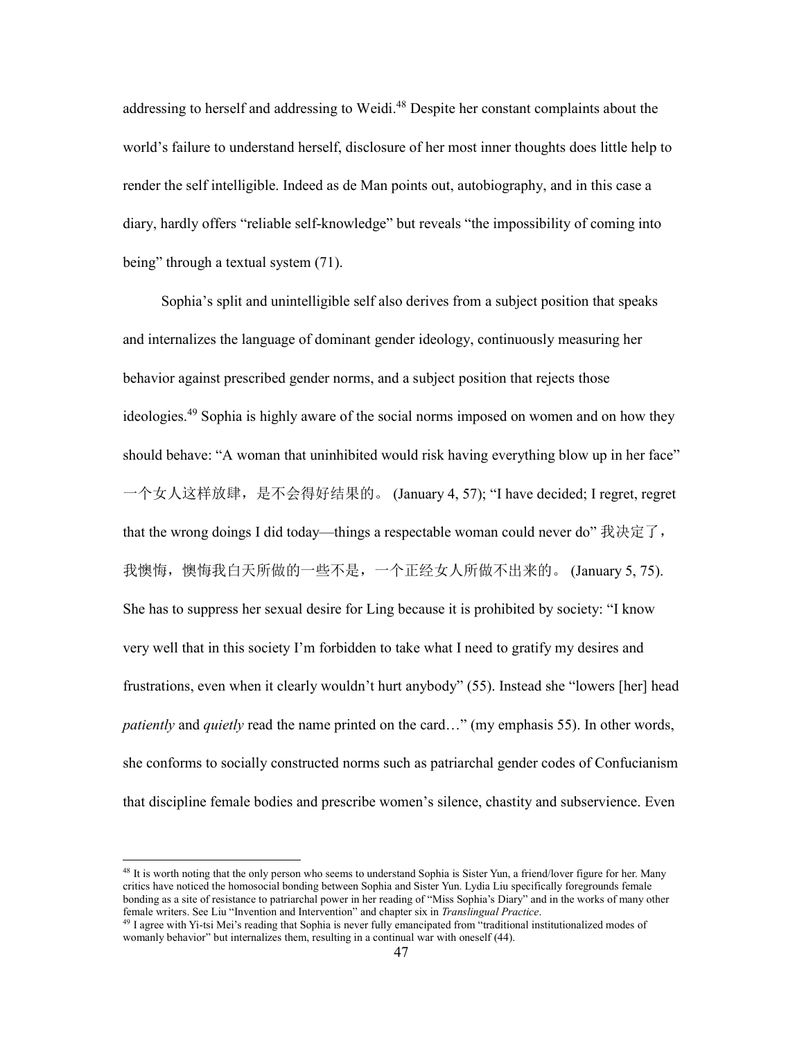addressing to herself and addressing to Weidi.[48] Despite her constant complaints about the world's failure to understand herself, disclosure of her most inner thoughts does little help to render the self intelligible. Indeed as de Man points out, autobiography, and in this case a diary, hardly offers "reliable self-knowledge" but reveals "the impossibility of coming into being" through a textual system (71).

Sophia's split and unintelligible self also derives from a subject position that speaks and internalizes the language of dominant gender ideology, continuously measuring her behavior against prescribed gender norms, and a subject position that rejects those ideologies.[49] Sophia is highly aware of the social norms imposed on women and on how they should behave: "A woman that uninhibited would risk having everything blow up in her face" 一个女人这样放肆，是不会得好结果的。 (January 4, 57); "I have decided; I regret, regret that the wrong doings I did today—things a respectable woman could never do" 我决定了，我懊悔，懊悔我白天所做的一些不是，一个正经女人所做不出来的。 (January 5, 75). She has to suppress her sexual desire for Ling because it is prohibited by society: "I know very well that in this society I'm forbidden to take what I need to gratify my desires and frustrations, even when it clearly wouldn't hurt anybody" (55). Instead she "lowers [her] head *patiently* and *quietly* read the name printed on the card…" (my emphasis 55). In other words, she conforms to socially constructed norms such as patriarchal gender codes of Confucianism that discipline female bodies and prescribe women's silence, chastity and subservience. Even

[48] It is worth noting that the only person who seems to understand Sophia is Sister Yun, a friend/lover figure for her. Many critics have noticed the homosocial bonding between Sophia and Sister Yun. Lydia Liu specifically foregrounds female bonding as a site of resistance to patriarchal power in her reading of "Miss Sophia's Diary" and in the works of many other female writers. See Liu "Invention and Intervention" and chapter six in *Translingual Practice*.

[49] I agree with Yi-tsi Mei's reading that Sophia is never fully emancipated from "traditional institutionalized modes of womanly behavior" but internalizes them, resulting in a continual war with oneself (44).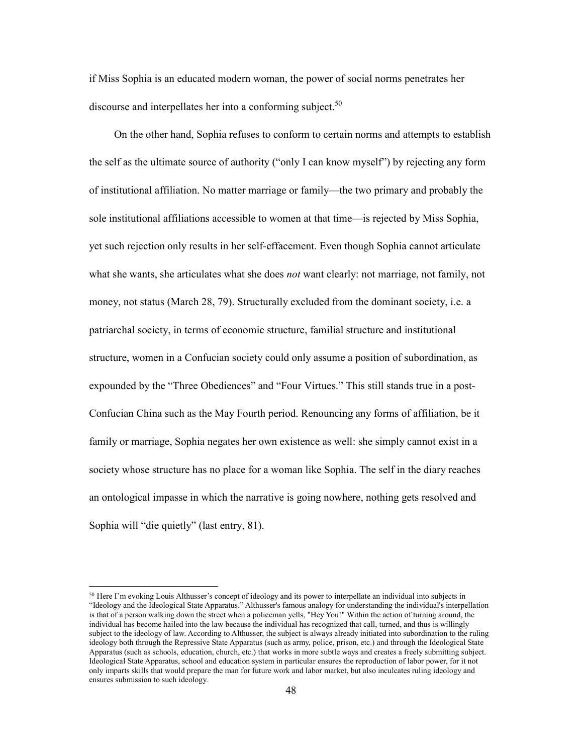if Miss Sophia is an educated modern woman, the power of social norms penetrates her discourse and interpellates her into a conforming subject.[50]

On the other hand, Sophia refuses to conform to certain norms and attempts to establish the self as the ultimate source of authority ("only I can know myself") by rejecting any form of institutional affiliation. No matter marriage or family—the two primary and probably the sole institutional affiliations accessible to women at that time—is rejected by Miss Sophia, yet such rejection only results in her self-effacement. Even though Sophia cannot articulate what she wants, she articulates what she does *not* want clearly: not marriage, not family, not money, not status (March 28, 79). Structurally excluded from the dominant society, i.e. a patriarchal society, in terms of economic structure, familial structure and institutional structure, women in a Confucian society could only assume a position of subordination, as expounded by the "Three Obediences" and "Four Virtues." This still stands true in a post-Confucian China such as the May Fourth period. Renouncing any forms of affiliation, be it family or marriage, Sophia negates her own existence as well: she simply cannot exist in a society whose structure has no place for a woman like Sophia. The self in the diary reaches an ontological impasse in which the narrative is going nowhere, nothing gets resolved and Sophia will "die quietly" (last entry, 81).

---

[50] Here I'm evoking Louis Althusser's concept of ideology and its power to interpellate an individual into subjects in "Ideology and the Ideological State Apparatus." Althusser's famous analogy for understanding the individual's interpellation is that of a person walking down the street when a policeman yells, "Hey You!" Within the action of turning around, the individual has become hailed into the law because the individual has recognized that call, turned, and thus is willingly subject to the ideology of law. According to Althusser, the subject is always already initiated into subordination to the ruling ideology both through the Repressive State Apparatus (such as army, police, prison, etc.) and through the Ideological State Apparatus (such as schools, education, church, etc.) that works in more subtle ways and creates a freely submitting subject. Ideological State Apparatus, school and education system in particular ensures the reproduction of labor power, for it not only imparts skills that would prepare the man for future work and labor market, but also inculcates ruling ideology and ensures submission to such ideology.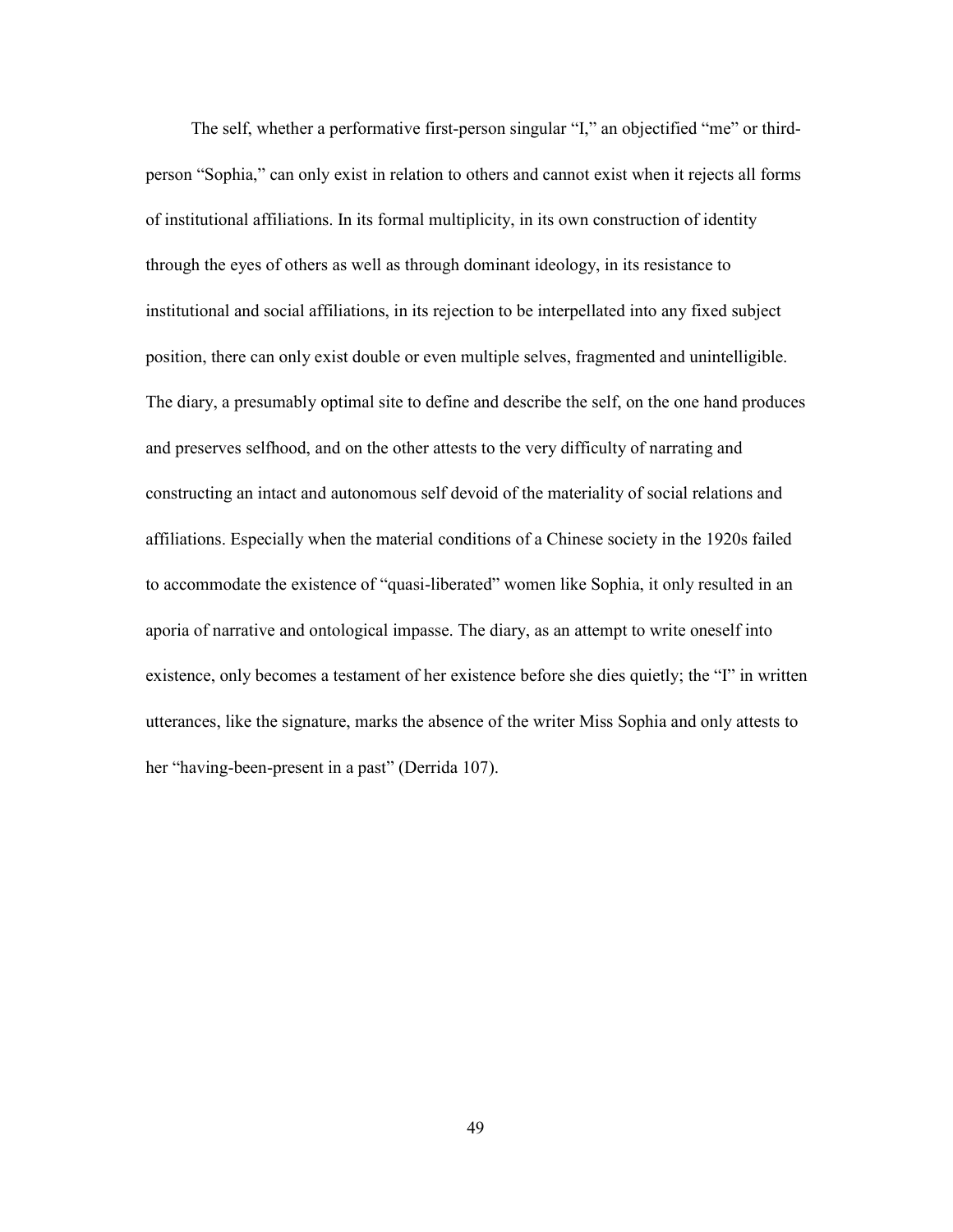The self, whether a performative first-person singular "I," an objectified "me" or third-person "Sophia," can only exist in relation to others and cannot exist when it rejects all forms of institutional affiliations. In its formal multiplicity, in its own construction of identity through the eyes of others as well as through dominant ideology, in its resistance to institutional and social affiliations, in its rejection to be interpellated into any fixed subject position, there can only exist double or even multiple selves, fragmented and unintelligible. The diary, a presumably optimal site to define and describe the self, on the one hand produces and preserves selfhood, and on the other attests to the very difficulty of narrating and constructing an intact and autonomous self devoid of the materiality of social relations and affiliations. Especially when the material conditions of a Chinese society in the 1920s failed to accommodate the existence of "quasi-liberated" women like Sophia, it only resulted in an aporia of narrative and ontological impasse. The diary, as an attempt to write oneself into existence, only becomes a testament of her existence before she dies quietly; the "I" in written utterances, like the signature, marks the absence of the writer Miss Sophia and only attests to her "having-been-present in a past" (Derrida 107).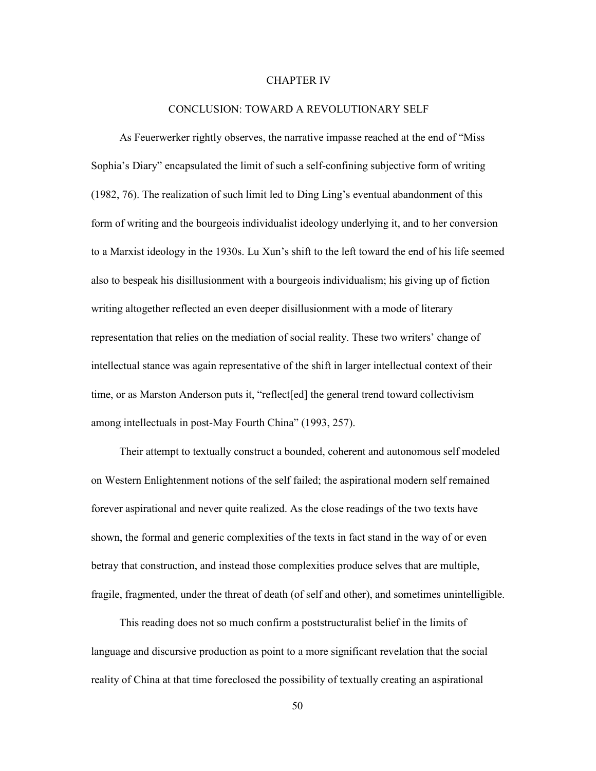# CHAPTER IV

## CONCLUSION: TOWARD A REVOLUTIONARY SELF

As Feuerwerker rightly observes, the narrative impasse reached at the end of "Miss Sophia's Diary" encapsulated the limit of such a self-confining subjective form of writing (1982, 76). The realization of such limit led to Ding Ling's eventual abandonment of this form of writing and the bourgeois individualist ideology underlying it, and to her conversion to a Marxist ideology in the 1930s. Lu Xun's shift to the left toward the end of his life seemed also to bespeak his disillusionment with a bourgeois individualism; his giving up of fiction writing altogether reflected an even deeper disillusionment with a mode of literary representation that relies on the mediation of social reality. These two writers' change of intellectual stance was again representative of the shift in larger intellectual context of their time, or as Marston Anderson puts it, "reflect[ed] the general trend toward collectivism among intellectuals in post-May Fourth China" (1993, 257).

Their attempt to textually construct a bounded, coherent and autonomous self modeled on Western Enlightenment notions of the self failed; the aspirational modern self remained forever aspirational and never quite realized. As the close readings of the two texts have shown, the formal and generic complexities of the texts in fact stand in the way of or even betray that construction, and instead those complexities produce selves that are multiple, fragile, fragmented, under the threat of death (of self and other), and sometimes unintelligible.

This reading does not so much confirm a poststructuralist belief in the limits of language and discursive production as point to a more significant revelation that the social reality of China at that time foreclosed the possibility of textually creating an aspirational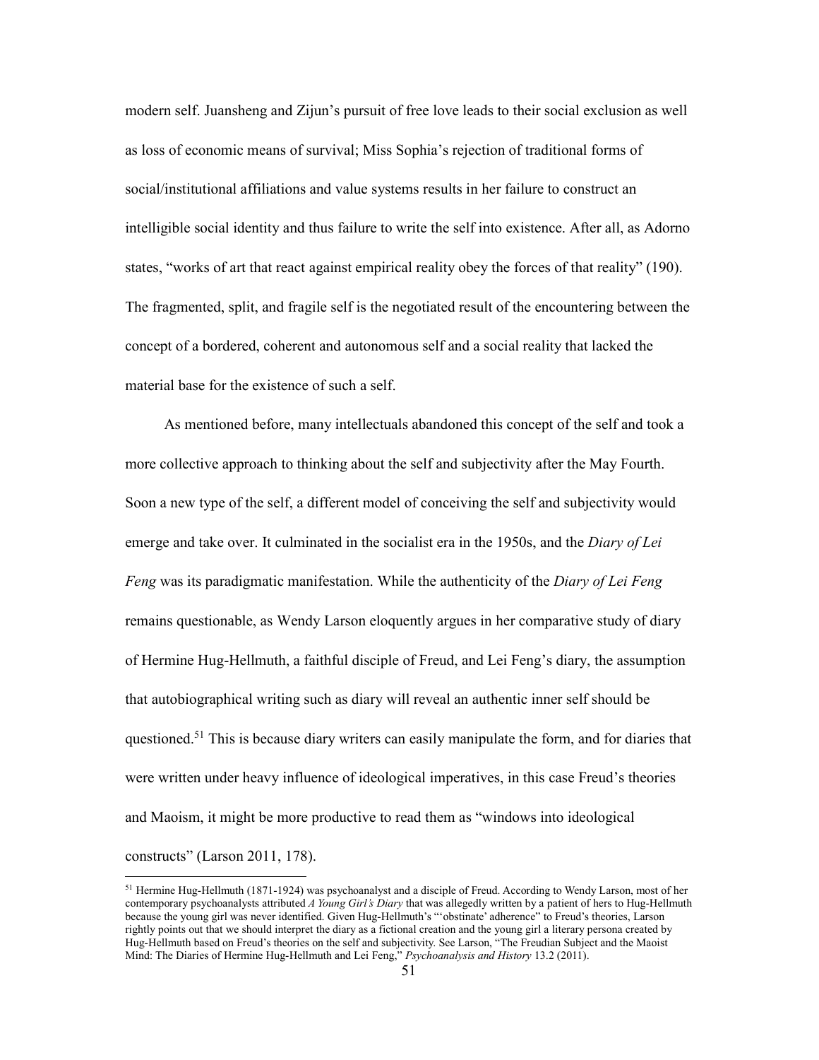modern self. Juansheng and Zijun's pursuit of free love leads to their social exclusion as well as loss of economic means of survival; Miss Sophia's rejection of traditional forms of social/institutional affiliations and value systems results in her failure to construct an intelligible social identity and thus failure to write the self into existence. After all, as Adorno states, "works of art that react against empirical reality obey the forces of that reality" (190). The fragmented, split, and fragile self is the negotiated result of the encountering between the concept of a bordered, coherent and autonomous self and a social reality that lacked the material base for the existence of such a self.

As mentioned before, many intellectuals abandoned this concept of the self and took a more collective approach to thinking about the self and subjectivity after the May Fourth. Soon a new type of the self, a different model of conceiving the self and subjectivity would emerge and take over. It culminated in the socialist era in the 1950s, and the *Diary of Lei Feng* was its paradigmatic manifestation. While the authenticity of the *Diary of Lei Feng* remains questionable, as Wendy Larson eloquently argues in her comparative study of diary of Hermine Hug-Hellmuth, a faithful disciple of Freud, and Lei Feng's diary, the assumption that autobiographical writing such as diary will reveal an authentic inner self should be questioned.[51] This is because diary writers can easily manipulate the form, and for diaries that were written under heavy influence of ideological imperatives, in this case Freud's theories and Maoism, it might be more productive to read them as "windows into ideological constructs" (Larson 2011, 178).

---

[51] Hermine Hug-Hellmuth (1871-1924) was psychoanalyst and a disciple of Freud. According to Wendy Larson, most of her contemporary psychoanalysts attributed *A Young Girl's Diary* that was allegedly written by a patient of hers to Hug-Hellmuth because the young girl was never identified. Given Hug-Hellmuth's "'obstinate' adherence" to Freud's theories, Larson rightly points out that we should interpret the diary as a fictional creation and the young girl a literary persona created by Hug-Hellmuth based on Freud's theories on the self and subjectivity. See Larson, "The Freudian Subject and the Maoist Mind: The Diaries of Hermine Hug-Hellmuth and Lei Feng," *Psychoanalysis and History* 13.2 (2011).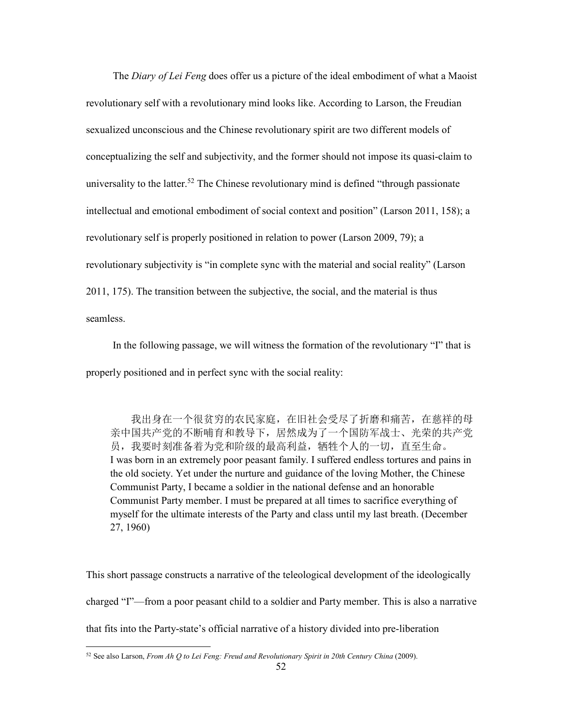The *Diary of Lei Feng* does offer us a picture of the ideal embodiment of what a Maoist revolutionary self with a revolutionary mind looks like. According to Larson, the Freudian sexualized unconscious and the Chinese revolutionary spirit are two different models of conceptualizing the self and subjectivity, and the former should not impose its quasi-claim to universality to the latter.[52] The Chinese revolutionary mind is defined "through passionate intellectual and emotional embodiment of social context and position" (Larson 2011, 158); a revolutionary self is properly positioned in relation to power (Larson 2009, 79); a revolutionary subjectivity is "in complete sync with the material and social reality" (Larson 2011, 175). The transition between the subjective, the social, and the material is thus seamless.

In the following passage, we will witness the formation of the revolutionary "I" that is properly positioned and in perfect sync with the social reality:

> 我出身在一个很贫穷的农民家庭，在旧社会受尽了折磨和痛苦，在慈祥的母亲中国共产党的不断哺育和教导下，居然成为了一个国防军战士、光荣的共产党员，我要时刻准备着为党和阶级的最高利益，牺牲个人的一切，直至生命。
> I was born in an extremely poor peasant family. I suffered endless tortures and pains in the old society. Yet under the nurture and guidance of the loving Mother, the Chinese Communist Party, I became a soldier in the national defense and an honorable Communist Party member. I must be prepared at all times to sacrifice everything of myself for the ultimate interests of the Party and class until my last breath. (December 27, 1960)

This short passage constructs a narrative of the teleological development of the ideologically charged "I"—from a poor peasant child to a soldier and Party member. This is also a narrative that fits into the Party-state's official narrative of a history divided into pre-liberation

[52] See also Larson, *From Ah Q to Lei Feng: Freud and Revolutionary Spirit in 20th Century China* (2009).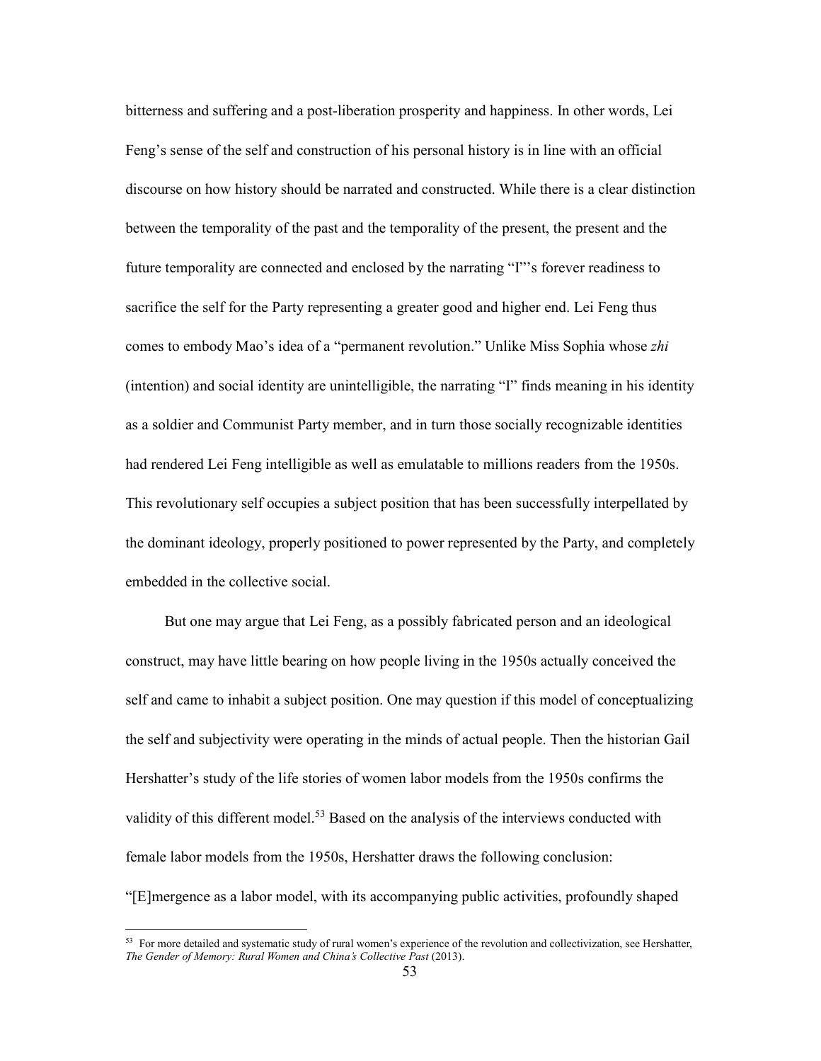bitterness and suffering and a post-liberation prosperity and happiness. In other words, Lei Feng's sense of the self and construction of his personal history is in line with an official discourse on how history should be narrated and constructed. While there is a clear distinction between the temporality of the past and the temporality of the present, the present and the future temporality are connected and enclosed by the narrating "I"'s forever readiness to sacrifice the self for the Party representing a greater good and higher end. Lei Feng thus comes to embody Mao's idea of a "permanent revolution." Unlike Miss Sophia whose *zhi* (intention) and social identity are unintelligible, the narrating "I" finds meaning in his identity as a soldier and Communist Party member, and in turn those socially recognizable identities had rendered Lei Feng intelligible as well as emulatable to millions readers from the 1950s. This revolutionary self occupies a subject position that has been successfully interpellated by the dominant ideology, properly positioned to power represented by the Party, and completely embedded in the collective social.

But one may argue that Lei Feng, as a possibly fabricated person and an ideological construct, may have little bearing on how people living in the 1950s actually conceived the self and came to inhabit a subject position. One may question if this model of conceptualizing the self and subjectivity were operating in the minds of actual people. Then the historian Gail Hershatter's study of the life stories of women labor models from the 1950s confirms the validity of this different model.[53] Based on the analysis of the interviews conducted with female labor models from the 1950s, Hershatter draws the following conclusion: "[E]mergence as a labor model, with its accompanying public activities, profoundly shaped

[53] For more detailed and systematic study of rural women's experience of the revolution and collectivization, see Hershatter, *The Gender of Memory: Rural Women and China's Collective Past* (2013).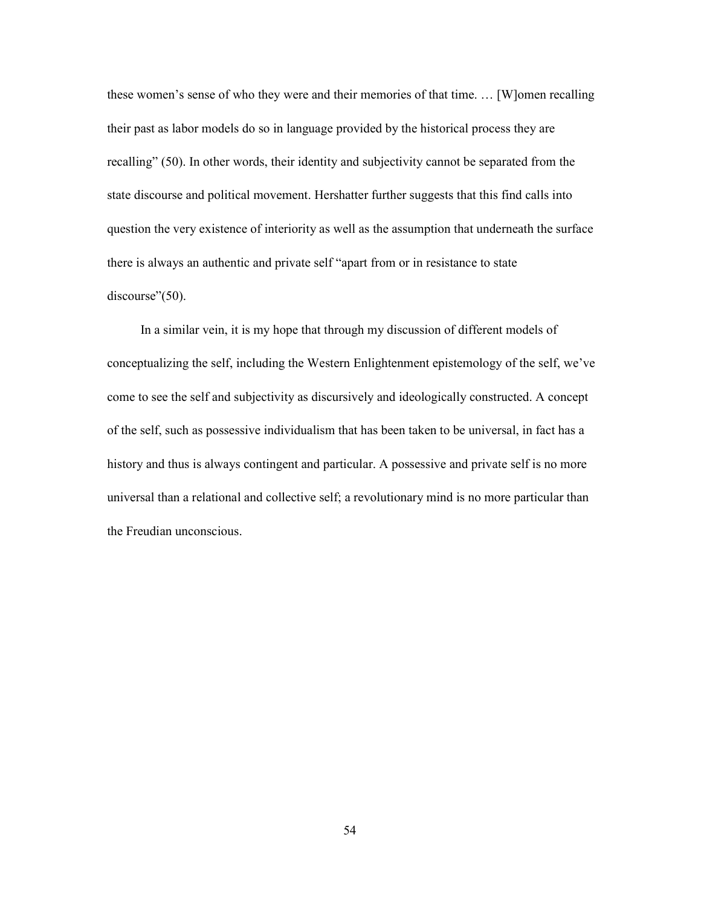these women's sense of who they were and their memories of that time. … [W]omen recalling their past as labor models do so in language provided by the historical process they are recalling" (50). In other words, their identity and subjectivity cannot be separated from the state discourse and political movement. Hershatter further suggests that this find calls into question the very existence of interiority as well as the assumption that underneath the surface there is always an authentic and private self "apart from or in resistance to state discourse"(50).

In a similar vein, it is my hope that through my discussion of different models of conceptualizing the self, including the Western Enlightenment epistemology of the self, we've come to see the self and subjectivity as discursively and ideologically constructed. A concept of the self, such as possessive individualism that has been taken to be universal, in fact has a history and thus is always contingent and particular. A possessive and private self is no more universal than a relational and collective self; a revolutionary mind is no more particular than the Freudian unconscious.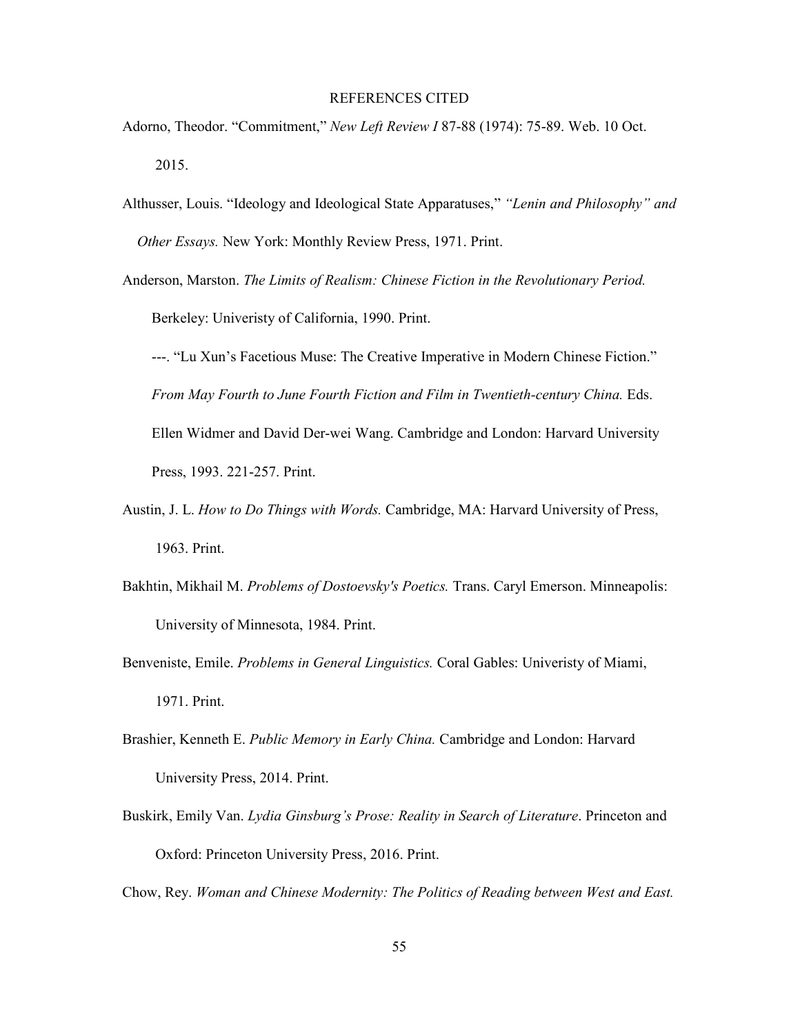# REFERENCES CITED

Adorno, Theodor. "Commitment," *New Left Review I* 87-88 (1974): 75-89. Web. 10 Oct. 2015.

Althusser, Louis. "Ideology and Ideological State Apparatuses," *"Lenin and Philosophy" and Other Essays.* New York: Monthly Review Press, 1971. Print.

Anderson, Marston. *The Limits of Realism: Chinese Fiction in the Revolutionary Period.* Berkeley: Univeristy of California, 1990. Print.

---. "Lu Xun's Facetious Muse: The Creative Imperative in Modern Chinese Fiction." *From May Fourth to June Fourth Fiction and Film in Twentieth-century China.* Eds. Ellen Widmer and David Der-wei Wang. Cambridge and London: Harvard University Press, 1993. 221-257. Print.

Austin, J. L. *How to Do Things with Words.* Cambridge, MA: Harvard University of Press, 1963. Print.

Bakhtin, Mikhail M. *Problems of Dostoevsky's Poetics.* Trans. Caryl Emerson. Minneapolis: University of Minnesota, 1984. Print.

Benveniste, Emile. *Problems in General Linguistics.* Coral Gables: Univeristy of Miami, 1971. Print.

Brashier, Kenneth E. *Public Memory in Early China.* Cambridge and London: Harvard University Press, 2014. Print.

Buskirk, Emily Van. *Lydia Ginsburg's Prose: Reality in Search of Literature*. Princeton and Oxford: Princeton University Press, 2016. Print.

Chow, Rey. *Woman and Chinese Modernity: The Politics of Reading between West and East.*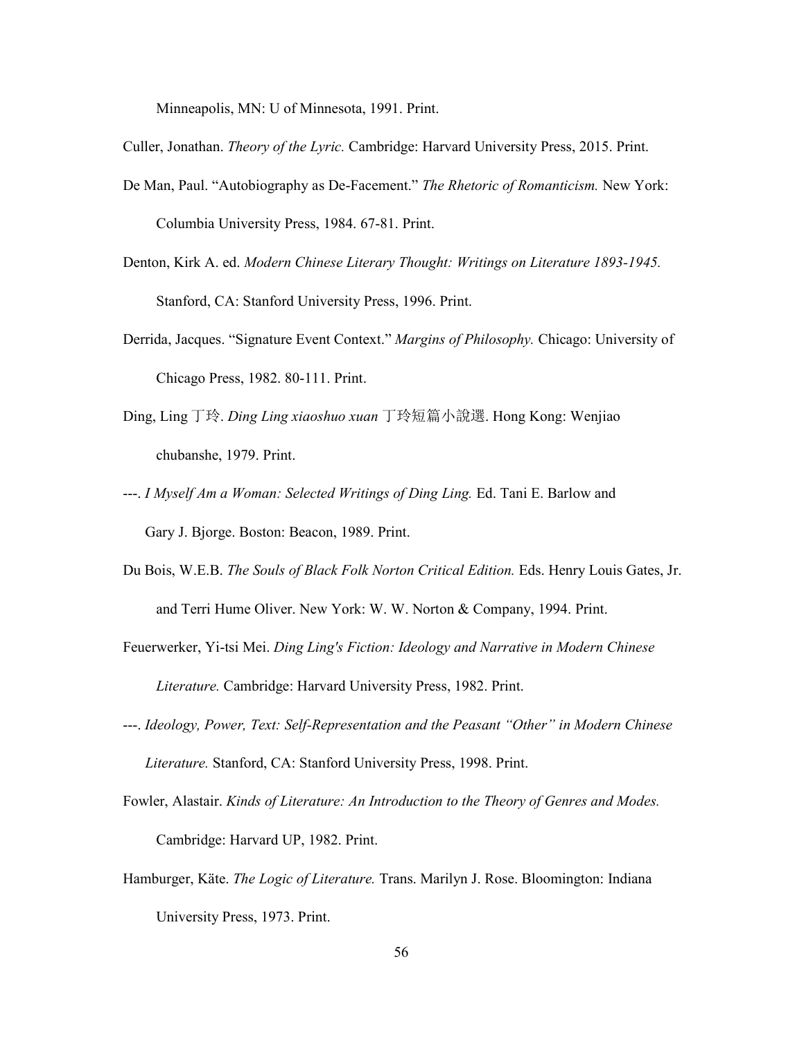Minneapolis, MN: U of Minnesota, 1991. Print.

Culler, Jonathan. *Theory of the Lyric.* Cambridge: Harvard University Press, 2015. Print.

De Man, Paul. "Autobiography as De-Facement." *The Rhetoric of Romanticism.* New York: Columbia University Press, 1984. 67-81. Print.

Denton, Kirk A. ed. *Modern Chinese Literary Thought: Writings on Literature 1893-1945.* Stanford, CA: Stanford University Press, 1996. Print.

Derrida, Jacques. "Signature Event Context." *Margins of Philosophy.* Chicago: University of Chicago Press, 1982. 80-111. Print.

Ding, Ling 丁玲. *Ding Ling xiaoshuo xuan* 丁玲短篇小說選. Hong Kong: Wenjiao chubanshe, 1979. Print.

---. *I Myself Am a Woman: Selected Writings of Ding Ling.* Ed. Tani E. Barlow and Gary J. Bjorge. Boston: Beacon, 1989. Print.

Du Bois, W.E.B. *The Souls of Black Folk Norton Critical Edition.* Eds. Henry Louis Gates, Jr. and Terri Hume Oliver. New York: W. W. Norton & Company, 1994. Print.

Feuerwerker, Yi-tsi Mei. *Ding Ling's Fiction: Ideology and Narrative in Modern Chinese Literature.* Cambridge: Harvard University Press, 1982. Print.

---. *Ideology, Power, Text: Self-Representation and the Peasant "Other" in Modern Chinese Literature.* Stanford, CA: Stanford University Press, 1998. Print.

Fowler, Alastair. *Kinds of Literature: An Introduction to the Theory of Genres and Modes.* Cambridge: Harvard UP, 1982. Print.

Hamburger, Käte. *The Logic of Literature.* Trans. Marilyn J. Rose. Bloomington: Indiana University Press, 1973. Print.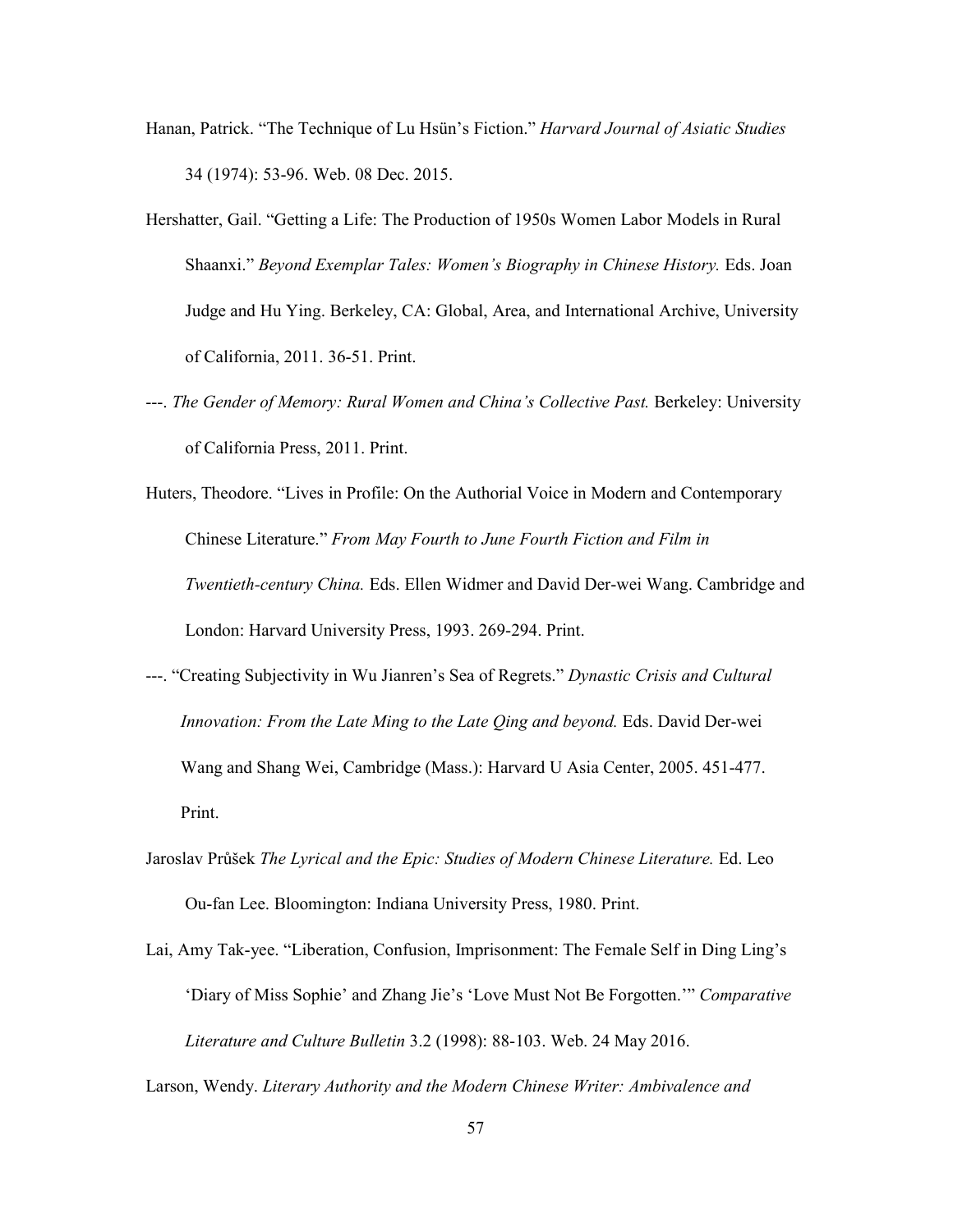Hanan, Patrick. "The Technique of Lu Hsün's Fiction." *Harvard Journal of Asiatic Studies* 34 (1974): 53-96. Web. 08 Dec. 2015.

Hershatter, Gail. "Getting a Life: The Production of 1950s Women Labor Models in Rural Shaanxi." *Beyond Exemplar Tales: Women's Biography in Chinese History.* Eds. Joan Judge and Hu Ying. Berkeley, CA: Global, Area, and International Archive, University of California, 2011. 36-51. Print.

---. *The Gender of Memory: Rural Women and China's Collective Past.* Berkeley: University of California Press, 2011. Print.

Huters, Theodore. "Lives in Profile: On the Authorial Voice in Modern and Contemporary Chinese Literature." *From May Fourth to June Fourth Fiction and Film in Twentieth-century China.* Eds. Ellen Widmer and David Der-wei Wang. Cambridge and London: Harvard University Press, 1993. 269-294. Print.

---. "Creating Subjectivity in Wu Jianren's Sea of Regrets." *Dynastic Crisis and Cultural Innovation: From the Late Ming to the Late Qing and beyond.* Eds. David Der-wei Wang and Shang Wei, Cambridge (Mass.): Harvard U Asia Center, 2005. 451-477. Print.

Jaroslav Průšek *The Lyrical and the Epic: Studies of Modern Chinese Literature.* Ed. Leo Ou-fan Lee. Bloomington: Indiana University Press, 1980. Print.

Lai, Amy Tak-yee. "Liberation, Confusion, Imprisonment: The Female Self in Ding Ling's 'Diary of Miss Sophie' and Zhang Jie's 'Love Must Not Be Forgotten.'" *Comparative Literature and Culture Bulletin* 3.2 (1998): 88-103. Web. 24 May 2016.

Larson, Wendy. *Literary Authority and the Modern Chinese Writer: Ambivalence and*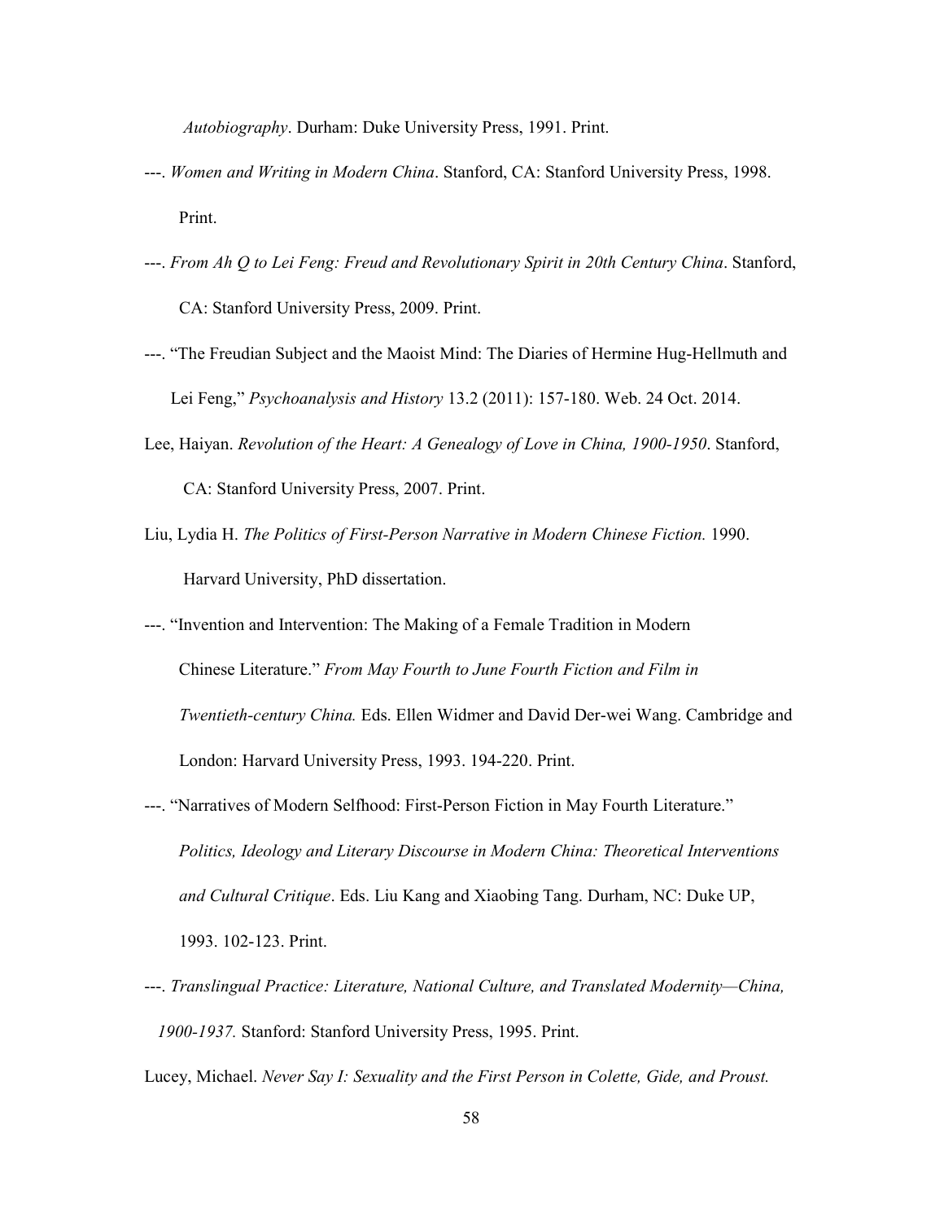*Autobiography*. Durham: Duke University Press, 1991. Print.

---. *Women and Writing in Modern China*. Stanford, CA: Stanford University Press, 1998. Print.

---. *From Ah Q to Lei Feng: Freud and Revolutionary Spirit in 20th Century China*. Stanford, CA: Stanford University Press, 2009. Print.

---. "The Freudian Subject and the Maoist Mind: The Diaries of Hermine Hug-Hellmuth and Lei Feng," *Psychoanalysis and History* 13.2 (2011): 157-180. Web. 24 Oct. 2014.

Lee, Haiyan. *Revolution of the Heart: A Genealogy of Love in China, 1900-1950*. Stanford, CA: Stanford University Press, 2007. Print.

Liu, Lydia H. *The Politics of First-Person Narrative in Modern Chinese Fiction.* 1990. Harvard University, PhD dissertation.

---. "Invention and Intervention: The Making of a Female Tradition in Modern Chinese Literature." *From May Fourth to June Fourth Fiction and Film in Twentieth-century China.* Eds. Ellen Widmer and David Der-wei Wang. Cambridge and London: Harvard University Press, 1993. 194-220. Print.

---. "Narratives of Modern Selfhood: First-Person Fiction in May Fourth Literature." *Politics, Ideology and Literary Discourse in Modern China: Theoretical Interventions and Cultural Critique*. Eds. Liu Kang and Xiaobing Tang. Durham, NC: Duke UP, 1993. 102-123. Print.

---. *Translingual Practice: Literature, National Culture, and Translated Modernity—China, 1900-1937.* Stanford: Stanford University Press, 1995. Print.

Lucey, Michael. *Never Say I: Sexuality and the First Person in Colette, Gide, and Proust.*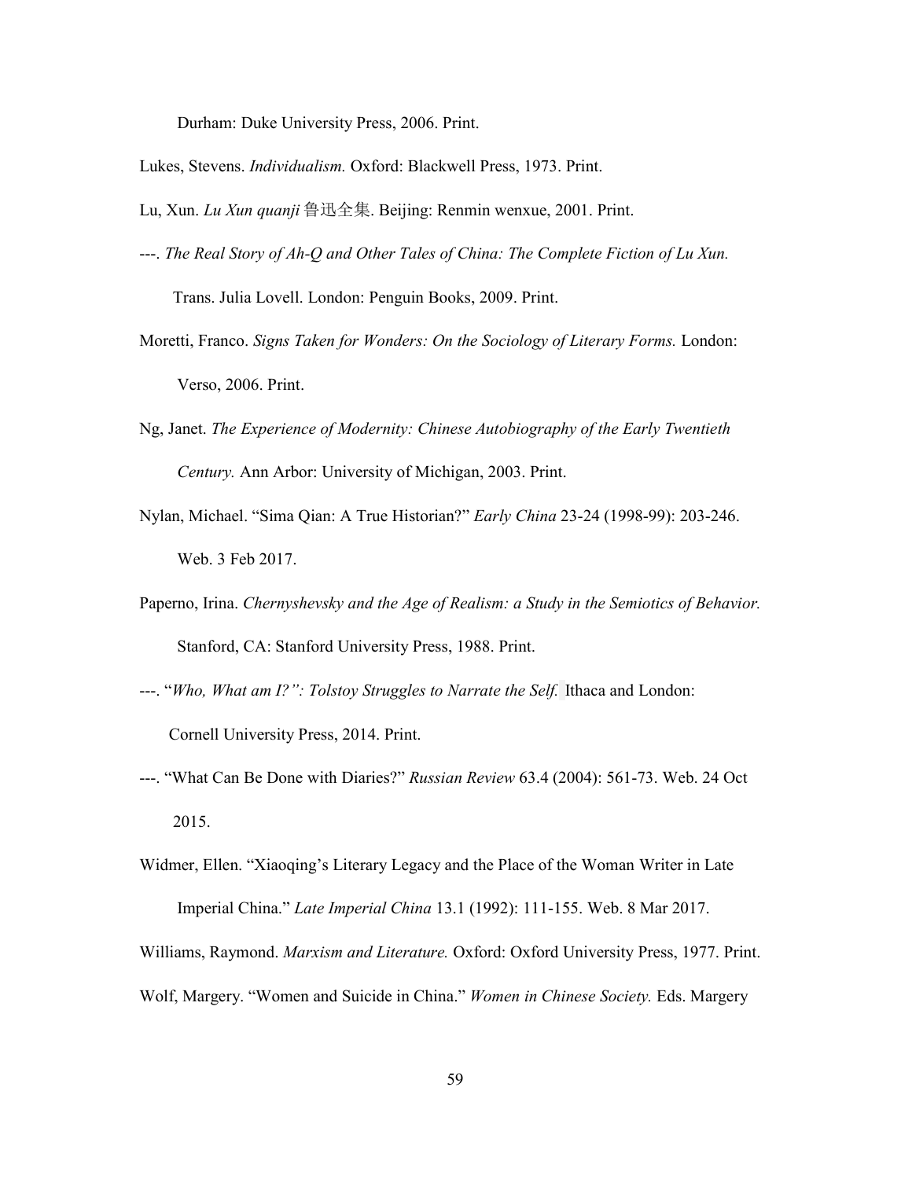Durham: Duke University Press, 2006. Print.

Lukes, Stevens. *Individualism.* Oxford: Blackwell Press, 1973. Print.

Lu, Xun. *Lu Xun quanji* 鲁迅全集. Beijing: Renmin wenxue, 2001. Print.

---. *The Real Story of Ah-Q and Other Tales of China: The Complete Fiction of Lu Xun.* Trans. Julia Lovell. London: Penguin Books, 2009. Print.

Moretti, Franco. *Signs Taken for Wonders: On the Sociology of Literary Forms.* London: Verso, 2006. Print.

Ng, Janet. *The Experience of Modernity: Chinese Autobiography of the Early Twentieth Century.* Ann Arbor: University of Michigan, 2003. Print.

Nylan, Michael. "Sima Qian: A True Historian?" *Early China* 23-24 (1998-99): 203-246. Web. 3 Feb 2017.

Paperno, Irina. *Chernyshevsky and the Age of Realism: a Study in the Semiotics of Behavior.* Stanford, CA: Stanford University Press, 1988. Print.

---. "*Who, What am I?": Tolstoy Struggles to Narrate the Self.* Ithaca and London: Cornell University Press, 2014. Print.

---. "What Can Be Done with Diaries?" *Russian Review* 63.4 (2004): 561-73. Web. 24 Oct 2015.

Widmer, Ellen. "Xiaoqing's Literary Legacy and the Place of the Woman Writer in Late Imperial China." *Late Imperial China* 13.1 (1992): 111-155. Web. 8 Mar 2017.

Williams, Raymond. *Marxism and Literature.* Oxford: Oxford University Press, 1977. Print.

Wolf, Margery. "Women and Suicide in China." *Women in Chinese Society.* Eds. Margery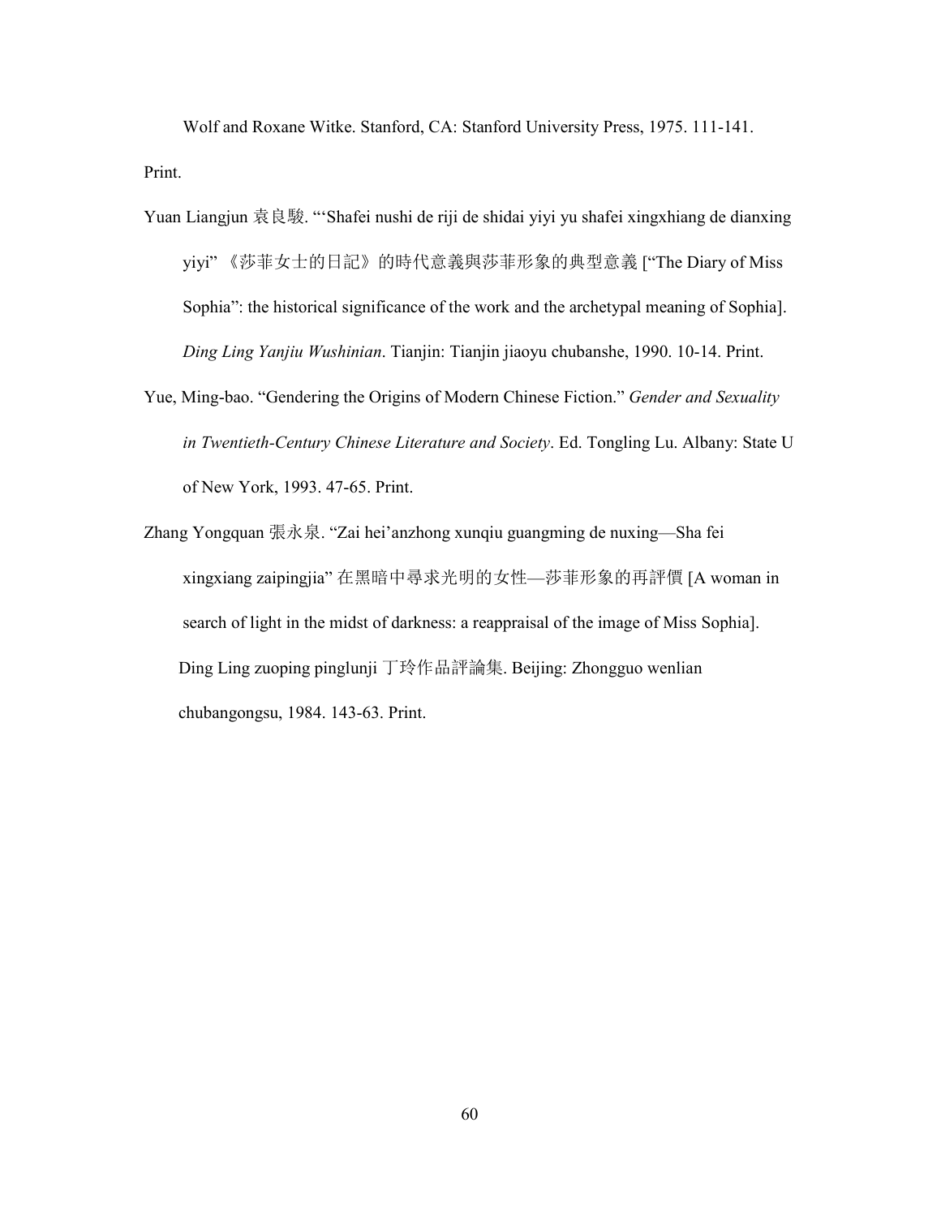Wolf and Roxane Witke. Stanford, CA: Stanford University Press, 1975. 111-141. Print.

Yuan Liangjun 袁良駿. "'Shafei nushi de riji de shidai yiyi yu shafei xingxhiang de dianxing yiyi" 《莎菲女士的日記》的時代意義與莎菲形象的典型意義 ["The Diary of Miss Sophia": the historical significance of the work and the archetypal meaning of Sophia]. *Ding Ling Yanjiu Wushinian*. Tianjin: Tianjin jiaoyu chubanshe, 1990. 10-14. Print.

Yue, Ming-bao. "Gendering the Origins of Modern Chinese Fiction." *Gender and Sexuality in Twentieth-Century Chinese Literature and Society*. Ed. Tongling Lu. Albany: State U of New York, 1993. 47-65. Print.

Zhang Yongquan 張永泉. "Zai hei'anzhong xunqiu guangming de nuxing—Sha fei xingxiang zaipingjia" 在黑暗中尋求光明的女性—莎菲形象的再評價 [A woman in search of light in the midst of darkness: a reappraisal of the image of Miss Sophia]. Ding Ling zuoping pinglunji 丁玲作品評論集. Beijing: Zhongguo wenlian chubangongsu, 1984. 143-63. Print.